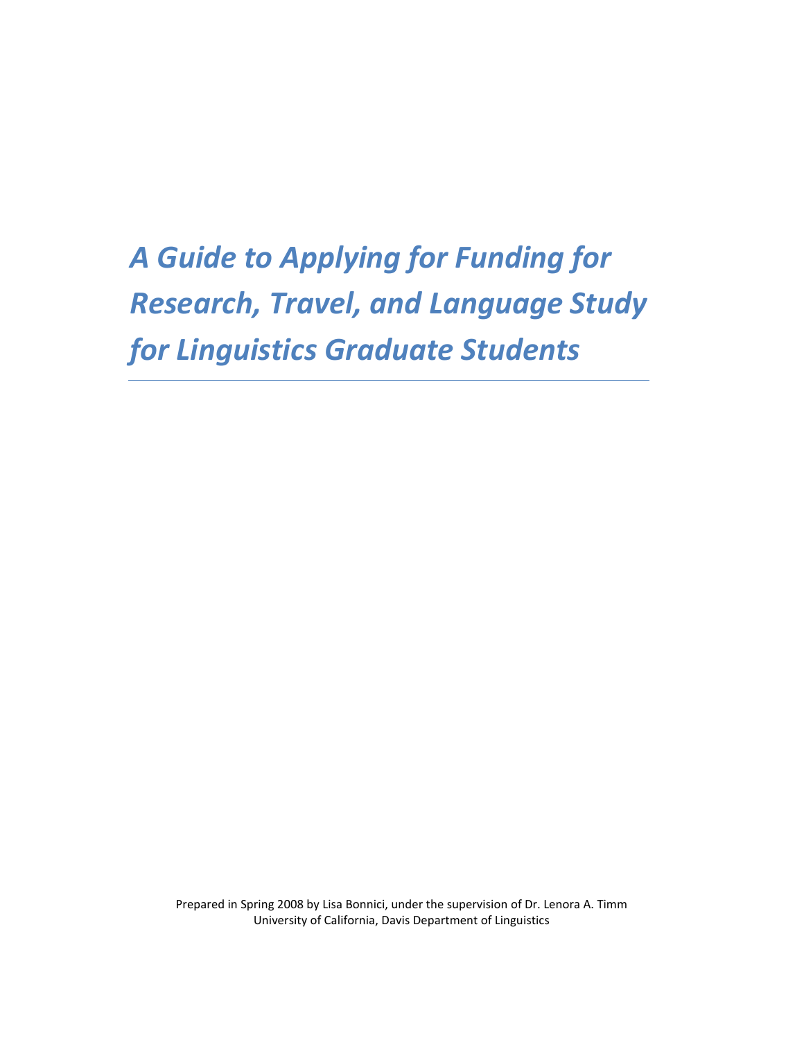# *A Guide to Applying for Funding for Research, Travel, and Language Study for Linguistics Graduate Students*

Prepared in Spring 2008 by Lisa Bonnici, under the supervision of Dr. Lenora A. Timm
University of California, Davis Department of Linguistics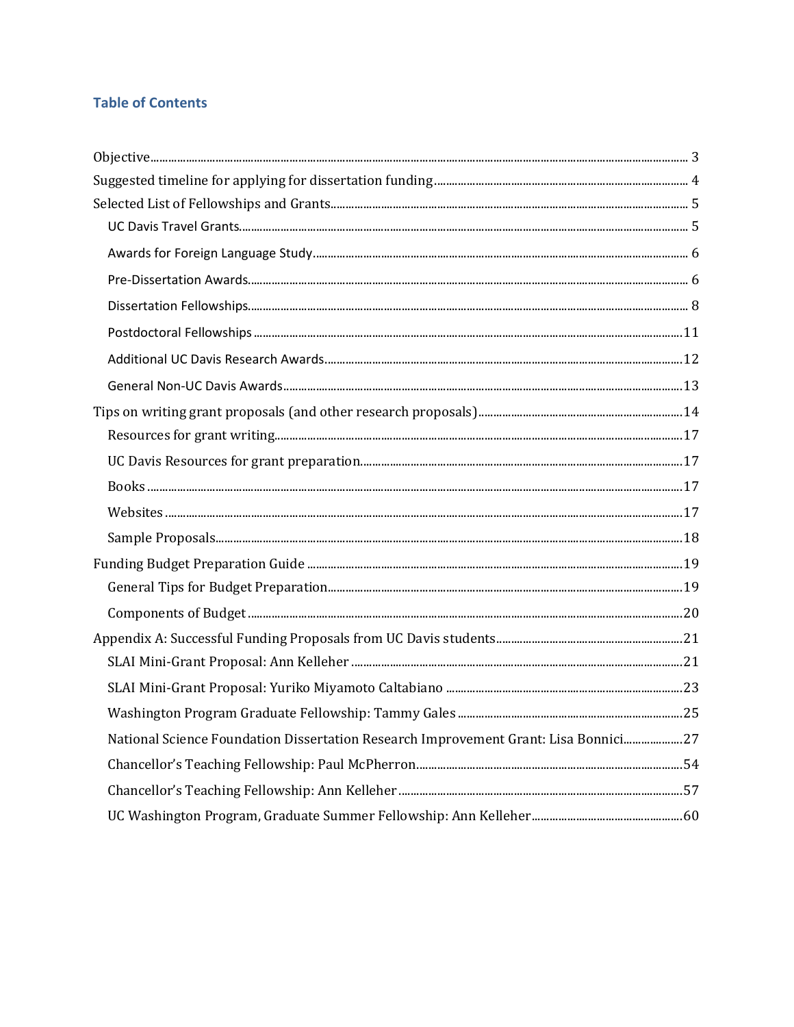## Table of Contents

- Objective ... 3
- Suggested timeline for applying for dissertation funding ... 4
- Selected List of Fellowships and Grants ... 5
  - UC Davis Travel Grants ... 5
  - Awards for Foreign Language Study ... 6
  - Pre-Dissertation Awards ... 6
  - Dissertation Fellowships ... 8
  - Postdoctoral Fellowships ... 11
  - Additional UC Davis Research Awards ... 12
  - General Non-UC Davis Awards ... 13
- Tips on writing grant proposals (and other research proposals) ... 14
  - Resources for grant writing ... 17
  - UC Davis Resources for grant preparation ... 17
  - Books ... 17
  - Websites ... 17
  - Sample Proposals ... 18
- Funding Budget Preparation Guide ... 19
  - General Tips for Budget Preparation ... 19
  - Components of Budget ... 20
- Appendix A: Successful Funding Proposals from UC Davis students ... 21
  - SLAI Mini-Grant Proposal: Ann Kelleher ... 21
  - SLAI Mini-Grant Proposal: Yuriko Miyamoto Caltabiano ... 23
  - Washington Program Graduate Fellowship: Tammy Gales ... 25
  - National Science Foundation Dissertation Research Improvement Grant: Lisa Bonnici ... 27
  - Chancellor's Teaching Fellowship: Paul McPherron ... 54
  - Chancellor's Teaching Fellowship: Ann Kelleher ... 57
  - UC Washington Program, Graduate Summer Fellowship: Ann Kelleher ... 60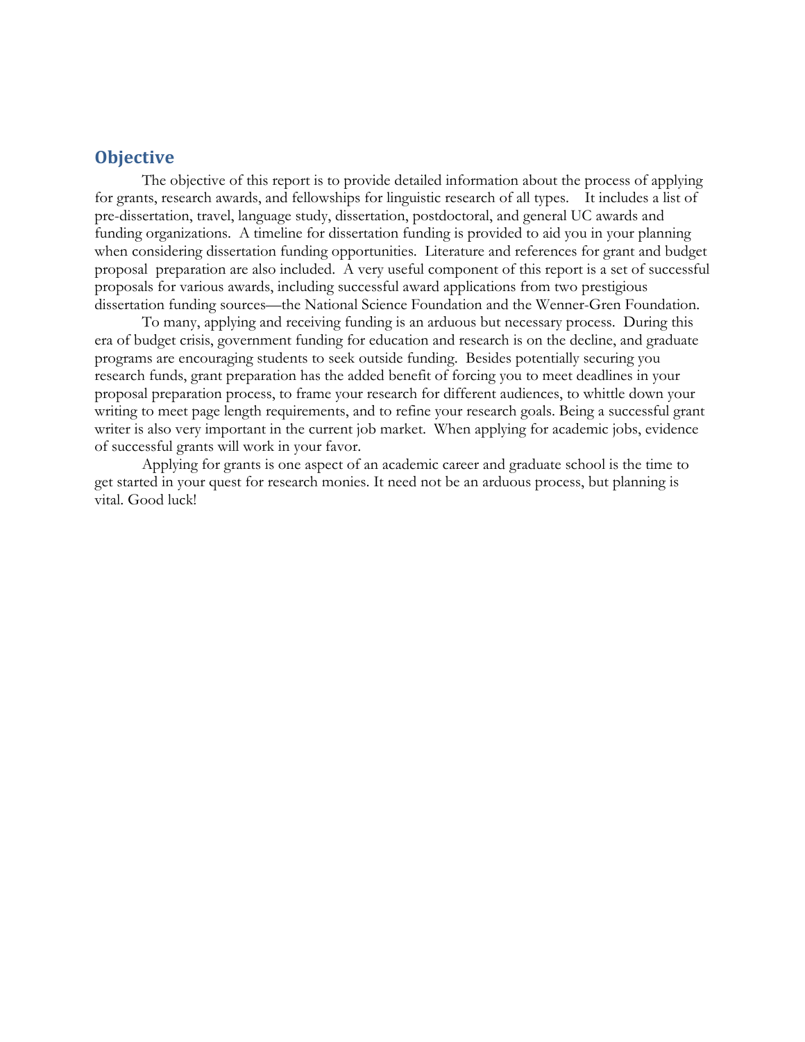## Objective

The objective of this report is to provide detailed information about the process of applying for grants, research awards, and fellowships for linguistic research of all types. It includes a list of pre-dissertation, travel, language study, dissertation, postdoctoral, and general UC awards and funding organizations. A timeline for dissertation funding is provided to aid you in your planning when considering dissertation funding opportunities. Literature and references for grant and budget proposal preparation are also included. A very useful component of this report is a set of successful proposals for various awards, including successful award applications from two prestigious dissertation funding sources—the National Science Foundation and the Wenner-Gren Foundation.

To many, applying and receiving funding is an arduous but necessary process. During this era of budget crisis, government funding for education and research is on the decline, and graduate programs are encouraging students to seek outside funding. Besides potentially securing you research funds, grant preparation has the added benefit of forcing you to meet deadlines in your proposal preparation process, to frame your research for different audiences, to whittle down your writing to meet page length requirements, and to refine your research goals. Being a successful grant writer is also very important in the current job market. When applying for academic jobs, evidence of successful grants will work in your favor.

Applying for grants is one aspect of an academic career and graduate school is the time to get started in your quest for research monies. It need not be an arduous process, but planning is vital. Good luck!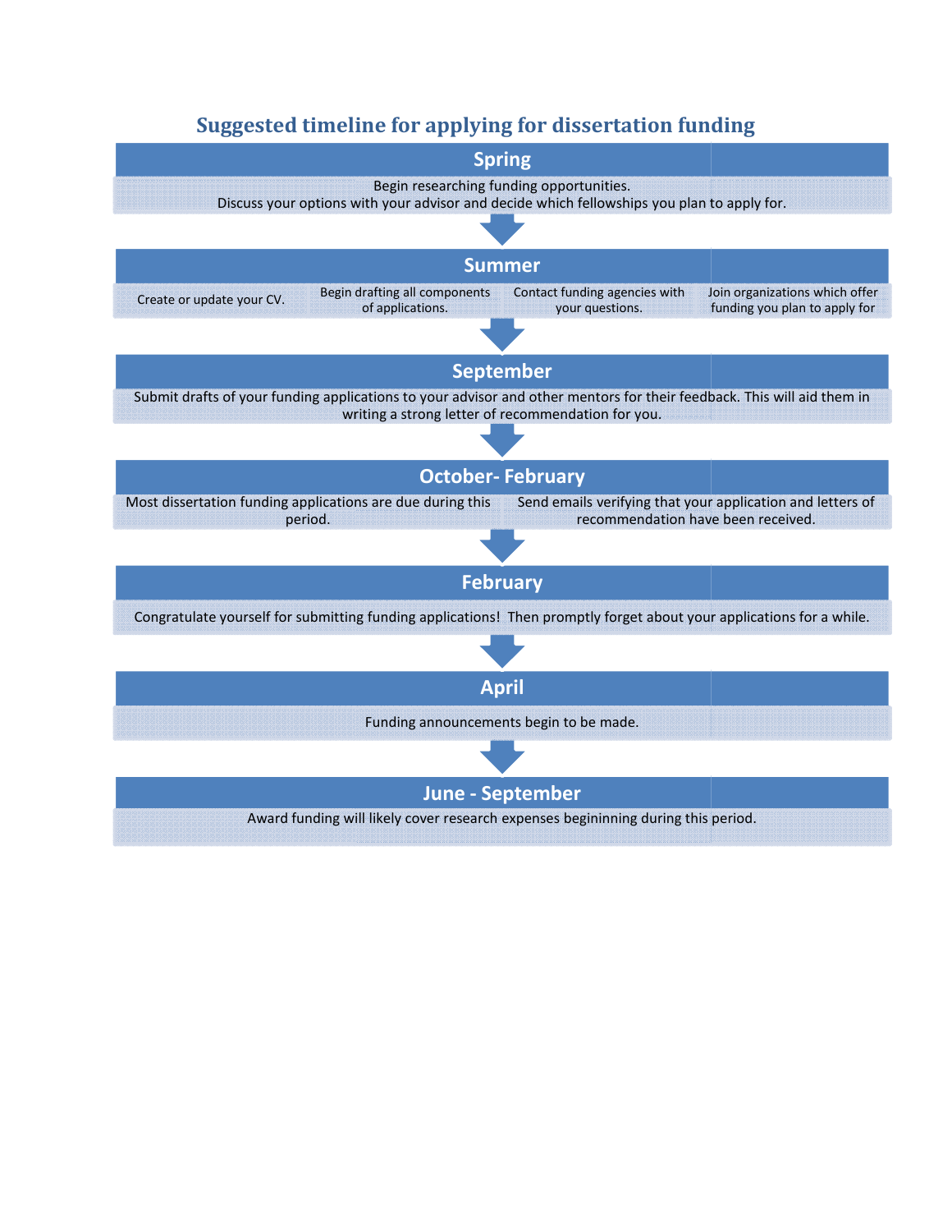## Suggested timeline for applying for dissertation funding

### Spring

Begin researching funding opportunities.
Discuss your options with your advisor and decide which fellowships you plan to apply for.

### Summer

- Create or update your CV.
- Begin drafting all components of applications.
- Contact funding agencies with your questions.
- Join organizations which offer funding you plan to apply for

### September

Submit drafts of your funding applications to your advisor and other mentors for their feedback. This will aid them in writing a strong letter of recommendation for you.

### October- February

- Most dissertation funding applications are due during this period.
- Send emails verifying that your application and letters of recommendation have been received.

### February

Congratulate yourself for submitting funding applications! Then promptly forget about your applications for a while.

### April

Funding announcements begin to be made.

### June - September

Award funding will likely cover research expenses begininning during this period.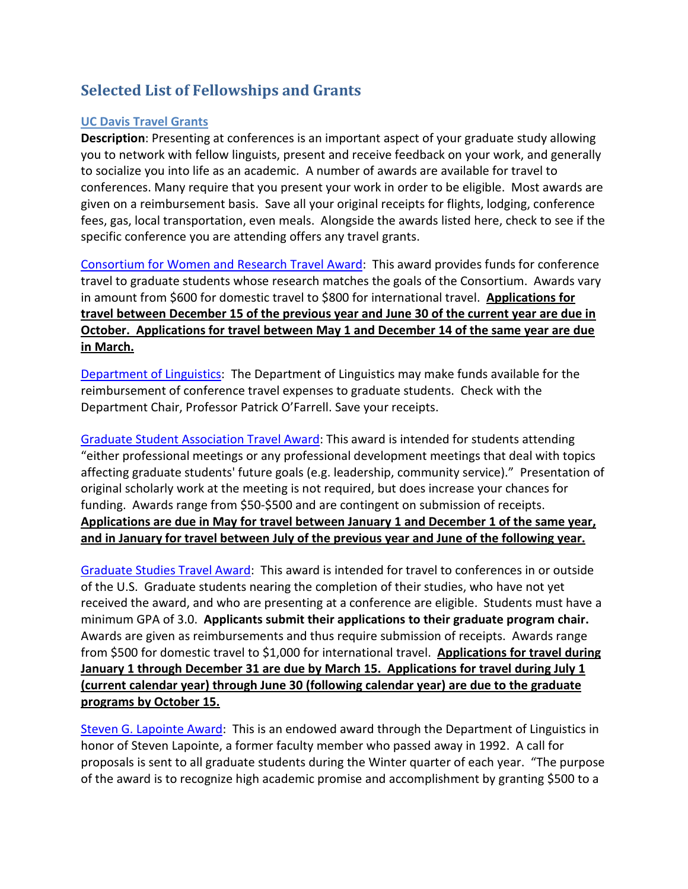## Selected List of Fellowships and Grants

### UC Davis Travel Grants

**Description**: Presenting at conferences is an important aspect of your graduate study allowing you to network with fellow linguists, present and receive feedback on your work, and generally to socialize you into life as an academic. A number of awards are available for travel to conferences. Many require that you present your work in order to be eligible. Most awards are given on a reimbursement basis. Save all your original receipts for flights, lodging, conference fees, gas, local transportation, even meals. Alongside the awards listed here, check to see if the specific conference you are attending offers any travel grants.

Consortium for Women and Research Travel Award: This award provides funds for conference travel to graduate students whose research matches the goals of the Consortium. Awards vary in amount from $600 for domestic travel to $800 for international travel. **Applications for travel between December 15 of the previous year and June 30 of the current year are due in October. Applications for travel between May 1 and December 14 of the same year are due in March.**

Department of Linguistics: The Department of Linguistics may make funds available for the reimbursement of conference travel expenses to graduate students. Check with the Department Chair, Professor Patrick O'Farrell. Save your receipts.

Graduate Student Association Travel Award: This award is intended for students attending "either professional meetings or any professional development meetings that deal with topics affecting graduate students' future goals (e.g. leadership, community service)." Presentation of original scholarly work at the meeting is not required, but does increase your chances for funding. Awards range from $50-$500 and are contingent on submission of receipts. **Applications are due in May for travel between January 1 and December 1 of the same year, and in January for travel between July of the previous year and June of the following year.**

Graduate Studies Travel Award: This award is intended for travel to conferences in or outside of the U.S. Graduate students nearing the completion of their studies, who have not yet received the award, and who are presenting at a conference are eligible. Students must have a minimum GPA of 3.0. **Applicants submit their applications to their graduate program chair.** Awards are given as reimbursements and thus require submission of receipts. Awards range from $500 for domestic travel to $1,000 for international travel. **Applications for travel during January 1 through December 31 are due by March 15. Applications for travel during July 1 (current calendar year) through June 30 (following calendar year) are due to the graduate programs by October 15.**

Steven G. Lapointe Award: This is an endowed award through the Department of Linguistics in honor of Steven Lapointe, a former faculty member who passed away in 1992. A call for proposals is sent to all graduate students during the Winter quarter of each year. "The purpose of the award is to recognize high academic promise and accomplishment by granting $500 to a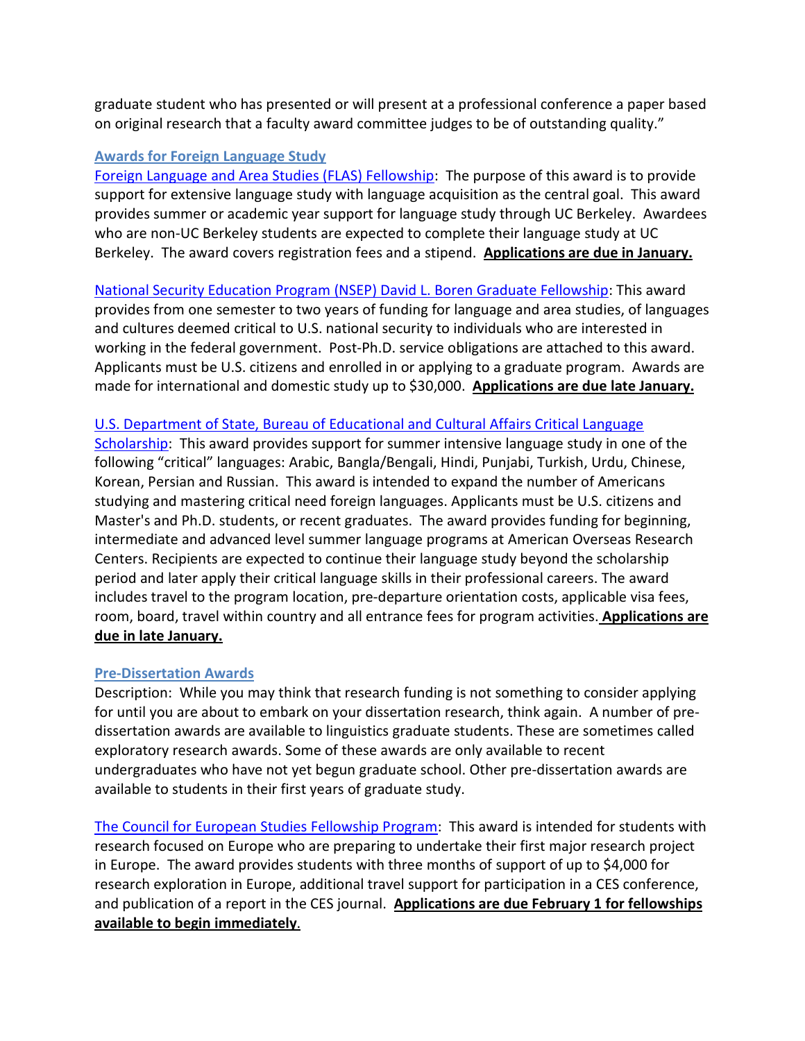graduate student who has presented or will present at a professional conference a paper based on original research that a faculty award committee judges to be of outstanding quality."

### Awards for Foreign Language Study

Foreign Language and Area Studies (FLAS) Fellowship: The purpose of this award is to provide support for extensive language study with language acquisition as the central goal. This award provides summer or academic year support for language study through UC Berkeley. Awardees who are non-UC Berkeley students are expected to complete their language study at UC Berkeley. The award covers registration fees and a stipend. **Applications are due in January.**

National Security Education Program (NSEP) David L. Boren Graduate Fellowship: This award provides from one semester to two years of funding for language and area studies, of languages and cultures deemed critical to U.S. national security to individuals who are interested in working in the federal government. Post-Ph.D. service obligations are attached to this award. Applicants must be U.S. citizens and enrolled in or applying to a graduate program. Awards are made for international and domestic study up to $30,000. **Applications are due late January.**

U.S. Department of State, Bureau of Educational and Cultural Affairs Critical Language Scholarship: This award provides support for summer intensive language study in one of the following "critical" languages: Arabic, Bangla/Bengali, Hindi, Punjabi, Turkish, Urdu, Chinese, Korean, Persian and Russian. This award is intended to expand the number of Americans studying and mastering critical need foreign languages. Applicants must be U.S. citizens and Master's and Ph.D. students, or recent graduates. The award provides funding for beginning, intermediate and advanced level summer language programs at American Overseas Research Centers. Recipients are expected to continue their language study beyond the scholarship period and later apply their critical language skills in their professional careers. The award includes travel to the program location, pre-departure orientation costs, applicable visa fees, room, board, travel within country and all entrance fees for program activities. **Applications are due in late January.**

### Pre-Dissertation Awards

Description: While you may think that research funding is not something to consider applying for until you are about to embark on your dissertation research, think again. A number of pre-dissertation awards are available to linguistics graduate students. These are sometimes called exploratory research awards. Some of these awards are only available to recent undergraduates who have not yet begun graduate school. Other pre-dissertation awards are available to students in their first years of graduate study.

The Council for European Studies Fellowship Program: This award is intended for students with research focused on Europe who are preparing to undertake their first major research project in Europe. The award provides students with three months of support of up to $4,000 for research exploration in Europe, additional travel support for participation in a CES conference, and publication of a report in the CES journal. **Applications are due February 1 for fellowships available to begin immediately**.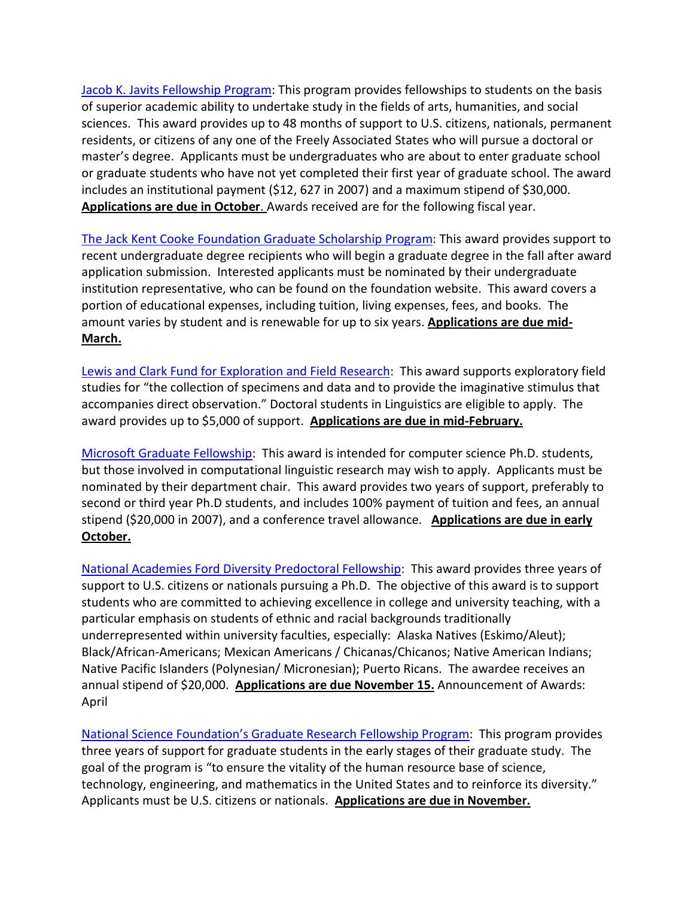Jacob K. Javits Fellowship Program: This program provides fellowships to students on the basis of superior academic ability to undertake study in the fields of arts, humanities, and social sciences. This award provides up to 48 months of support to U.S. citizens, nationals, permanent residents, or citizens of any one of the Freely Associated States who will pursue a doctoral or master's degree. Applicants must be undergraduates who are about to enter graduate school or graduate students who have not yet completed their first year of graduate school. The award includes an institutional payment ($12, 627 in 2007) and a maximum stipend of $30,000. **Applications are due in October**. Awards received are for the following fiscal year.

The Jack Kent Cooke Foundation Graduate Scholarship Program: This award provides support to recent undergraduate degree recipients who will begin a graduate degree in the fall after award application submission. Interested applicants must be nominated by their undergraduate institution representative, who can be found on the foundation website. This award covers a portion of educational expenses, including tuition, living expenses, fees, and books. The amount varies by student and is renewable for up to six years. **Applications are due mid-March.**

Lewis and Clark Fund for Exploration and Field Research: This award supports exploratory field studies for "the collection of specimens and data and to provide the imaginative stimulus that accompanies direct observation." Doctoral students in Linguistics are eligible to apply. The award provides up to $5,000 of support. **Applications are due in mid-February.**

Microsoft Graduate Fellowship: This award is intended for computer science Ph.D. students, but those involved in computational linguistic research may wish to apply. Applicants must be nominated by their department chair. This award provides two years of support, preferably to second or third year Ph.D students, and includes 100% payment of tuition and fees, an annual stipend ($20,000 in 2007), and a conference travel allowance. **Applications are due in early October.**

National Academies Ford Diversity Predoctoral Fellowship: This award provides three years of support to U.S. citizens or nationals pursuing a Ph.D. The objective of this award is to support students who are committed to achieving excellence in college and university teaching, with a particular emphasis on students of ethnic and racial backgrounds traditionally underrepresented within university faculties, especially: Alaska Natives (Eskimo/Aleut); Black/African-Americans; Mexican Americans / Chicanas/Chicanos; Native American Indians; Native Pacific Islanders (Polynesian/ Micronesian); Puerto Ricans. The awardee receives an annual stipend of $20,000. **Applications are due November 15.** Announcement of Awards: April

National Science Foundation's Graduate Research Fellowship Program: This program provides three years of support for graduate students in the early stages of their graduate study. The goal of the program is "to ensure the vitality of the human resource base of science, technology, engineering, and mathematics in the United States and to reinforce its diversity." Applicants must be U.S. citizens or nationals. **Applications are due in November.**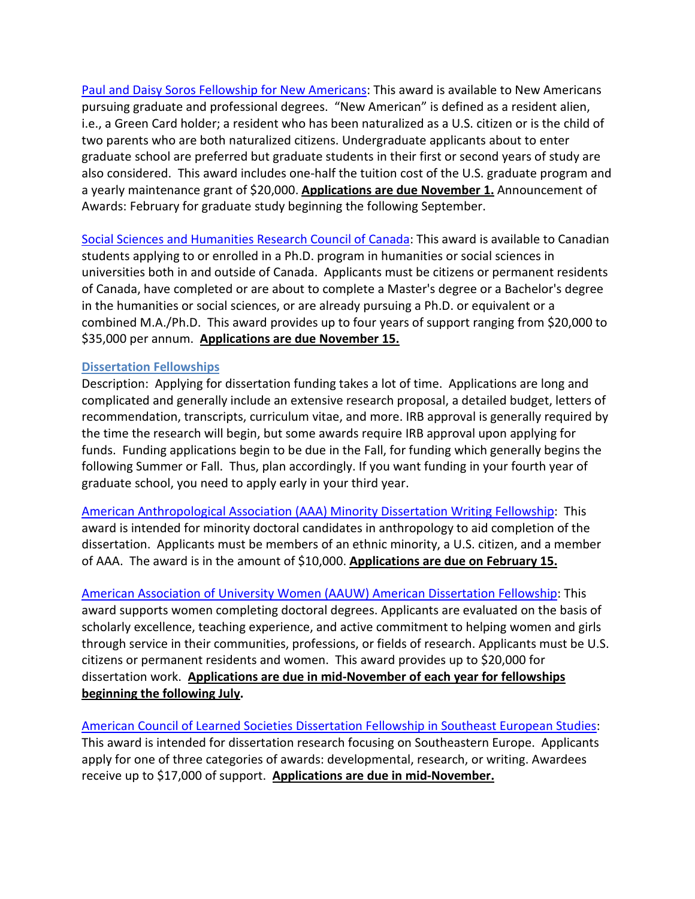Paul and Daisy Soros Fellowship for New Americans: This award is available to New Americans pursuing graduate and professional degrees. “New American” is defined as a resident alien, i.e., a Green Card holder; a resident who has been naturalized as a U.S. citizen or is the child of two parents who are both naturalized citizens. Undergraduate applicants about to enter graduate school are preferred but graduate students in their first or second years of study are also considered. This award includes one-half the tuition cost of the U.S. graduate program and a yearly maintenance grant of $20,000. **Applications are due November 1.** Announcement of Awards: February for graduate study beginning the following September.

Social Sciences and Humanities Research Council of Canada: This award is available to Canadian students applying to or enrolled in a Ph.D. program in humanities or social sciences in universities both in and outside of Canada. Applicants must be citizens or permanent residents of Canada, have completed or are about to complete a Master's degree or a Bachelor's degree in the humanities or social sciences, or are already pursuing a Ph.D. or equivalent or a combined M.A./Ph.D. This award provides up to four years of support ranging from $20,000 to $35,000 per annum. **Applications are due November 15.**

**Dissertation Fellowships**

Description: Applying for dissertation funding takes a lot of time. Applications are long and complicated and generally include an extensive research proposal, a detailed budget, letters of recommendation, transcripts, curriculum vitae, and more. IRB approval is generally required by the time the research will begin, but some awards require IRB approval upon applying for funds. Funding applications begin to be due in the Fall, for funding which generally begins the following Summer or Fall. Thus, plan accordingly. If you want funding in your fourth year of graduate school, you need to apply early in your third year.

American Anthropological Association (AAA) Minority Dissertation Writing Fellowship: This award is intended for minority doctoral candidates in anthropology to aid completion of the dissertation. Applicants must be members of an ethnic minority, a U.S. citizen, and a member of AAA. The award is in the amount of $10,000. **Applications are due on February 15.**

American Association of University Women (AAUW) American Dissertation Fellowship: This award supports women completing doctoral degrees. Applicants are evaluated on the basis of scholarly excellence, teaching experience, and active commitment to helping women and girls through service in their communities, professions, or fields of research. Applicants must be U.S. citizens or permanent residents and women. This award provides up to $20,000 for dissertation work. **Applications are due in mid-November of each year for fellowships beginning the following July.**

American Council of Learned Societies Dissertation Fellowship in Southeast European Studies: This award is intended for dissertation research focusing on Southeastern Europe. Applicants apply for one of three categories of awards: developmental, research, or writing. Awardees receive up to $17,000 of support. **Applications are due in mid-November.**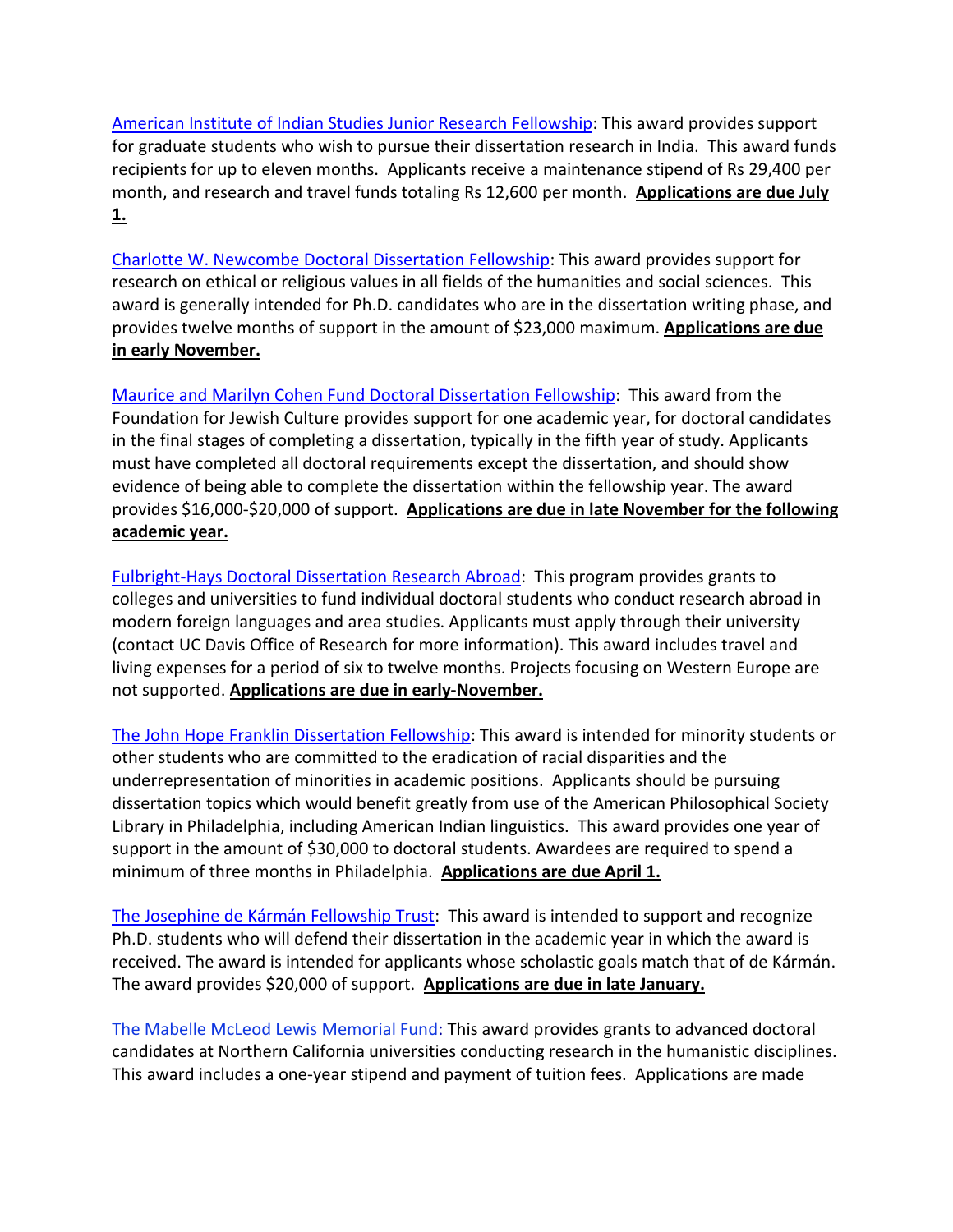American Institute of Indian Studies Junior Research Fellowship: This award provides support for graduate students who wish to pursue their dissertation research in India. This award funds recipients for up to eleven months. Applicants receive a maintenance stipend of Rs 29,400 per month, and research and travel funds totaling Rs 12,600 per month. **Applications are due July 1.**

Charlotte W. Newcombe Doctoral Dissertation Fellowship: This award provides support for research on ethical or religious values in all fields of the humanities and social sciences. This award is generally intended for Ph.D. candidates who are in the dissertation writing phase, and provides twelve months of support in the amount of $23,000 maximum. **Applications are due in early November.**

Maurice and Marilyn Cohen Fund Doctoral Dissertation Fellowship: This award from the Foundation for Jewish Culture provides support for one academic year, for doctoral candidates in the final stages of completing a dissertation, typically in the fifth year of study. Applicants must have completed all doctoral requirements except the dissertation, and should show evidence of being able to complete the dissertation within the fellowship year. The award provides $16,000-$20,000 of support. **Applications are due in late November for the following academic year.**

Fulbright-Hays Doctoral Dissertation Research Abroad: This program provides grants to colleges and universities to fund individual doctoral students who conduct research abroad in modern foreign languages and area studies. Applicants must apply through their university (contact UC Davis Office of Research for more information). This award includes travel and living expenses for a period of six to twelve months. Projects focusing on Western Europe are not supported. **Applications are due in early-November.**

The John Hope Franklin Dissertation Fellowship: This award is intended for minority students or other students who are committed to the eradication of racial disparities and the underrepresentation of minorities in academic positions. Applicants should be pursuing dissertation topics which would benefit greatly from use of the American Philosophical Society Library in Philadelphia, including American Indian linguistics. This award provides one year of support in the amount of $30,000 to doctoral students. Awardees are required to spend a minimum of three months in Philadelphia. **Applications are due April 1.**

The Josephine de Kármán Fellowship Trust: This award is intended to support and recognize Ph.D. students who will defend their dissertation in the academic year in which the award is received. The award is intended for applicants whose scholastic goals match that of de Kármán. The award provides $20,000 of support. **Applications are due in late January.**

The Mabelle McLeod Lewis Memorial Fund: This award provides grants to advanced doctoral candidates at Northern California universities conducting research in the humanistic disciplines. This award includes a one-year stipend and payment of tuition fees. Applications are made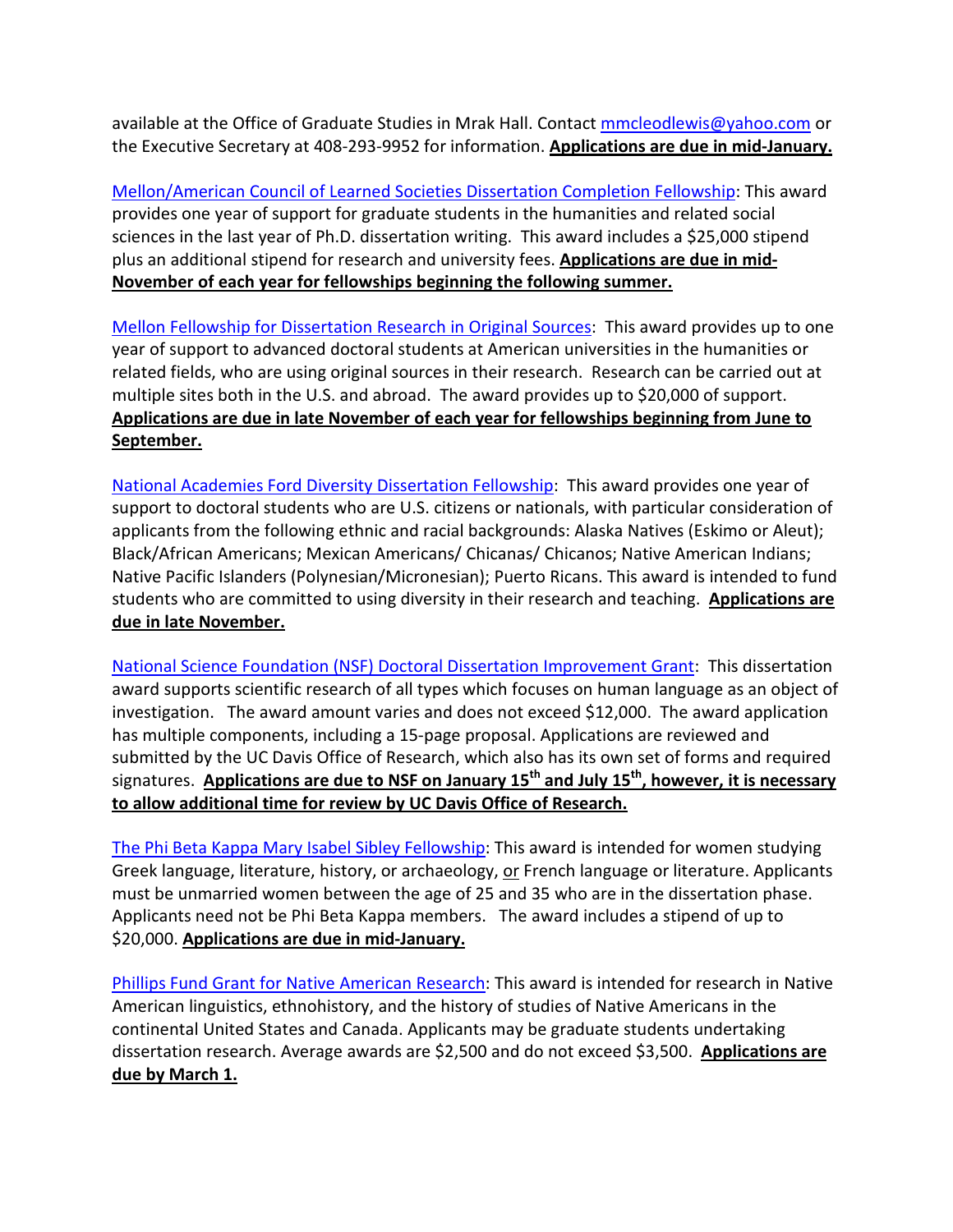available at the Office of Graduate Studies in Mrak Hall. Contact mmcleodlewis@yahoo.com or the Executive Secretary at 408-293-9952 for information. **Applications are due in mid-January.**

Mellon/American Council of Learned Societies Dissertation Completion Fellowship: This award provides one year of support for graduate students in the humanities and related social sciences in the last year of Ph.D. dissertation writing. This award includes a $25,000 stipend plus an additional stipend for research and university fees. **Applications are due in mid-November of each year for fellowships beginning the following summer.**

Mellon Fellowship for Dissertation Research in Original Sources: This award provides up to one year of support to advanced doctoral students at American universities in the humanities or related fields, who are using original sources in their research. Research can be carried out at multiple sites both in the U.S. and abroad. The award provides up to $20,000 of support. **Applications are due in late November of each year for fellowships beginning from June to September.**

National Academies Ford Diversity Dissertation Fellowship: This award provides one year of support to doctoral students who are U.S. citizens or nationals, with particular consideration of applicants from the following ethnic and racial backgrounds: Alaska Natives (Eskimo or Aleut); Black/African Americans; Mexican Americans/ Chicanas/ Chicanos; Native American Indians; Native Pacific Islanders (Polynesian/Micronesian); Puerto Ricans. This award is intended to fund students who are committed to using diversity in their research and teaching. **Applications are due in late November.**

National Science Foundation (NSF) Doctoral Dissertation Improvement Grant: This dissertation award supports scientific research of all types which focuses on human language as an object of investigation. The award amount varies and does not exceed $12,000. The award application has multiple components, including a 15-page proposal. Applications are reviewed and submitted by the UC Davis Office of Research, which also has its own set of forms and required signatures. **Applications are due to NSF on January 15th and July 15th, however, it is necessary to allow additional time for review by UC Davis Office of Research.**

The Phi Beta Kappa Mary Isabel Sibley Fellowship: This award is intended for women studying Greek language, literature, history, or archaeology, or French language or literature. Applicants must be unmarried women between the age of 25 and 35 who are in the dissertation phase. Applicants need not be Phi Beta Kappa members. The award includes a stipend of up to $20,000. **Applications are due in mid-January.**

Phillips Fund Grant for Native American Research: This award is intended for research in Native American linguistics, ethnohistory, and the history of studies of Native Americans in the continental United States and Canada. Applicants may be graduate students undertaking dissertation research. Average awards are $2,500 and do not exceed $3,500. **Applications are due by March 1.**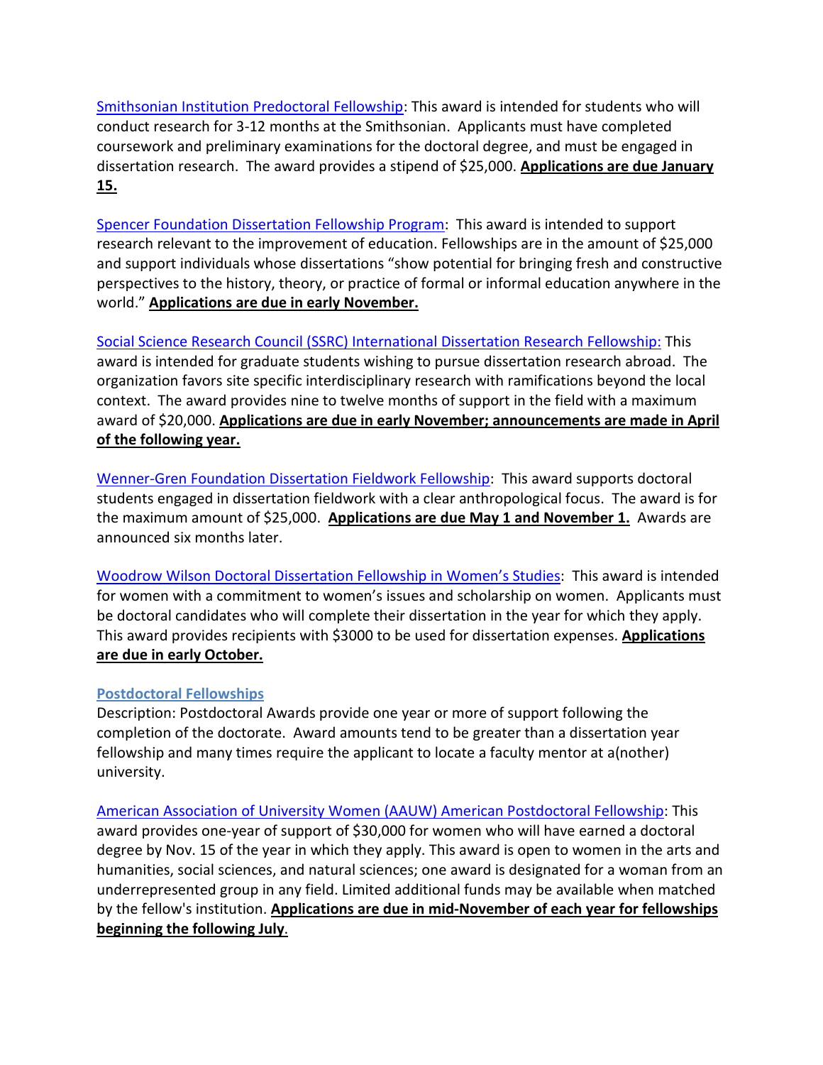Smithsonian Institution Predoctoral Fellowship: This award is intended for students who will conduct research for 3-12 months at the Smithsonian. Applicants must have completed coursework and preliminary examinations for the doctoral degree, and must be engaged in dissertation research. The award provides a stipend of $25,000. **Applications are due January 15.**

Spencer Foundation Dissertation Fellowship Program: This award is intended to support research relevant to the improvement of education. Fellowships are in the amount of $25,000 and support individuals whose dissertations "show potential for bringing fresh and constructive perspectives to the history, theory, or practice of formal or informal education anywhere in the world." **Applications are due in early November.**

Social Science Research Council (SSRC) International Dissertation Research Fellowship: This award is intended for graduate students wishing to pursue dissertation research abroad. The organization favors site specific interdisciplinary research with ramifications beyond the local context. The award provides nine to twelve months of support in the field with a maximum award of $20,000. **Applications are due in early November; announcements are made in April of the following year.**

Wenner-Gren Foundation Dissertation Fieldwork Fellowship: This award supports doctoral students engaged in dissertation fieldwork with a clear anthropological focus. The award is for the maximum amount of $25,000. **Applications are due May 1 and November 1.** Awards are announced six months later.

Woodrow Wilson Doctoral Dissertation Fellowship in Women's Studies: This award is intended for women with a commitment to women's issues and scholarship on women. Applicants must be doctoral candidates who will complete their dissertation in the year for which they apply. This award provides recipients with $3000 to be used for dissertation expenses. **Applications are due in early October.**

### Postdoctoral Fellowships

Description: Postdoctoral Awards provide one year or more of support following the completion of the doctorate. Award amounts tend to be greater than a dissertation year fellowship and many times require the applicant to locate a faculty mentor at a(nother) university.

American Association of University Women (AAUW) American Postdoctoral Fellowship: This award provides one-year of support of $30,000 for women who will have earned a doctoral degree by Nov. 15 of the year in which they apply. This award is open to women in the arts and humanities, social sciences, and natural sciences; one award is designated for a woman from an underrepresented group in any field. Limited additional funds may be available when matched by the fellow's institution. **Applications are due in mid-November of each year for fellowships beginning the following July**.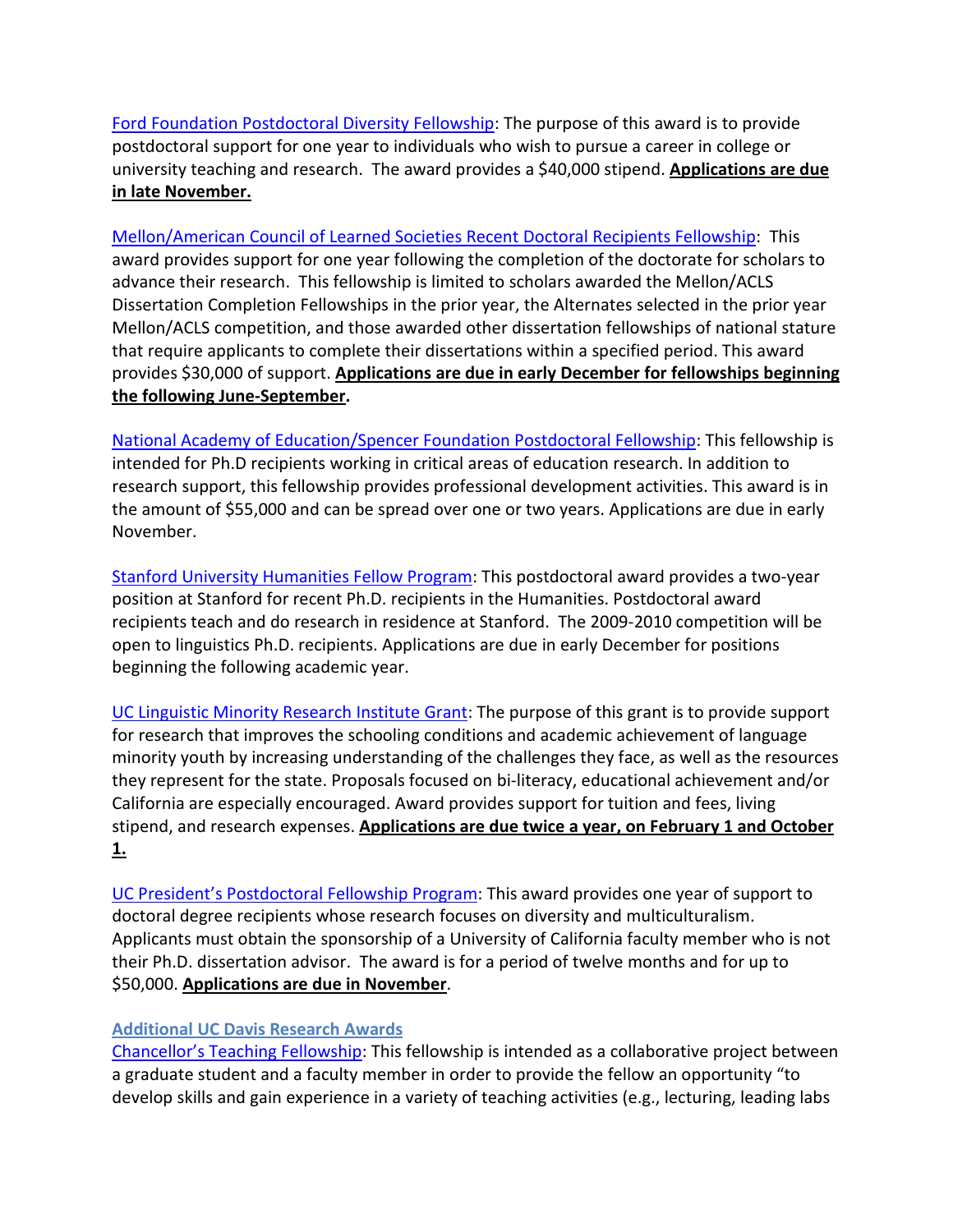Ford Foundation Postdoctoral Diversity Fellowship: The purpose of this award is to provide postdoctoral support for one year to individuals who wish to pursue a career in college or university teaching and research. The award provides a $40,000 stipend. **Applications are due in late November.**

Mellon/American Council of Learned Societies Recent Doctoral Recipients Fellowship: This award provides support for one year following the completion of the doctorate for scholars to advance their research. This fellowship is limited to scholars awarded the Mellon/ACLS Dissertation Completion Fellowships in the prior year, the Alternates selected in the prior year Mellon/ACLS competition, and those awarded other dissertation fellowships of national stature that require applicants to complete their dissertations within a specified period. This award provides $30,000 of support. **Applications are due in early December for fellowships beginning the following June-September.**

National Academy of Education/Spencer Foundation Postdoctoral Fellowship: This fellowship is intended for Ph.D recipients working in critical areas of education research. In addition to research support, this fellowship provides professional development activities. This award is in the amount of $55,000 and can be spread over one or two years. Applications are due in early November.

Stanford University Humanities Fellow Program: This postdoctoral award provides a two-year position at Stanford for recent Ph.D. recipients in the Humanities. Postdoctoral award recipients teach and do research in residence at Stanford. The 2009-2010 competition will be open to linguistics Ph.D. recipients. Applications are due in early December for positions beginning the following academic year.

UC Linguistic Minority Research Institute Grant: The purpose of this grant is to provide support for research that improves the schooling conditions and academic achievement of language minority youth by increasing understanding of the challenges they face, as well as the resources they represent for the state. Proposals focused on bi-literacy, educational achievement and/or California are especially encouraged. Award provides support for tuition and fees, living stipend, and research expenses. **Applications are due twice a year, on February 1 and October 1.**

UC President's Postdoctoral Fellowship Program: This award provides one year of support to doctoral degree recipients whose research focuses on diversity and multiculturalism. Applicants must obtain the sponsorship of a University of California faculty member who is not their Ph.D. dissertation advisor. The award is for a period of twelve months and for up to $50,000. **Applications are due in November**.

### Additional UC Davis Research Awards

Chancellor's Teaching Fellowship: This fellowship is intended as a collaborative project between a graduate student and a faculty member in order to provide the fellow an opportunity "to develop skills and gain experience in a variety of teaching activities (e.g., lecturing, leading labs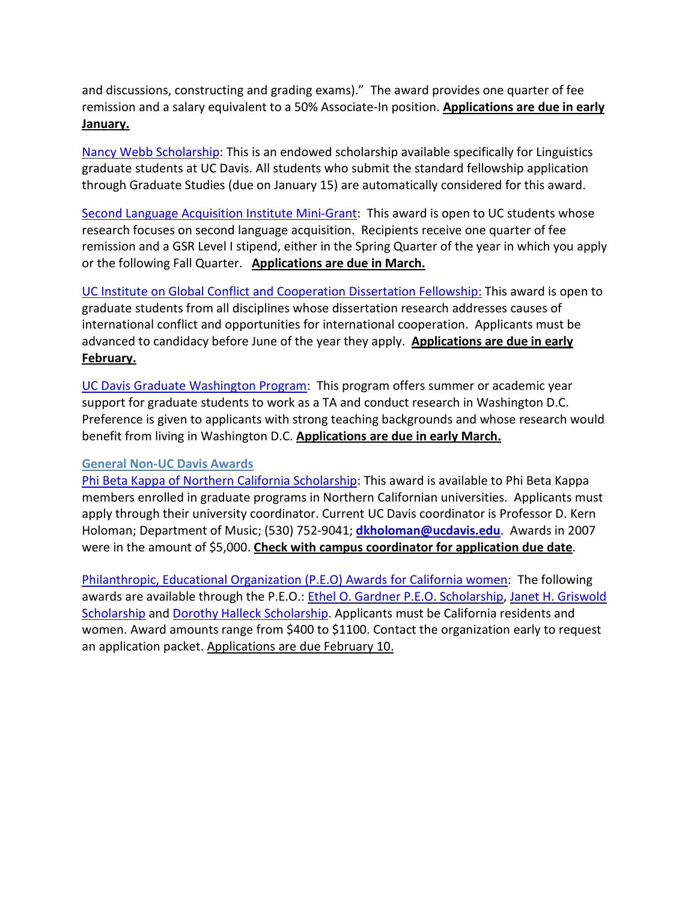and discussions, constructing and grading exams)." The award provides one quarter of fee remission and a salary equivalent to a 50% Associate-In position. **Applications are due in early January.**

Nancy Webb Scholarship: This is an endowed scholarship available specifically for Linguistics graduate students at UC Davis. All students who submit the standard fellowship application through Graduate Studies (due on January 15) are automatically considered for this award.

Second Language Acquisition Institute Mini-Grant: This award is open to UC students whose research focuses on second language acquisition. Recipients receive one quarter of fee remission and a GSR Level I stipend, either in the Spring Quarter of the year in which you apply or the following Fall Quarter. **Applications are due in March.**

UC Institute on Global Conflict and Cooperation Dissertation Fellowship: This award is open to graduate students from all disciplines whose dissertation research addresses causes of international conflict and opportunities for international cooperation. Applicants must be advanced to candidacy before June of the year they apply. **Applications are due in early February.**

UC Davis Graduate Washington Program: This program offers summer or academic year support for graduate students to work as a TA and conduct research in Washington D.C. Preference is given to applicants with strong teaching backgrounds and whose research would benefit from living in Washington D.C. **Applications are due in early March.**

### General Non-UC Davis Awards

Phi Beta Kappa of Northern California Scholarship: This award is available to Phi Beta Kappa members enrolled in graduate programs in Northern Californian universities. Applicants must apply through their university coordinator. Current UC Davis coordinator is Professor D. Kern Holoman; Department of Music; (530) 752-9041; **dkholoman@ucdavis.edu**. Awards in 2007 were in the amount of $5,000. **Check with campus coordinator for application due date**.

Philanthropic, Educational Organization (P.E.O) Awards for California women: The following awards are available through the P.E.O.: Ethel O. Gardner P.E.O. Scholarship, Janet H. Griswold Scholarship and Dorothy Halleck Scholarship. Applicants must be California residents and women. Award amounts range from $400 to $1100. Contact the organization early to request an application packet. Applications are due February 10.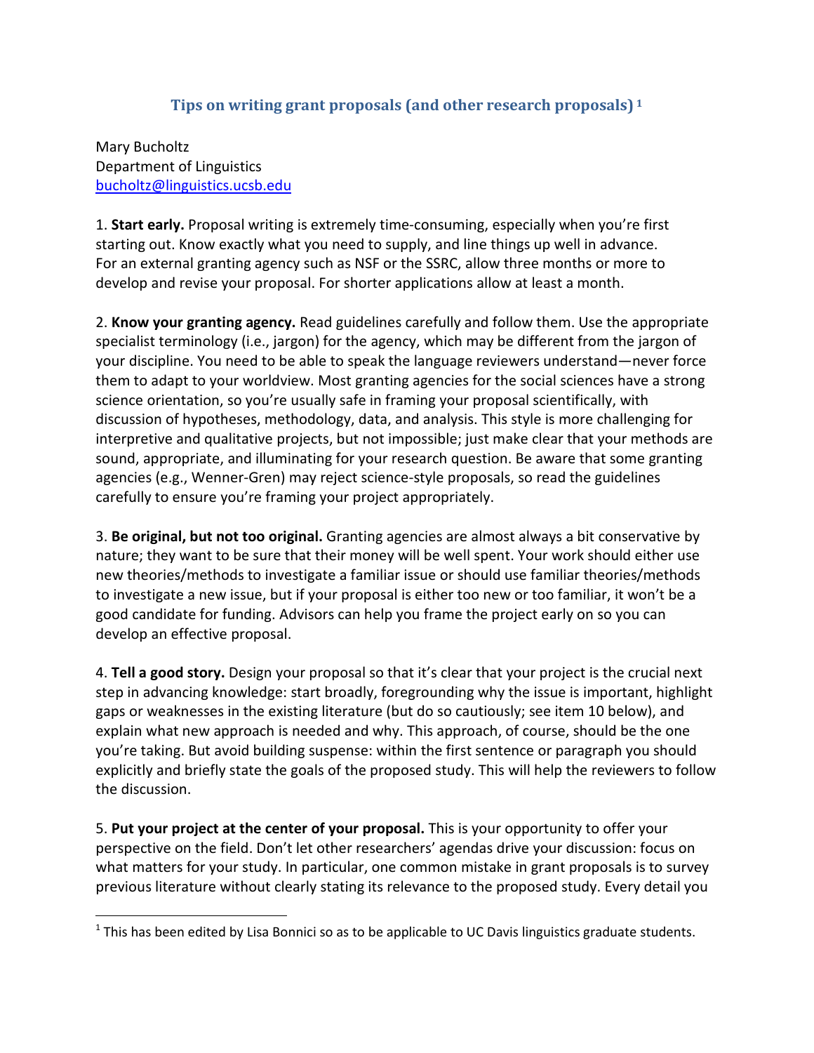## Tips on writing grant proposals (and other research proposals) [1]

Mary Bucholtz
Department of Linguistics
bucholtz@linguistics.ucsb.edu

1. **Start early.** Proposal writing is extremely time-consuming, especially when you're first starting out. Know exactly what you need to supply, and line things up well in advance. For an external granting agency such as NSF or the SSRC, allow three months or more to develop and revise your proposal. For shorter applications allow at least a month.

2. **Know your granting agency.** Read guidelines carefully and follow them. Use the appropriate specialist terminology (i.e., jargon) for the agency, which may be different from the jargon of your discipline. You need to be able to speak the language reviewers understand—never force them to adapt to your worldview. Most granting agencies for the social sciences have a strong science orientation, so you're usually safe in framing your proposal scientifically, with discussion of hypotheses, methodology, data, and analysis. This style is more challenging for interpretive and qualitative projects, but not impossible; just make clear that your methods are sound, appropriate, and illuminating for your research question. Be aware that some granting agencies (e.g., Wenner-Gren) may reject science-style proposals, so read the guidelines carefully to ensure you're framing your project appropriately.

3. **Be original, but not too original.** Granting agencies are almost always a bit conservative by nature; they want to be sure that their money will be well spent. Your work should either use new theories/methods to investigate a familiar issue or should use familiar theories/methods to investigate a new issue, but if your proposal is either too new or too familiar, it won't be a good candidate for funding. Advisors can help you frame the project early on so you can develop an effective proposal.

4. **Tell a good story.** Design your proposal so that it's clear that your project is the crucial next step in advancing knowledge: start broadly, foregrounding why the issue is important, highlight gaps or weaknesses in the existing literature (but do so cautiously; see item 10 below), and explain what new approach is needed and why. This approach, of course, should be the one you're taking. But avoid building suspense: within the first sentence or paragraph you should explicitly and briefly state the goals of the proposed study. This will help the reviewers to follow the discussion.

5. **Put your project at the center of your proposal.** This is your opportunity to offer your perspective on the field. Don't let other researchers' agendas drive your discussion: focus on what matters for your study. In particular, one common mistake in grant proposals is to survey previous literature without clearly stating its relevance to the proposed study. Every detail you

[1] This has been edited by Lisa Bonnici so as to be applicable to UC Davis linguistics graduate students.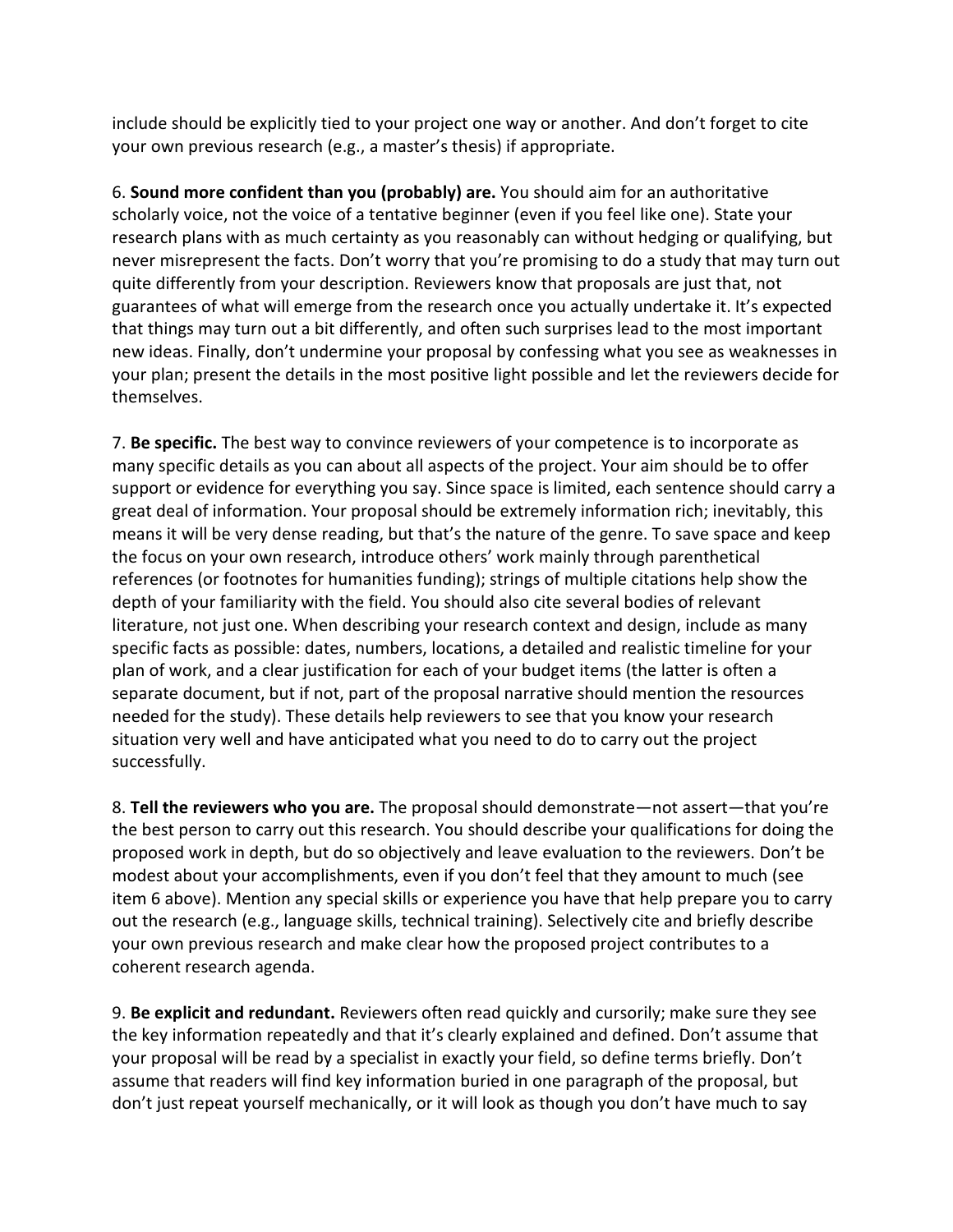include should be explicitly tied to your project one way or another. And don't forget to cite your own previous research (e.g., a master's thesis) if appropriate.

6. **Sound more confident than you (probably) are.** You should aim for an authoritative scholarly voice, not the voice of a tentative beginner (even if you feel like one). State your research plans with as much certainty as you reasonably can without hedging or qualifying, but never misrepresent the facts. Don't worry that you're promising to do a study that may turn out quite differently from your description. Reviewers know that proposals are just that, not guarantees of what will emerge from the research once you actually undertake it. It's expected that things may turn out a bit differently, and often such surprises lead to the most important new ideas. Finally, don't undermine your proposal by confessing what you see as weaknesses in your plan; present the details in the most positive light possible and let the reviewers decide for themselves.

7. **Be specific.** The best way to convince reviewers of your competence is to incorporate as many specific details as you can about all aspects of the project. Your aim should be to offer support or evidence for everything you say. Since space is limited, each sentence should carry a great deal of information. Your proposal should be extremely information rich; inevitably, this means it will be very dense reading, but that's the nature of the genre. To save space and keep the focus on your own research, introduce others' work mainly through parenthetical references (or footnotes for humanities funding); strings of multiple citations help show the depth of your familiarity with the field. You should also cite several bodies of relevant literature, not just one. When describing your research context and design, include as many specific facts as possible: dates, numbers, locations, a detailed and realistic timeline for your plan of work, and a clear justification for each of your budget items (the latter is often a separate document, but if not, part of the proposal narrative should mention the resources needed for the study). These details help reviewers to see that you know your research situation very well and have anticipated what you need to do to carry out the project successfully.

8. **Tell the reviewers who you are.** The proposal should demonstrate—not assert—that you're the best person to carry out this research. You should describe your qualifications for doing the proposed work in depth, but do so objectively and leave evaluation to the reviewers. Don't be modest about your accomplishments, even if you don't feel that they amount to much (see item 6 above). Mention any special skills or experience you have that help prepare you to carry out the research (e.g., language skills, technical training). Selectively cite and briefly describe your own previous research and make clear how the proposed project contributes to a coherent research agenda.

9. **Be explicit and redundant.** Reviewers often read quickly and cursorily; make sure they see the key information repeatedly and that it's clearly explained and defined. Don't assume that your proposal will be read by a specialist in exactly your field, so define terms briefly. Don't assume that readers will find key information buried in one paragraph of the proposal, but don't just repeat yourself mechanically, or it will look as though you don't have much to say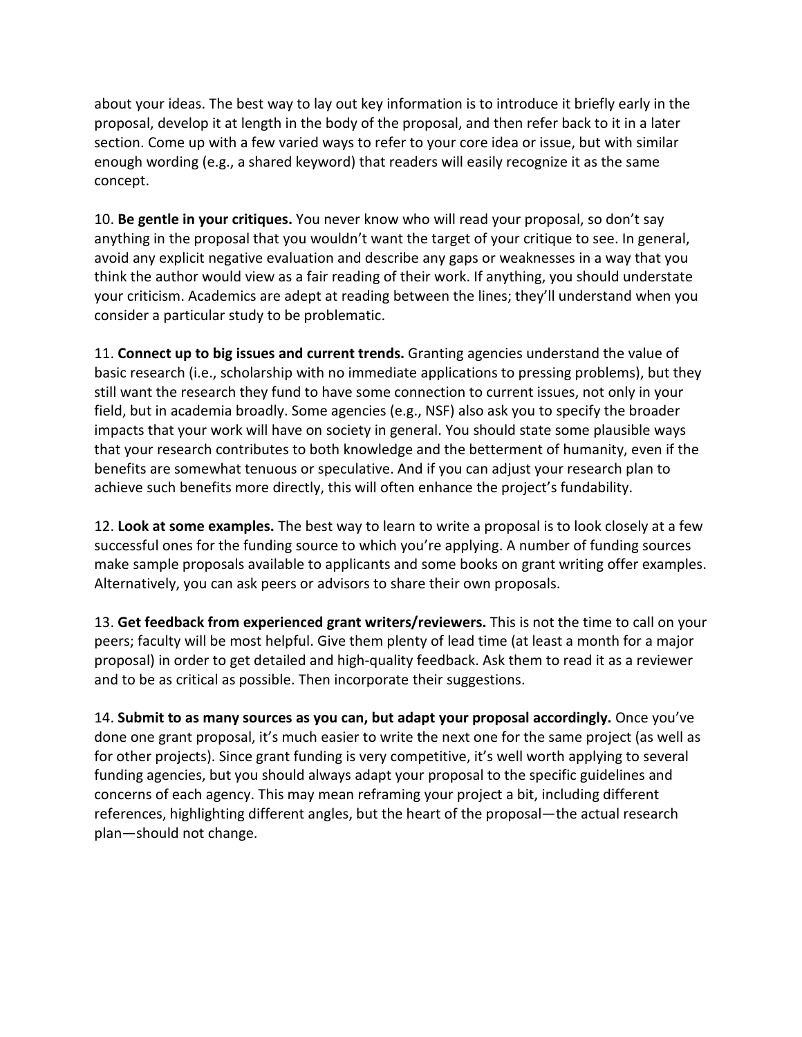about your ideas. The best way to lay out key information is to introduce it briefly early in the proposal, develop it at length in the body of the proposal, and then refer back to it in a later section. Come up with a few varied ways to refer to your core idea or issue, but with similar enough wording (e.g., a shared keyword) that readers will easily recognize it as the same concept.

10. **Be gentle in your critiques.** You never know who will read your proposal, so don't say anything in the proposal that you wouldn't want the target of your critique to see. In general, avoid any explicit negative evaluation and describe any gaps or weaknesses in a way that you think the author would view as a fair reading of their work. If anything, you should understate your criticism. Academics are adept at reading between the lines; they'll understand when you consider a particular study to be problematic.

11. **Connect up to big issues and current trends.** Granting agencies understand the value of basic research (i.e., scholarship with no immediate applications to pressing problems), but they still want the research they fund to have some connection to current issues, not only in your field, but in academia broadly. Some agencies (e.g., NSF) also ask you to specify the broader impacts that your work will have on society in general. You should state some plausible ways that your research contributes to both knowledge and the betterment of humanity, even if the benefits are somewhat tenuous or speculative. And if you can adjust your research plan to achieve such benefits more directly, this will often enhance the project's fundability.

12. **Look at some examples.** The best way to learn to write a proposal is to look closely at a few successful ones for the funding source to which you're applying. A number of funding sources make sample proposals available to applicants and some books on grant writing offer examples. Alternatively, you can ask peers or advisors to share their own proposals.

13. **Get feedback from experienced grant writers/reviewers.** This is not the time to call on your peers; faculty will be most helpful. Give them plenty of lead time (at least a month for a major proposal) in order to get detailed and high-quality feedback. Ask them to read it as a reviewer and to be as critical as possible. Then incorporate their suggestions.

14. **Submit to as many sources as you can, but adapt your proposal accordingly.** Once you've done one grant proposal, it's much easier to write the next one for the same project (as well as for other projects). Since grant funding is very competitive, it's well worth applying to several funding agencies, but you should always adapt your proposal to the specific guidelines and concerns of each agency. This may mean reframing your project a bit, including different references, highlighting different angles, but the heart of the proposal—the actual research plan—should not change.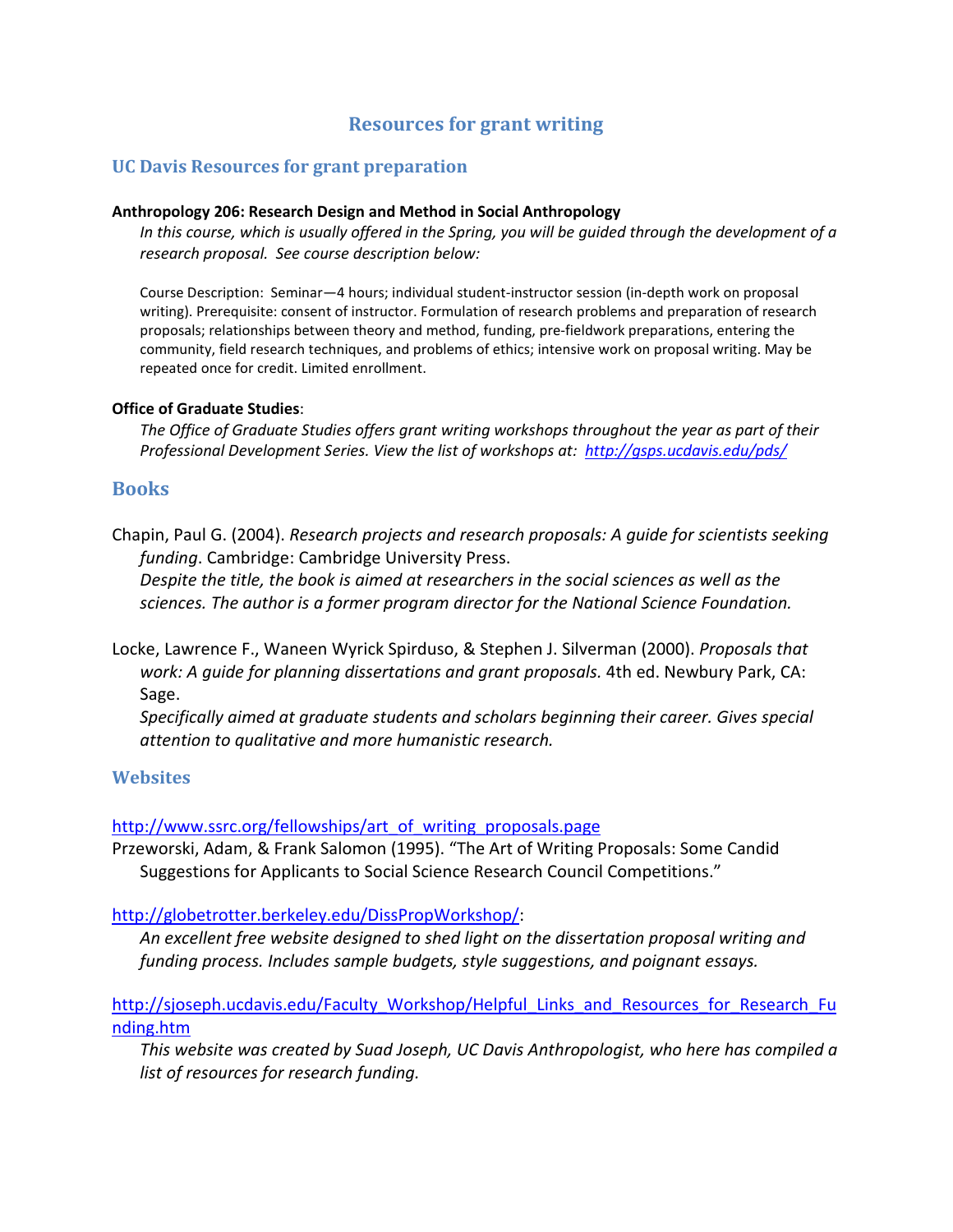# Resources for grant writing

## UC Davis Resources for grant preparation

**Anthropology 206: Research Design and Method in Social Anthropology**

*In this course, which is usually offered in the Spring, you will be guided through the development of a research proposal. See course description below:*

Course Description: Seminar—4 hours; individual student-instructor session (in-depth work on proposal writing). Prerequisite: consent of instructor. Formulation of research problems and preparation of research proposals; relationships between theory and method, funding, pre-fieldwork preparations, entering the community, field research techniques, and problems of ethics; intensive work on proposal writing. May be repeated once for credit. Limited enrollment.

**Office of Graduate Studies**:

*The Office of Graduate Studies offers grant writing workshops throughout the year as part of their Professional Development Series. View the list of workshops at: http://gsps.ucdavis.edu/pds/*

## Books

Chapin, Paul G. (2004). *Research projects and research proposals: A guide for scientists seeking funding*. Cambridge: Cambridge University Press.

*Despite the title, the book is aimed at researchers in the social sciences as well as the sciences. The author is a former program director for the National Science Foundation.*

Locke, Lawrence F., Waneen Wyrick Spirduso, & Stephen J. Silverman (2000). *Proposals that work: A guide for planning dissertations and grant proposals.* 4th ed. Newbury Park, CA: Sage.

*Specifically aimed at graduate students and scholars beginning their career. Gives special attention to qualitative and more humanistic research.*

## Websites

http://www.ssrc.org/fellowships/art_of_writing_proposals.page

Przeworski, Adam, & Frank Salomon (1995). "The Art of Writing Proposals: Some Candid Suggestions for Applicants to Social Science Research Council Competitions."

http://globetrotter.berkeley.edu/DissPropWorkshop/:

*An excellent free website designed to shed light on the dissertation proposal writing and funding process. Includes sample budgets, style suggestions, and poignant essays.*

http://sjoseph.ucdavis.edu/Faculty_Workshop/Helpful_Links_and_Resources_for_Research_Funding.htm

*This website was created by Suad Joseph, UC Davis Anthropologist, who here has compiled a list of resources for research funding.*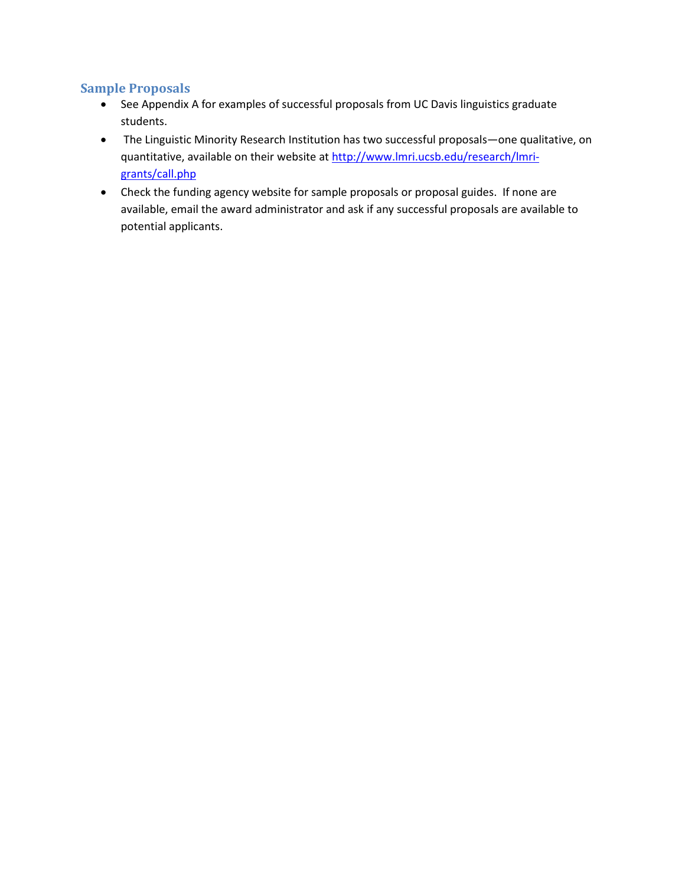## Sample Proposals

- See Appendix A for examples of successful proposals from UC Davis linguistics graduate students.
- The Linguistic Minority Research Institution has two successful proposals—one qualitative, on quantitative, available on their website at [http://www.lmri.ucsb.edu/research/lmri-grants/call.php](http://www.lmri.ucsb.edu/research/lmri-grants/call.php)
- Check the funding agency website for sample proposals or proposal guides. If none are available, email the award administrator and ask if any successful proposals are available to potential applicants.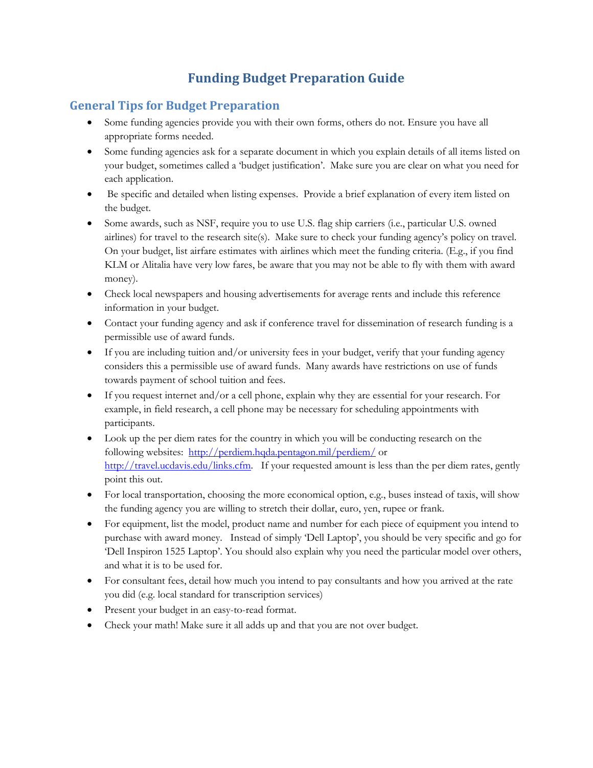# Funding Budget Preparation Guide

## General Tips for Budget Preparation

- Some funding agencies provide you with their own forms, others do not. Ensure you have all appropriate forms needed.
- Some funding agencies ask for a separate document in which you explain details of all items listed on your budget, sometimes called a 'budget justification'. Make sure you are clear on what you need for each application.
- Be specific and detailed when listing expenses. Provide a brief explanation of every item listed on the budget.
- Some awards, such as NSF, require you to use U.S. flag ship carriers (i.e., particular U.S. owned airlines) for travel to the research site(s). Make sure to check your funding agency's policy on travel. On your budget, list airfare estimates with airlines which meet the funding criteria. (E.g., if you find KLM or Alitalia have very low fares, be aware that you may not be able to fly with them with award money).
- Check local newspapers and housing advertisements for average rents and include this reference information in your budget.
- Contact your funding agency and ask if conference travel for dissemination of research funding is a permissible use of award funds.
- If you are including tuition and/or university fees in your budget, verify that your funding agency considers this a permissible use of award funds. Many awards have restrictions on use of funds towards payment of school tuition and fees.
- If you request internet and/or a cell phone, explain why they are essential for your research. For example, in field research, a cell phone may be necessary for scheduling appointments with participants.
- Look up the per diem rates for the country in which you will be conducting research on the following websites: [http://perdiem.hqda.pentagon.mil/perdiem/](http://perdiem.hqda.pentagon.mil/perdiem/) or [http://travel.ucdavis.edu/links.cfm](http://travel.ucdavis.edu/links.cfm). If your requested amount is less than the per diem rates, gently point this out.
- For local transportation, choosing the more economical option, e.g., buses instead of taxis, will show the funding agency you are willing to stretch their dollar, euro, yen, rupee or frank.
- For equipment, list the model, product name and number for each piece of equipment you intend to purchase with award money. Instead of simply 'Dell Laptop', you should be very specific and go for 'Dell Inspiron 1525 Laptop'. You should also explain why you need the particular model over others, and what it is to be used for.
- For consultant fees, detail how much you intend to pay consultants and how you arrived at the rate you did (e.g. local standard for transcription services)
- Present your budget in an easy-to-read format.
- Check your math! Make sure it all adds up and that you are not over budget.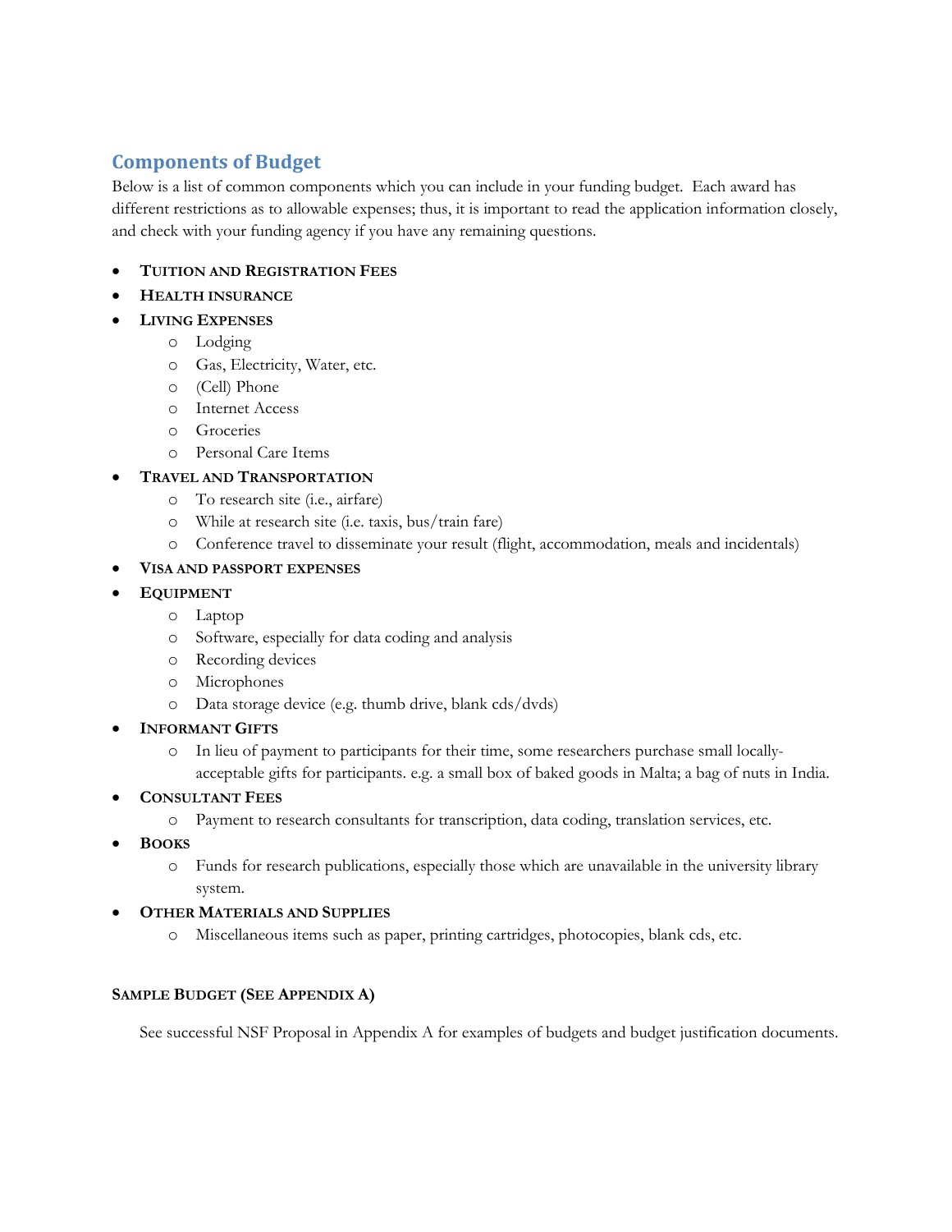## Components of Budget

Below is a list of common components which you can include in your funding budget. Each award has different restrictions as to allowable expenses; thus, it is important to read the application information closely, and check with your funding agency if you have any remaining questions.

- **Tuition and Registration Fees**
- **Health insurance**
- **Living Expenses**
  - Lodging
  - Gas, Electricity, Water, etc.
  - (Cell) Phone
  - Internet Access
  - Groceries
  - Personal Care Items
- **Travel and Transportation**
  - To research site (i.e., airfare)
  - While at research site (i.e. taxis, bus/train fare)
  - Conference travel to disseminate your result (flight, accommodation, meals and incidentals)
- **Visa and passport expenses**
- **Equipment**
  - Laptop
  - Software, especially for data coding and analysis
  - Recording devices
  - Microphones
  - Data storage device (e.g. thumb drive, blank cds/dvds)
- **Informant Gifts**
  - In lieu of payment to participants for their time, some researchers purchase small locally-acceptable gifts for participants. e.g. a small box of baked goods in Malta; a bag of nuts in India.
- **Consultant Fees**
  - Payment to research consultants for transcription, data coding, translation services, etc.
- **Books**
  - Funds for research publications, especially those which are unavailable in the university library system.
- **Other Materials and Supplies**
  - Miscellaneous items such as paper, printing cartridges, photocopies, blank cds, etc.

**Sample Budget (See Appendix A)**

See successful NSF Proposal in Appendix A for examples of budgets and budget justification documents.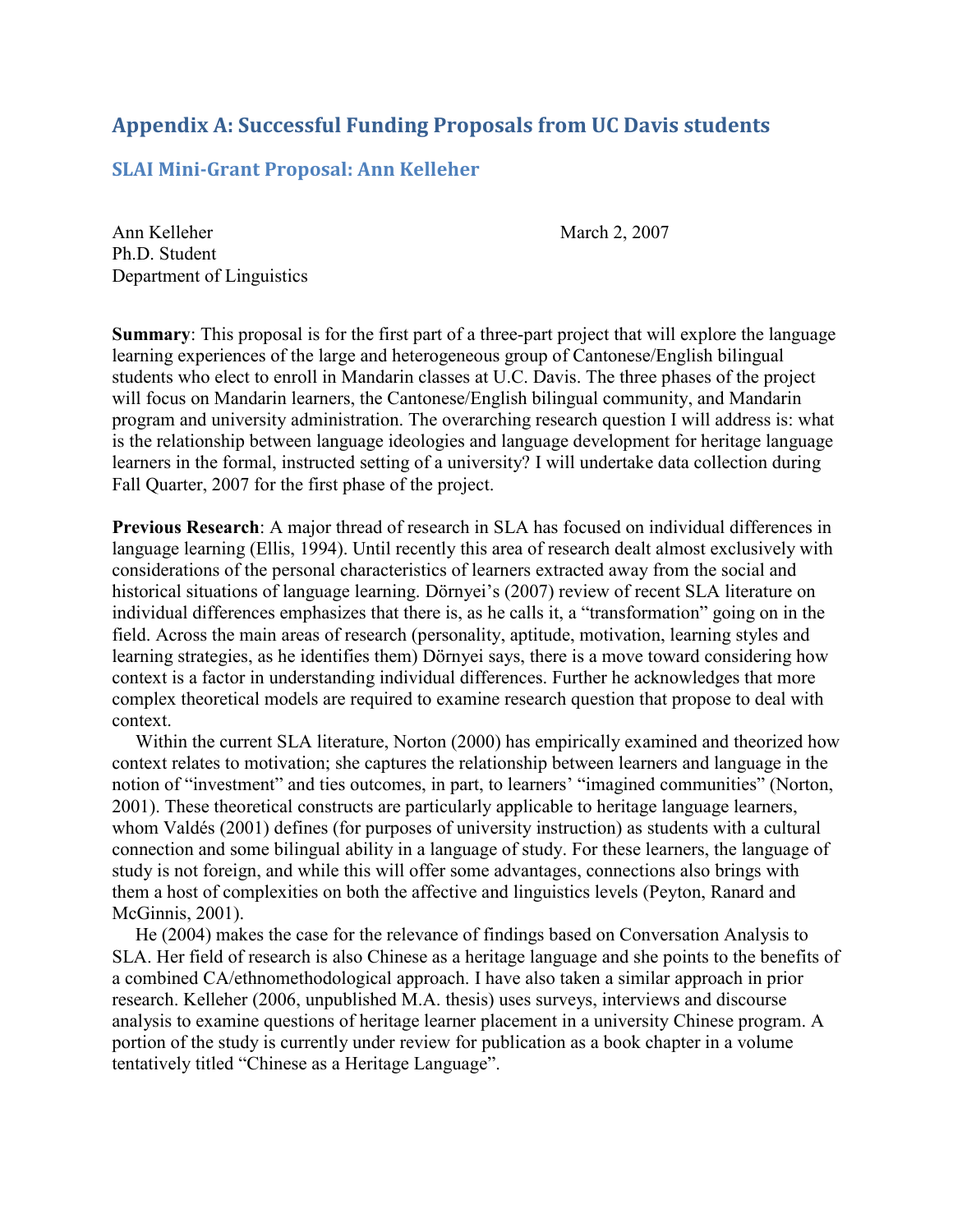# Appendix A: Successful Funding Proposals from UC Davis students

## SLAI Mini-Grant Proposal: Ann Kelleher

Ann Kelleher
Ph.D. Student
Department of Linguistics

March 2, 2007

**Summary**: This proposal is for the first part of a three-part project that will explore the language learning experiences of the large and heterogeneous group of Cantonese/English bilingual students who elect to enroll in Mandarin classes at U.C. Davis. The three phases of the project will focus on Mandarin learners, the Cantonese/English bilingual community, and Mandarin program and university administration. The overarching research question I will address is: what is the relationship between language ideologies and language development for heritage language learners in the formal, instructed setting of a university? I will undertake data collection during Fall Quarter, 2007 for the first phase of the project.

**Previous Research**: A major thread of research in SLA has focused on individual differences in language learning (Ellis, 1994). Until recently this area of research dealt almost exclusively with considerations of the personal characteristics of learners extracted away from the social and historical situations of language learning. Dörnyei's (2007) review of recent SLA literature on individual differences emphasizes that there is, as he calls it, a "transformation" going on in the field. Across the main areas of research (personality, aptitude, motivation, learning styles and learning strategies, as he identifies them) Dörnyei says, there is a move toward considering how context is a factor in understanding individual differences. Further he acknowledges that more complex theoretical models are required to examine research question that propose to deal with context.

Within the current SLA literature, Norton (2000) has empirically examined and theorized how context relates to motivation; she captures the relationship between learners and language in the notion of "investment" and ties outcomes, in part, to learners' "imagined communities" (Norton, 2001). These theoretical constructs are particularly applicable to heritage language learners, whom Valdés (2001) defines (for purposes of university instruction) as students with a cultural connection and some bilingual ability in a language of study. For these learners, the language of study is not foreign, and while this will offer some advantages, connections also brings with them a host of complexities on both the affective and linguistics levels (Peyton, Ranard and McGinnis, 2001).

He (2004) makes the case for the relevance of findings based on Conversation Analysis to SLA. Her field of research is also Chinese as a heritage language and she points to the benefits of a combined CA/ethnomethodological approach. I have also taken a similar approach in prior research. Kelleher (2006, unpublished M.A. thesis) uses surveys, interviews and discourse analysis to examine questions of heritage learner placement in a university Chinese program. A portion of the study is currently under review for publication as a book chapter in a volume tentatively titled "Chinese as a Heritage Language".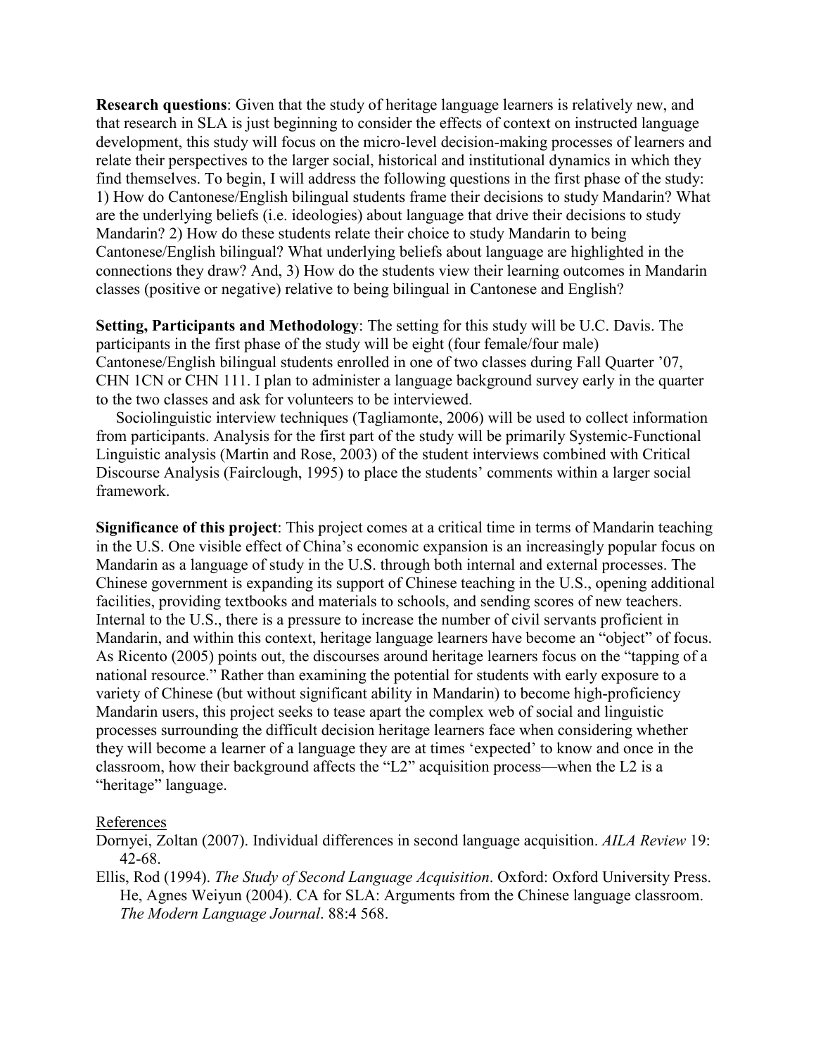**Research questions**: Given that the study of heritage language learners is relatively new, and that research in SLA is just beginning to consider the effects of context on instructed language development, this study will focus on the micro-level decision-making processes of learners and relate their perspectives to the larger social, historical and institutional dynamics in which they find themselves. To begin, I will address the following questions in the first phase of the study: 1) How do Cantonese/English bilingual students frame their decisions to study Mandarin? What are the underlying beliefs (i.e. ideologies) about language that drive their decisions to study Mandarin? 2) How do these students relate their choice to study Mandarin to being Cantonese/English bilingual? What underlying beliefs about language are highlighted in the connections they draw? And, 3) How do the students view their learning outcomes in Mandarin classes (positive or negative) relative to being bilingual in Cantonese and English?

**Setting, Participants and Methodology**: The setting for this study will be U.C. Davis. The participants in the first phase of the study will be eight (four female/four male) Cantonese/English bilingual students enrolled in one of two classes during Fall Quarter '07, CHN 1CN or CHN 111. I plan to administer a language background survey early in the quarter to the two classes and ask for volunteers to be interviewed.

Sociolinguistic interview techniques (Tagliamonte, 2006) will be used to collect information from participants. Analysis for the first part of the study will be primarily Systemic-Functional Linguistic analysis (Martin and Rose, 2003) of the student interviews combined with Critical Discourse Analysis (Fairclough, 1995) to place the students' comments within a larger social framework.

**Significance of this project**: This project comes at a critical time in terms of Mandarin teaching in the U.S. One visible effect of China's economic expansion is an increasingly popular focus on Mandarin as a language of study in the U.S. through both internal and external processes. The Chinese government is expanding its support of Chinese teaching in the U.S., opening additional facilities, providing textbooks and materials to schools, and sending scores of new teachers. Internal to the U.S., there is a pressure to increase the number of civil servants proficient in Mandarin, and within this context, heritage language learners have become an "object" of focus. As Ricento (2005) points out, the discourses around heritage learners focus on the "tapping of a national resource." Rather than examining the potential for students with early exposure to a variety of Chinese (but without significant ability in Mandarin) to become high-proficiency Mandarin users, this project seeks to tease apart the complex web of social and linguistic processes surrounding the difficult decision heritage learners face when considering whether they will become a learner of a language they are at times 'expected' to know and once in the classroom, how their background affects the "L2" acquisition process—when the L2 is a "heritage" language.

References

Dornyei, Zoltan (2007). Individual differences in second language acquisition. *AILA Review* 19: 42-68.

Ellis, Rod (1994). *The Study of Second Language Acquisition*. Oxford: Oxford University Press.

He, Agnes Weiyun (2004). CA for SLA: Arguments from the Chinese language classroom. *The Modern Language Journal*. 88:4 568.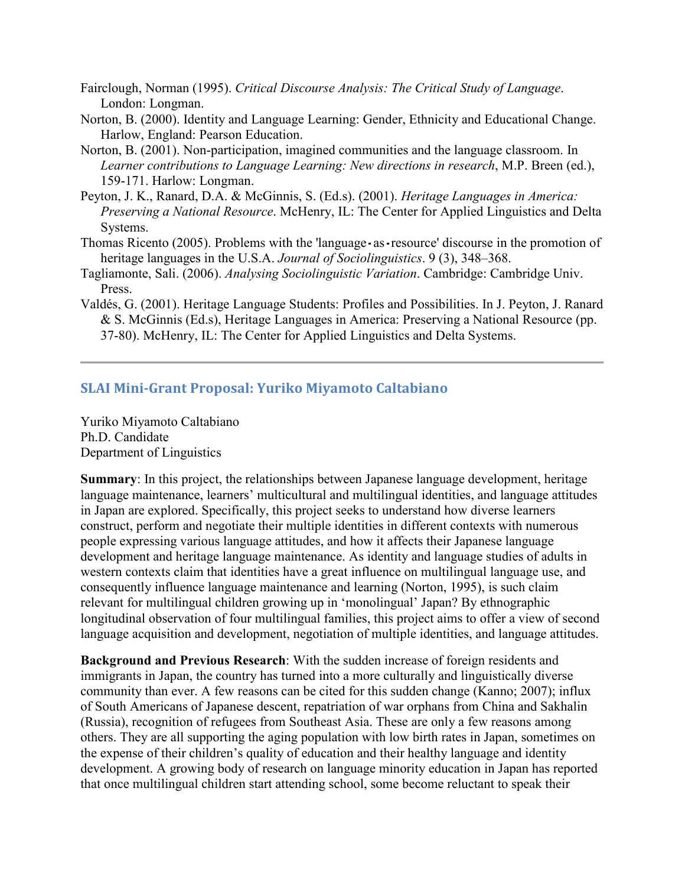Fairclough, Norman (1995). *Critical Discourse Analysis: The Critical Study of Language*. London: Longman.

Norton, B. (2000). Identity and Language Learning: Gender, Ethnicity and Educational Change. Harlow, England: Pearson Education.

Norton, B. (2001). Non-participation, imagined communities and the language classroom. In *Learner contributions to Language Learning: New directions in research*, M.P. Breen (ed.), 159-171. Harlow: Longman.

Peyton, J. K., Ranard, D.A. & McGinnis, S. (Ed.s). (2001). *Heritage Languages in America: Preserving a National Resource*. McHenry, IL: The Center for Applied Linguistics and Delta Systems.

Thomas Ricento (2005). Problems with the 'language‐as‐resource' discourse in the promotion of heritage languages in the U.S.A. *Journal of Sociolinguistics*. 9 (3), 348–368.

Tagliamonte, Sali. (2006). *Analysing Sociolinguistic Variation*. Cambridge: Cambridge Univ. Press.

Valdés, G. (2001). Heritage Language Students: Profiles and Possibilities. In J. Peyton, J. Ranard & S. McGinnis (Ed.s), Heritage Languages in America: Preserving a National Resource (pp. 37-80). McHenry, IL: The Center for Applied Linguistics and Delta Systems.

---

## SLAI Mini-Grant Proposal: Yuriko Miyamoto Caltabiano

Yuriko Miyamoto Caltabiano
Ph.D. Candidate
Department of Linguistics

**Summary**: In this project, the relationships between Japanese language development, heritage language maintenance, learners' multicultural and multilingual identities, and language attitudes in Japan are explored. Specifically, this project seeks to understand how diverse learners construct, perform and negotiate their multiple identities in different contexts with numerous people expressing various language attitudes, and how it affects their Japanese language development and heritage language maintenance. As identity and language studies of adults in western contexts claim that identities have a great influence on multilingual language use, and consequently influence language maintenance and learning (Norton, 1995), is such claim relevant for multilingual children growing up in 'monolingual' Japan? By ethnographic longitudinal observation of four multilingual families, this project aims to offer a view of second language acquisition and development, negotiation of multiple identities, and language attitudes.

**Background and Previous Research**: With the sudden increase of foreign residents and immigrants in Japan, the country has turned into a more culturally and linguistically diverse community than ever. A few reasons can be cited for this sudden change (Kanno; 2007); influx of South Americans of Japanese descent, repatriation of war orphans from China and Sakhalin (Russia), recognition of refugees from Southeast Asia. These are only a few reasons among others. They are all supporting the aging population with low birth rates in Japan, sometimes on the expense of their children's quality of education and their healthy language and identity development. A growing body of research on language minority education in Japan has reported that once multilingual children start attending school, some become reluctant to speak their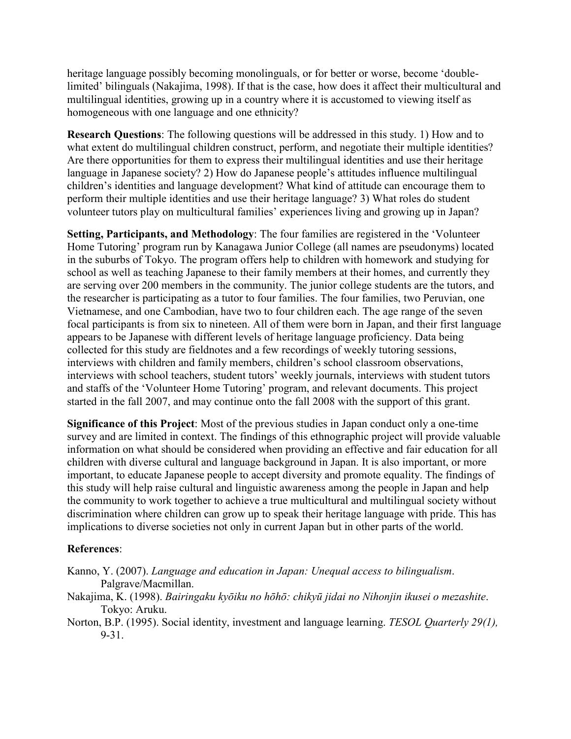heritage language possibly becoming monolinguals, or for better or worse, become 'double-limited' bilinguals (Nakajima, 1998). If that is the case, how does it affect their multicultural and multilingual identities, growing up in a country where it is accustomed to viewing itself as homogeneous with one language and one ethnicity?

**Research Questions**: The following questions will be addressed in this study. 1) How and to what extent do multilingual children construct, perform, and negotiate their multiple identities? Are there opportunities for them to express their multilingual identities and use their heritage language in Japanese society? 2) How do Japanese people's attitudes influence multilingual children's identities and language development? What kind of attitude can encourage them to perform their multiple identities and use their heritage language? 3) What roles do student volunteer tutors play on multicultural families' experiences living and growing up in Japan?

**Setting, Participants, and Methodology**: The four families are registered in the 'Volunteer Home Tutoring' program run by Kanagawa Junior College (all names are pseudonyms) located in the suburbs of Tokyo. The program offers help to children with homework and studying for school as well as teaching Japanese to their family members at their homes, and currently they are serving over 200 members in the community. The junior college students are the tutors, and the researcher is participating as a tutor to four families. The four families, two Peruvian, one Vietnamese, and one Cambodian, have two to four children each. The age range of the seven focal participants is from six to nineteen. All of them were born in Japan, and their first language appears to be Japanese with different levels of heritage language proficiency. Data being collected for this study are fieldnotes and a few recordings of weekly tutoring sessions, interviews with children and family members, children's school classroom observations, interviews with school teachers, student tutors' weekly journals, interviews with student tutors and staffs of the 'Volunteer Home Tutoring' program, and relevant documents. This project started in the fall 2007, and may continue onto the fall 2008 with the support of this grant.

**Significance of this Project**: Most of the previous studies in Japan conduct only a one-time survey and are limited in context. The findings of this ethnographic project will provide valuable information on what should be considered when providing an effective and fair education for all children with diverse cultural and language background in Japan. It is also important, or more important, to educate Japanese people to accept diversity and promote equality. The findings of this study will help raise cultural and linguistic awareness among the people in Japan and help the community to work together to achieve a true multicultural and multilingual society without discrimination where children can grow up to speak their heritage language with pride. This has implications to diverse societies not only in current Japan but in other parts of the world.

**References**:

Kanno, Y. (2007). *Language and education in Japan: Unequal access to bilingualism*. Palgrave/Macmillan.

Nakajima, K. (1998). *Bairingaku kyōiku no hōhō: chikyū jidai no Nihonjin ikusei o mezashite*. Tokyo: Aruku.

Norton, B.P. (1995). Social identity, investment and language learning. *TESOL Quarterly 29(1),* 9-31.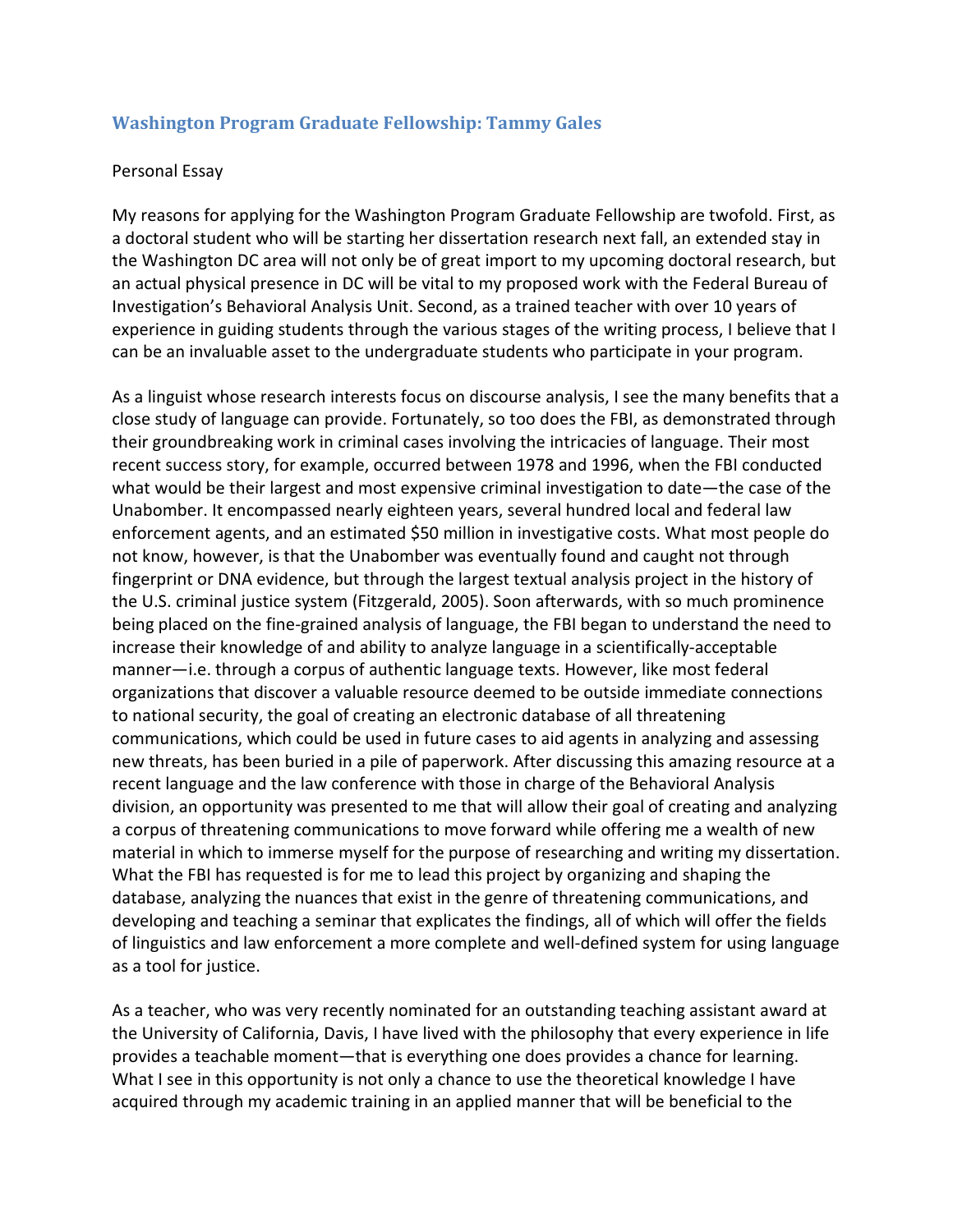## Washington Program Graduate Fellowship: Tammy Gales

Personal Essay

My reasons for applying for the Washington Program Graduate Fellowship are twofold. First, as a doctoral student who will be starting her dissertation research next fall, an extended stay in the Washington DC area will not only be of great import to my upcoming doctoral research, but an actual physical presence in DC will be vital to my proposed work with the Federal Bureau of Investigation's Behavioral Analysis Unit. Second, as a trained teacher with over 10 years of experience in guiding students through the various stages of the writing process, I believe that I can be an invaluable asset to the undergraduate students who participate in your program.

As a linguist whose research interests focus on discourse analysis, I see the many benefits that a close study of language can provide. Fortunately, so too does the FBI, as demonstrated through their groundbreaking work in criminal cases involving the intricacies of language. Their most recent success story, for example, occurred between 1978 and 1996, when the FBI conducted what would be their largest and most expensive criminal investigation to date—the case of the Unabomber. It encompassed nearly eighteen years, several hundred local and federal law enforcement agents, and an estimated $50 million in investigative costs. What most people do not know, however, is that the Unabomber was eventually found and caught not through fingerprint or DNA evidence, but through the largest textual analysis project in the history of the U.S. criminal justice system (Fitzgerald, 2005). Soon afterwards, with so much prominence being placed on the fine-grained analysis of language, the FBI began to understand the need to increase their knowledge of and ability to analyze language in a scientifically-acceptable manner—i.e. through a corpus of authentic language texts. However, like most federal organizations that discover a valuable resource deemed to be outside immediate connections to national security, the goal of creating an electronic database of all threatening communications, which could be used in future cases to aid agents in analyzing and assessing new threats, has been buried in a pile of paperwork. After discussing this amazing resource at a recent language and the law conference with those in charge of the Behavioral Analysis division, an opportunity was presented to me that will allow their goal of creating and analyzing a corpus of threatening communications to move forward while offering me a wealth of new material in which to immerse myself for the purpose of researching and writing my dissertation. What the FBI has requested is for me to lead this project by organizing and shaping the database, analyzing the nuances that exist in the genre of threatening communications, and developing and teaching a seminar that explicates the findings, all of which will offer the fields of linguistics and law enforcement a more complete and well-defined system for using language as a tool for justice.

As a teacher, who was very recently nominated for an outstanding teaching assistant award at the University of California, Davis, I have lived with the philosophy that every experience in life provides a teachable moment—that is everything one does provides a chance for learning. What I see in this opportunity is not only a chance to use the theoretical knowledge I have acquired through my academic training in an applied manner that will be beneficial to the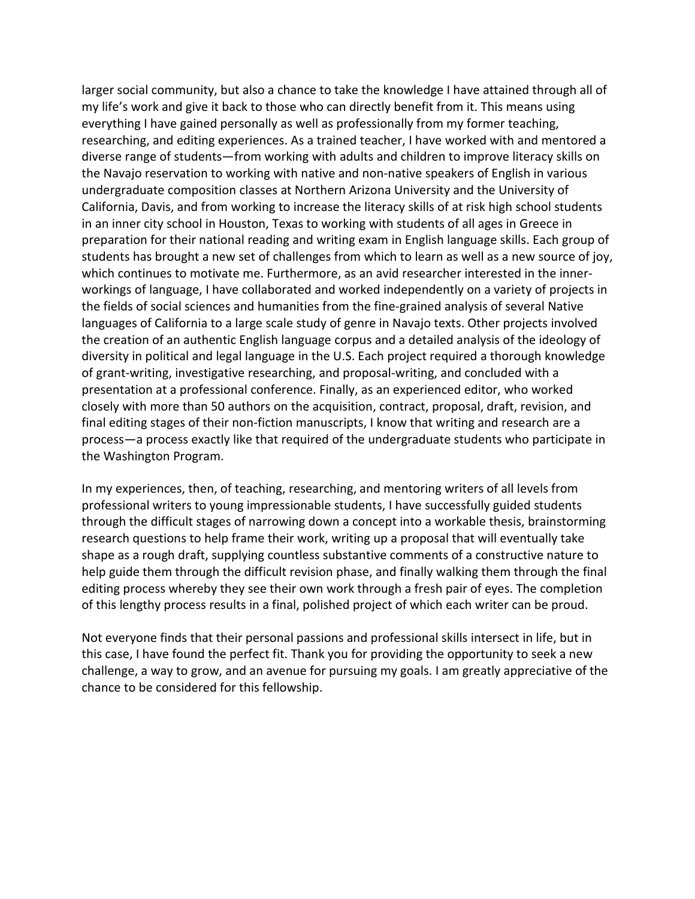larger social community, but also a chance to take the knowledge I have attained through all of my life's work and give it back to those who can directly benefit from it. This means using everything I have gained personally as well as professionally from my former teaching, researching, and editing experiences. As a trained teacher, I have worked with and mentored a diverse range of students—from working with adults and children to improve literacy skills on the Navajo reservation to working with native and non-native speakers of English in various undergraduate composition classes at Northern Arizona University and the University of California, Davis, and from working to increase the literacy skills of at risk high school students in an inner city school in Houston, Texas to working with students of all ages in Greece in preparation for their national reading and writing exam in English language skills. Each group of students has brought a new set of challenges from which to learn as well as a new source of joy, which continues to motivate me. Furthermore, as an avid researcher interested in the inner-workings of language, I have collaborated and worked independently on a variety of projects in the fields of social sciences and humanities from the fine-grained analysis of several Native languages of California to a large scale study of genre in Navajo texts. Other projects involved the creation of an authentic English language corpus and a detailed analysis of the ideology of diversity in political and legal language in the U.S. Each project required a thorough knowledge of grant-writing, investigative researching, and proposal-writing, and concluded with a presentation at a professional conference. Finally, as an experienced editor, who worked closely with more than 50 authors on the acquisition, contract, proposal, draft, revision, and final editing stages of their non-fiction manuscripts, I know that writing and research are a process—a process exactly like that required of the undergraduate students who participate in the Washington Program.

In my experiences, then, of teaching, researching, and mentoring writers of all levels from professional writers to young impressionable students, I have successfully guided students through the difficult stages of narrowing down a concept into a workable thesis, brainstorming research questions to help frame their work, writing up a proposal that will eventually take shape as a rough draft, supplying countless substantive comments of a constructive nature to help guide them through the difficult revision phase, and finally walking them through the final editing process whereby they see their own work through a fresh pair of eyes. The completion of this lengthy process results in a final, polished project of which each writer can be proud.

Not everyone finds that their personal passions and professional skills intersect in life, but in this case, I have found the perfect fit. Thank you for providing the opportunity to seek a new challenge, a way to grow, and an avenue for pursuing my goals. I am greatly appreciative of the chance to be considered for this fellowship.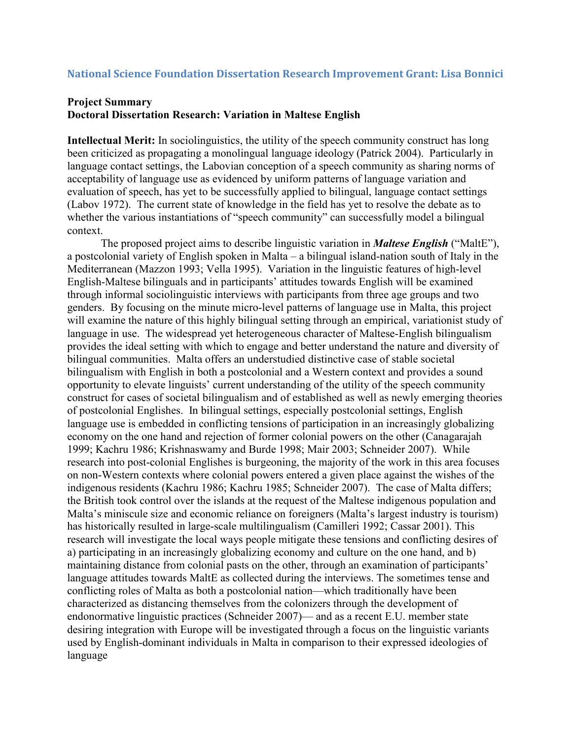## National Science Foundation Dissertation Research Improvement Grant: Lisa Bonnici

**Project Summary**
**Doctoral Dissertation Research: Variation in Maltese English**

**Intellectual Merit:** In sociolinguistics, the utility of the speech community construct has long been criticized as propagating a monolingual language ideology (Patrick 2004). Particularly in language contact settings, the Labovian conception of a speech community as sharing norms of acceptability of language use as evidenced by uniform patterns of language variation and evaluation of speech, has yet to be successfully applied to bilingual, language contact settings (Labov 1972). The current state of knowledge in the field has yet to resolve the debate as to whether the various instantiations of "speech community" can successfully model a bilingual context.

The proposed project aims to describe linguistic variation in ***Maltese English*** ("MaltE"), a postcolonial variety of English spoken in Malta – a bilingual island-nation south of Italy in the Mediterranean (Mazzon 1993; Vella 1995). Variation in the linguistic features of high-level English-Maltese bilinguals and in participants' attitudes towards English will be examined through informal sociolinguistic interviews with participants from three age groups and two genders. By focusing on the minute micro-level patterns of language use in Malta, this project will examine the nature of this highly bilingual setting through an empirical, variationist study of language in use. The widespread yet heterogeneous character of Maltese-English bilingualism provides the ideal setting with which to engage and better understand the nature and diversity of bilingual communities. Malta offers an understudied distinctive case of stable societal bilingualism with English in both a postcolonial and a Western context and provides a sound opportunity to elevate linguists' current understanding of the utility of the speech community construct for cases of societal bilingualism and of established as well as newly emerging theories of postcolonial Englishes. In bilingual settings, especially postcolonial settings, English language use is embedded in conflicting tensions of participation in an increasingly globalizing economy on the one hand and rejection of former colonial powers on the other (Canagarajah 1999; Kachru 1986; Krishnaswamy and Burde 1998; Mair 2003; Schneider 2007). While research into post-colonial Englishes is burgeoning, the majority of the work in this area focuses on non-Western contexts where colonial powers entered a given place against the wishes of the indigenous residents (Kachru 1986; Kachru 1985; Schneider 2007). The case of Malta differs; the British took control over the islands at the request of the Maltese indigenous population and Malta's miniscule size and economic reliance on foreigners (Malta's largest industry is tourism) has historically resulted in large-scale multilingualism (Camilleri 1992; Cassar 2001). This research will investigate the local ways people mitigate these tensions and conflicting desires of a) participating in an increasingly globalizing economy and culture on the one hand, and b) maintaining distance from colonial pasts on the other, through an examination of participants' language attitudes towards MaltE as collected during the interviews. The sometimes tense and conflicting roles of Malta as both a postcolonial nation—which traditionally have been characterized as distancing themselves from the colonizers through the development of endonormative linguistic practices (Schneider 2007)— and as a recent E.U. member state desiring integration with Europe will be investigated through a focus on the linguistic variants used by English-dominant individuals in Malta in comparison to their expressed ideologies of language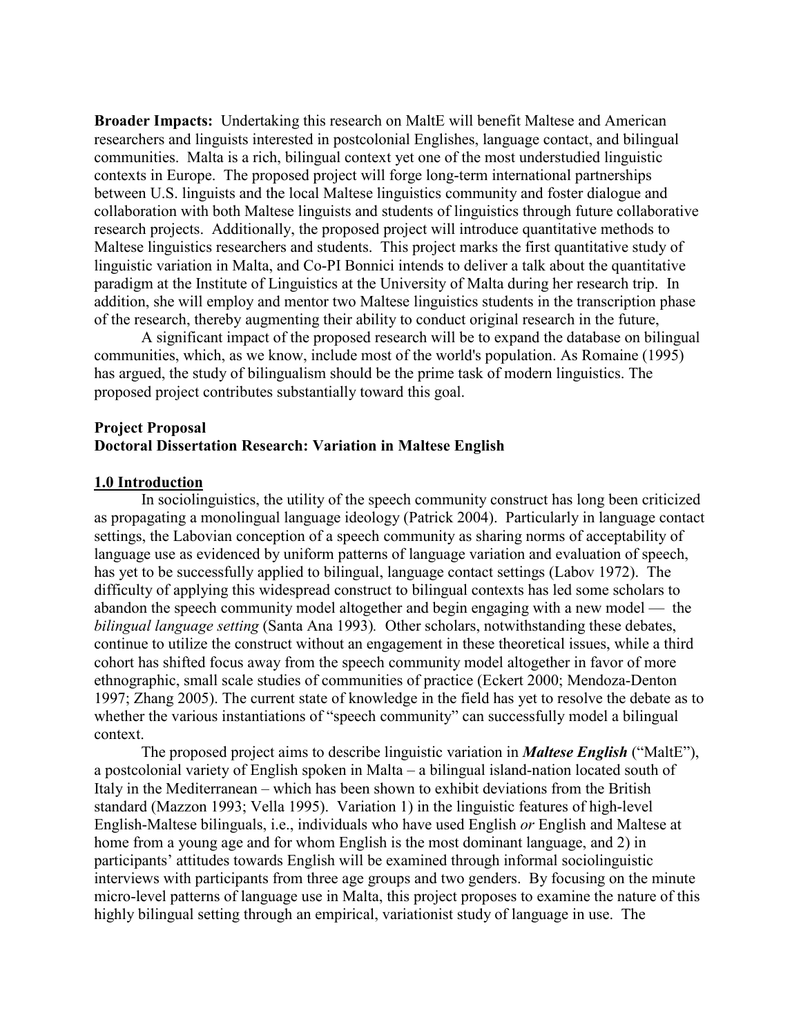**Broader Impacts:** Undertaking this research on MaltE will benefit Maltese and American researchers and linguists interested in postcolonial Englishes, language contact, and bilingual communities. Malta is a rich, bilingual context yet one of the most understudied linguistic contexts in Europe. The proposed project will forge long-term international partnerships between U.S. linguists and the local Maltese linguistics community and foster dialogue and collaboration with both Maltese linguists and students of linguistics through future collaborative research projects. Additionally, the proposed project will introduce quantitative methods to Maltese linguistics researchers and students. This project marks the first quantitative study of linguistic variation in Malta, and Co-PI Bonnici intends to deliver a talk about the quantitative paradigm at the Institute of Linguistics at the University of Malta during her research trip. In addition, she will employ and mentor two Maltese linguistics students in the transcription phase of the research, thereby augmenting their ability to conduct original research in the future,

A significant impact of the proposed research will be to expand the database on bilingual communities, which, as we know, include most of the world's population. As Romaine (1995) has argued, the study of bilingualism should be the prime task of modern linguistics. The proposed project contributes substantially toward this goal.

**Project Proposal**
**Doctoral Dissertation Research: Variation in Maltese English**

## 1.0 Introduction

In sociolinguistics, the utility of the speech community construct has long been criticized as propagating a monolingual language ideology (Patrick 2004). Particularly in language contact settings, the Labovian conception of a speech community as sharing norms of acceptability of language use as evidenced by uniform patterns of language variation and evaluation of speech, has yet to be successfully applied to bilingual, language contact settings (Labov 1972). The difficulty of applying this widespread construct to bilingual contexts has led some scholars to abandon the speech community model altogether and begin engaging with a new model — the *bilingual language setting* (Santa Ana 1993). Other scholars, notwithstanding these debates, continue to utilize the construct without an engagement in these theoretical issues, while a third cohort has shifted focus away from the speech community model altogether in favor of more ethnographic, small scale studies of communities of practice (Eckert 2000; Mendoza-Denton 1997; Zhang 2005). The current state of knowledge in the field has yet to resolve the debate as to whether the various instantiations of "speech community" can successfully model a bilingual context.

The proposed project aims to describe linguistic variation in ***Maltese English*** ("MaltE"), a postcolonial variety of English spoken in Malta – a bilingual island-nation located south of Italy in the Mediterranean – which has been shown to exhibit deviations from the British standard (Mazzon 1993; Vella 1995). Variation 1) in the linguistic features of high-level English-Maltese bilinguals, i.e., individuals who have used English *or* English and Maltese at home from a young age and for whom English is the most dominant language, and 2) in participants' attitudes towards English will be examined through informal sociolinguistic interviews with participants from three age groups and two genders. By focusing on the minute micro-level patterns of language use in Malta, this project proposes to examine the nature of this highly bilingual setting through an empirical, variationist study of language in use. The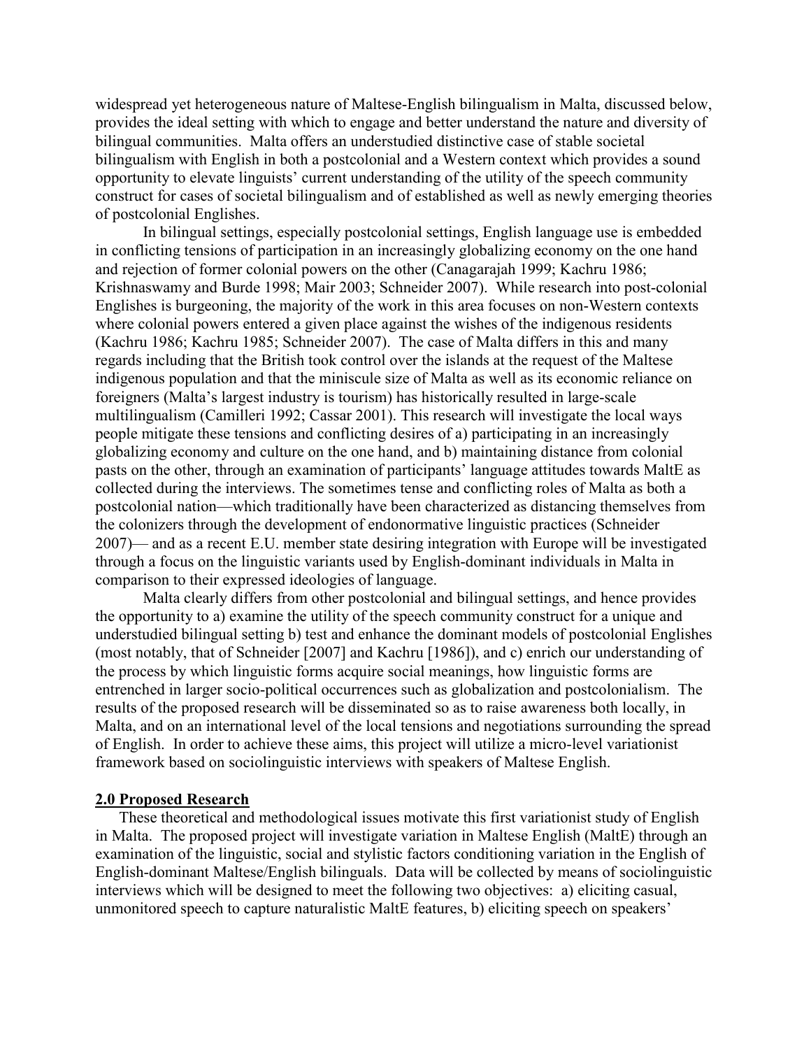widespread yet heterogeneous nature of Maltese-English bilingualism in Malta, discussed below, provides the ideal setting with which to engage and better understand the nature and diversity of bilingual communities. Malta offers an understudied distinctive case of stable societal bilingualism with English in both a postcolonial and a Western context which provides a sound opportunity to elevate linguists' current understanding of the utility of the speech community construct for cases of societal bilingualism and of established as well as newly emerging theories of postcolonial Englishes.

In bilingual settings, especially postcolonial settings, English language use is embedded in conflicting tensions of participation in an increasingly globalizing economy on the one hand and rejection of former colonial powers on the other (Canagarajah 1999; Kachru 1986; Krishnaswamy and Burde 1998; Mair 2003; Schneider 2007). While research into post-colonial Englishes is burgeoning, the majority of the work in this area focuses on non-Western contexts where colonial powers entered a given place against the wishes of the indigenous residents (Kachru 1986; Kachru 1985; Schneider 2007). The case of Malta differs in this and many regards including that the British took control over the islands at the request of the Maltese indigenous population and that the miniscule size of Malta as well as its economic reliance on foreigners (Malta's largest industry is tourism) has historically resulted in large-scale multilingualism (Camilleri 1992; Cassar 2001). This research will investigate the local ways people mitigate these tensions and conflicting desires of a) participating in an increasingly globalizing economy and culture on the one hand, and b) maintaining distance from colonial pasts on the other, through an examination of participants' language attitudes towards MaltE as collected during the interviews. The sometimes tense and conflicting roles of Malta as both a postcolonial nation—which traditionally have been characterized as distancing themselves from the colonizers through the development of endonormative linguistic practices (Schneider 2007)— and as a recent E.U. member state desiring integration with Europe will be investigated through a focus on the linguistic variants used by English-dominant individuals in Malta in comparison to their expressed ideologies of language.

Malta clearly differs from other postcolonial and bilingual settings, and hence provides the opportunity to a) examine the utility of the speech community construct for a unique and understudied bilingual setting b) test and enhance the dominant models of postcolonial Englishes (most notably, that of Schneider [2007] and Kachru [1986]), and c) enrich our understanding of the process by which linguistic forms acquire social meanings, how linguistic forms are entrenched in larger socio-political occurrences such as globalization and postcolonialism. The results of the proposed research will be disseminated so as to raise awareness both locally, in Malta, and on an international level of the local tensions and negotiations surrounding the spread of English. In order to achieve these aims, this project will utilize a micro-level variationist framework based on sociolinguistic interviews with speakers of Maltese English.

## 2.0 Proposed Research

These theoretical and methodological issues motivate this first variationist study of English in Malta. The proposed project will investigate variation in Maltese English (MaltE) through an examination of the linguistic, social and stylistic factors conditioning variation in the English of English-dominant Maltese/English bilinguals. Data will be collected by means of sociolinguistic interviews which will be designed to meet the following two objectives: a) eliciting casual, unmonitored speech to capture naturalistic MaltE features, b) eliciting speech on speakers'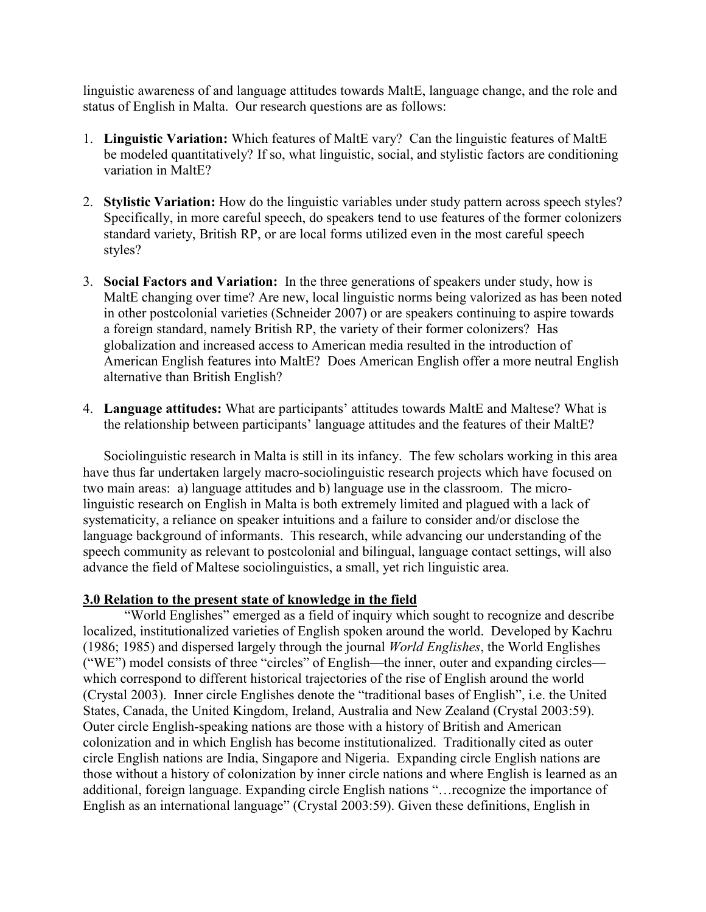linguistic awareness of and language attitudes towards MaltE, language change, and the role and status of English in Malta. Our research questions are as follows:

1. **Linguistic Variation:** Which features of MaltE vary? Can the linguistic features of MaltE be modeled quantitatively? If so, what linguistic, social, and stylistic factors are conditioning variation in MaltE?

2. **Stylistic Variation:** How do the linguistic variables under study pattern across speech styles? Specifically, in more careful speech, do speakers tend to use features of the former colonizers standard variety, British RP, or are local forms utilized even in the most careful speech styles?

3. **Social Factors and Variation:** In the three generations of speakers under study, how is MaltE changing over time? Are new, local linguistic norms being valorized as has been noted in other postcolonial varieties (Schneider 2007) or are speakers continuing to aspire towards a foreign standard, namely British RP, the variety of their former colonizers? Has globalization and increased access to American media resulted in the introduction of American English features into MaltE? Does American English offer a more neutral English alternative than British English?

4. **Language attitudes:** What are participants' attitudes towards MaltE and Maltese? What is the relationship between participants' language attitudes and the features of their MaltE?

Sociolinguistic research in Malta is still in its infancy. The few scholars working in this area have thus far undertaken largely macro-sociolinguistic research projects which have focused on two main areas: a) language attitudes and b) language use in the classroom. The micro-linguistic research on English in Malta is both extremely limited and plagued with a lack of systematicity, a reliance on speaker intuitions and a failure to consider and/or disclose the language background of informants. This research, while advancing our understanding of the speech community as relevant to postcolonial and bilingual, language contact settings, will also advance the field of Maltese sociolinguistics, a small, yet rich linguistic area.

## 3.0 Relation to the present state of knowledge in the field

"World Englishes" emerged as a field of inquiry which sought to recognize and describe localized, institutionalized varieties of English spoken around the world. Developed by Kachru (1986; 1985) and dispersed largely through the journal *World Englishes*, the World Englishes ("WE") model consists of three "circles" of English—the inner, outer and expanding circles—which correspond to different historical trajectories of the rise of English around the world (Crystal 2003). Inner circle Englishes denote the "traditional bases of English", i.e. the United States, Canada, the United Kingdom, Ireland, Australia and New Zealand (Crystal 2003:59). Outer circle English-speaking nations are those with a history of British and American colonization and in which English has become institutionalized. Traditionally cited as outer circle English nations are India, Singapore and Nigeria. Expanding circle English nations are those without a history of colonization by inner circle nations and where English is learned as an additional, foreign language. Expanding circle English nations "…recognize the importance of English as an international language" (Crystal 2003:59). Given these definitions, English in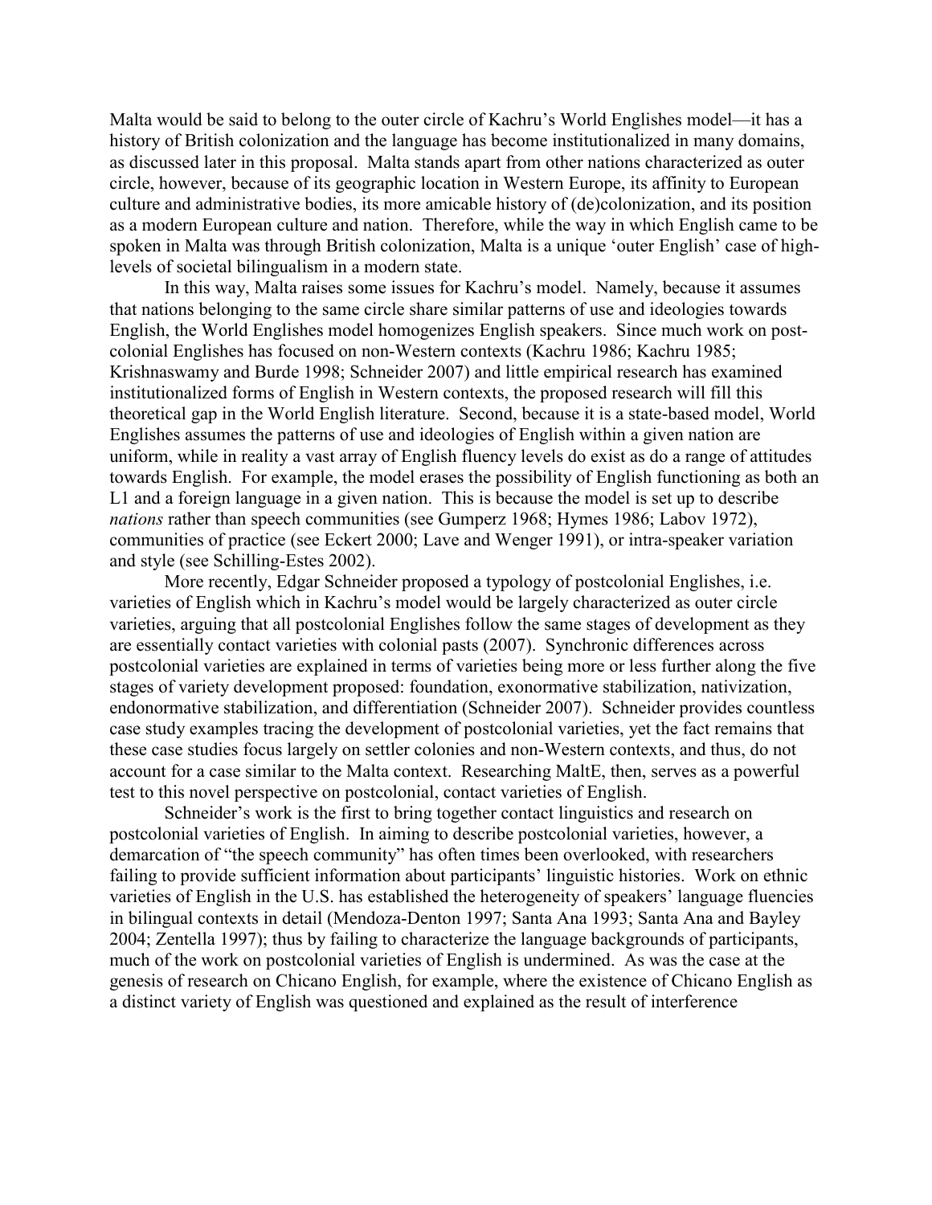Malta would be said to belong to the outer circle of Kachru's World Englishes model—it has a history of British colonization and the language has become institutionalized in many domains, as discussed later in this proposal. Malta stands apart from other nations characterized as outer circle, however, because of its geographic location in Western Europe, its affinity to European culture and administrative bodies, its more amicable history of (de)colonization, and its position as a modern European culture and nation. Therefore, while the way in which English came to be spoken in Malta was through British colonization, Malta is a unique 'outer English' case of high-levels of societal bilingualism in a modern state.

In this way, Malta raises some issues for Kachru's model. Namely, because it assumes that nations belonging to the same circle share similar patterns of use and ideologies towards English, the World Englishes model homogenizes English speakers. Since much work on post-colonial Englishes has focused on non-Western contexts (Kachru 1986; Kachru 1985; Krishnaswamy and Burde 1998; Schneider 2007) and little empirical research has examined institutionalized forms of English in Western contexts, the proposed research will fill this theoretical gap in the World English literature. Second, because it is a state-based model, World Englishes assumes the patterns of use and ideologies of English within a given nation are uniform, while in reality a vast array of English fluency levels do exist as do a range of attitudes towards English. For example, the model erases the possibility of English functioning as both an L1 and a foreign language in a given nation. This is because the model is set up to describe *nations* rather than speech communities (see Gumperz 1968; Hymes 1986; Labov 1972), communities of practice (see Eckert 2000; Lave and Wenger 1991), or intra-speaker variation and style (see Schilling-Estes 2002).

More recently, Edgar Schneider proposed a typology of postcolonial Englishes, i.e. varieties of English which in Kachru's model would be largely characterized as outer circle varieties, arguing that all postcolonial Englishes follow the same stages of development as they are essentially contact varieties with colonial pasts (2007). Synchronic differences across postcolonial varieties are explained in terms of varieties being more or less further along the five stages of variety development proposed: foundation, exonormative stabilization, nativization, endonormative stabilization, and differentiation (Schneider 2007). Schneider provides countless case study examples tracing the development of postcolonial varieties, yet the fact remains that these case studies focus largely on settler colonies and non-Western contexts, and thus, do not account for a case similar to the Malta context. Researching MaltE, then, serves as a powerful test to this novel perspective on postcolonial, contact varieties of English.

Schneider's work is the first to bring together contact linguistics and research on postcolonial varieties of English. In aiming to describe postcolonial varieties, however, a demarcation of "the speech community" has often times been overlooked, with researchers failing to provide sufficient information about participants' linguistic histories. Work on ethnic varieties of English in the U.S. has established the heterogeneity of speakers' language fluencies in bilingual contexts in detail (Mendoza-Denton 1997; Santa Ana 1993; Santa Ana and Bayley 2004; Zentella 1997); thus by failing to characterize the language backgrounds of participants, much of the work on postcolonial varieties of English is undermined. As was the case at the genesis of research on Chicano English, for example, where the existence of Chicano English as a distinct variety of English was questioned and explained as the result of interference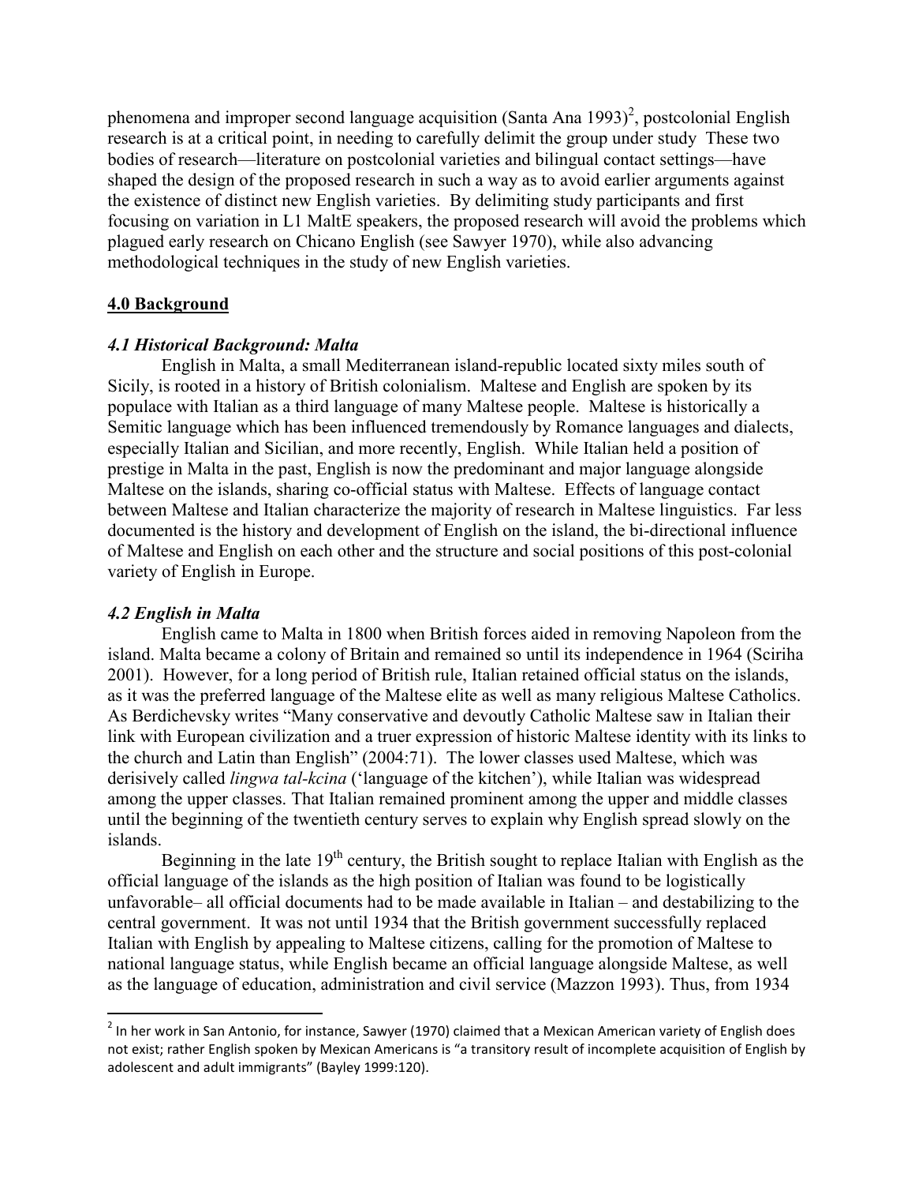phenomena and improper second language acquisition (Santa Ana 1993)[2], postcolonial English research is at a critical point, in needing to carefully delimit the group under study These two bodies of research—literature on postcolonial varieties and bilingual contact settings—have shaped the design of the proposed research in such a way as to avoid earlier arguments against the existence of distinct new English varieties. By delimiting study participants and first focusing on variation in L1 MaltE speakers, the proposed research will avoid the problems which plagued early research on Chicano English (see Sawyer 1970), while also advancing methodological techniques in the study of new English varieties.

## 4.0 Background

### *4.1 Historical Background: Malta*

English in Malta, a small Mediterranean island-republic located sixty miles south of Sicily, is rooted in a history of British colonialism. Maltese and English are spoken by its populace with Italian as a third language of many Maltese people. Maltese is historically a Semitic language which has been influenced tremendously by Romance languages and dialects, especially Italian and Sicilian, and more recently, English. While Italian held a position of prestige in Malta in the past, English is now the predominant and major language alongside Maltese on the islands, sharing co-official status with Maltese. Effects of language contact between Maltese and Italian characterize the majority of research in Maltese linguistics. Far less documented is the history and development of English on the island, the bi-directional influence of Maltese and English on each other and the structure and social positions of this post-colonial variety of English in Europe.

### *4.2 English in Malta*

English came to Malta in 1800 when British forces aided in removing Napoleon from the island. Malta became a colony of Britain and remained so until its independence in 1964 (Sciriha 2001). However, for a long period of British rule, Italian retained official status on the islands, as it was the preferred language of the Maltese elite as well as many religious Maltese Catholics. As Berdichevsky writes "Many conservative and devoutly Catholic Maltese saw in Italian their link with European civilization and a truer expression of historic Maltese identity with its links to the church and Latin than English" (2004:71). The lower classes used Maltese, which was derisively called *lingwa tal-kcina* ('language of the kitchen'), while Italian was widespread among the upper classes. That Italian remained prominent among the upper and middle classes until the beginning of the twentieth century serves to explain why English spread slowly on the islands.

Beginning in the late 19th century, the British sought to replace Italian with English as the official language of the islands as the high position of Italian was found to be logistically unfavorable– all official documents had to be made available in Italian – and destabilizing to the central government. It was not until 1934 that the British government successfully replaced Italian with English by appealing to Maltese citizens, calling for the promotion of Maltese to national language status, while English became an official language alongside Maltese, as well as the language of education, administration and civil service (Mazzon 1993). Thus, from 1934

---

[2] In her work in San Antonio, for instance, Sawyer (1970) claimed that a Mexican American variety of English does not exist; rather English spoken by Mexican Americans is "a transitory result of incomplete acquisition of English by adolescent and adult immigrants" (Bayley 1999:120).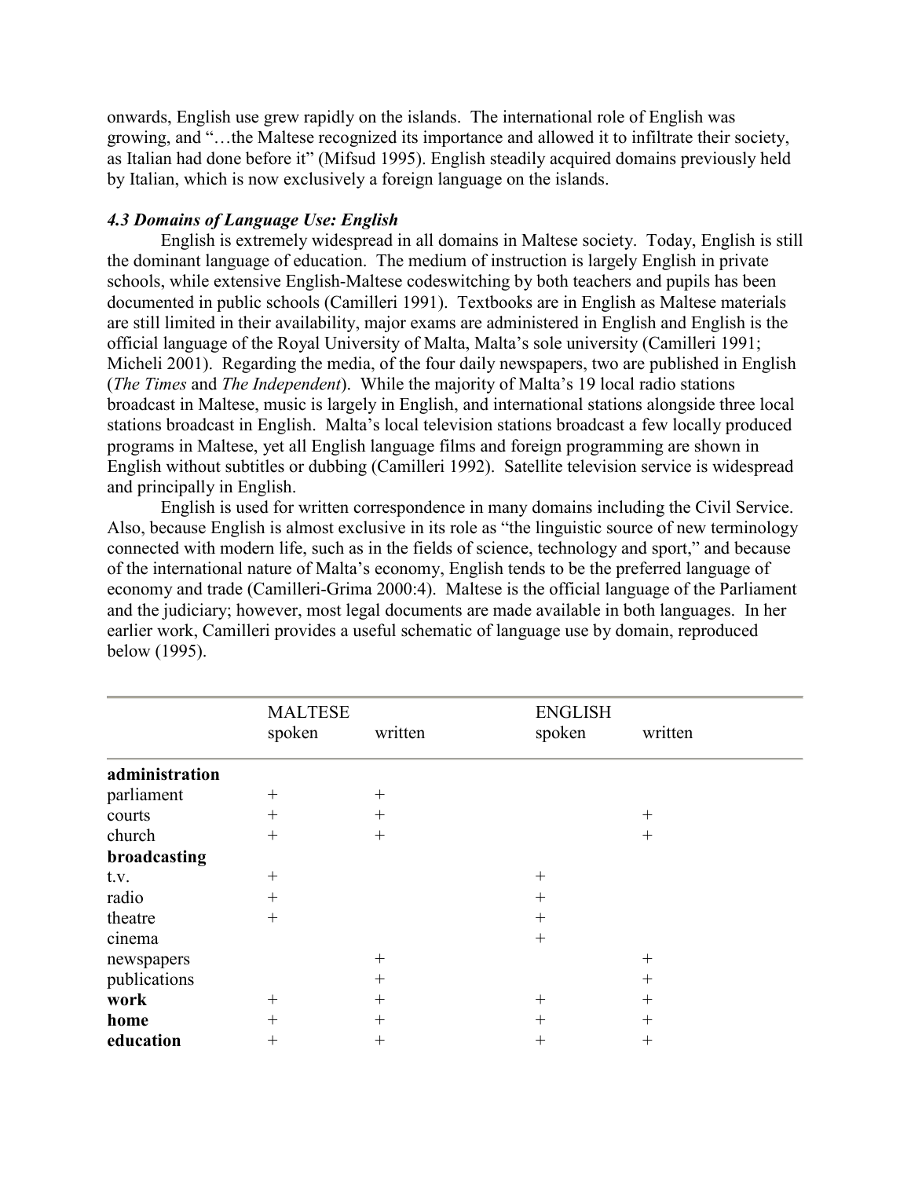onwards, English use grew rapidly on the islands. The international role of English was growing, and "…the Maltese recognized its importance and allowed it to infiltrate their society, as Italian had done before it" (Mifsud 1995). English steadily acquired domains previously held by Italian, which is now exclusively a foreign language on the islands.

### *4.3 Domains of Language Use: English*

English is extremely widespread in all domains in Maltese society. Today, English is still the dominant language of education. The medium of instruction is largely English in private schools, while extensive English-Maltese codeswitching by both teachers and pupils has been documented in public schools (Camilleri 1991). Textbooks are in English as Maltese materials are still limited in their availability, major exams are administered in English and English is the official language of the Royal University of Malta, Malta's sole university (Camilleri 1991; Micheli 2001). Regarding the media, of the four daily newspapers, two are published in English (*The Times* and *The Independent*). While the majority of Malta's 19 local radio stations broadcast in Maltese, music is largely in English, and international stations alongside three local stations broadcast in English. Malta's local television stations broadcast a few locally produced programs in Maltese, yet all English language films and foreign programming are shown in English without subtitles or dubbing (Camilleri 1992). Satellite television service is widespread and principally in English.

English is used for written correspondence in many domains including the Civil Service. Also, because English is almost exclusive in its role as "the linguistic source of new terminology connected with modern life, such as in the fields of science, technology and sport," and because of the international nature of Malta's economy, English tends to be the preferred language of economy and trade (Camilleri-Grima 2000:4). Maltese is the official language of the Parliament and the judiciary; however, most legal documents are made available in both languages. In her earlier work, Camilleri provides a useful schematic of language use by domain, reproduced below (1995).

| | MALTESE | | ENGLISH | |
|---|---|---|---|---|
| | spoken | written | spoken | written |
| **administration** | | | | |
| parliament | + | + | | |
| courts | + | + | | + |
| church | + | + | | + |
| **broadcasting** | | | | |
| t.v. | + | | + | |
| radio | + | | + | |
| theatre | + | | + | |
| cinema | | | + | |
| newspapers | | + | | + |
| publications | | + | | + |
| **work** | + | + | + | + |
| **home** | + | + | + | + |
| **education** | + | + | + | + |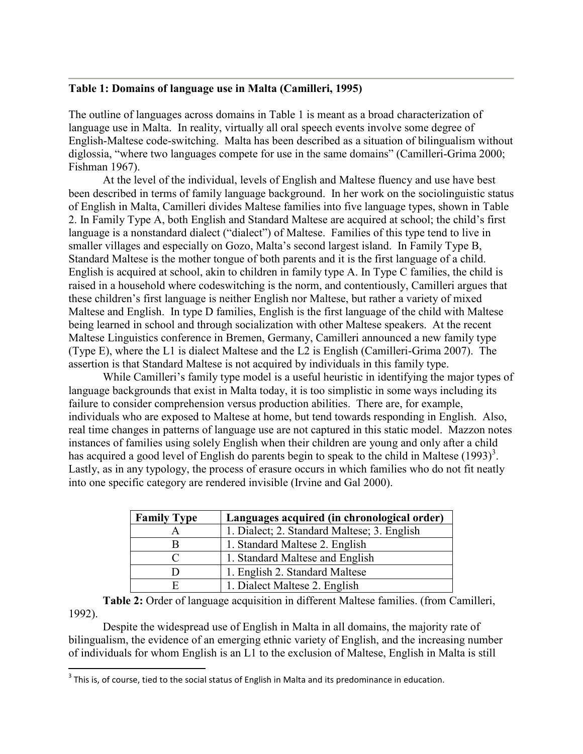**Table 1: Domains of language use in Malta (Camilleri, 1995)**

The outline of languages across domains in Table 1 is meant as a broad characterization of language use in Malta. In reality, virtually all oral speech events involve some degree of English-Maltese code-switching. Malta has been described as a situation of bilingualism without diglossia, "where two languages compete for use in the same domains" (Camilleri-Grima 2000; Fishman 1967).

At the level of the individual, levels of English and Maltese fluency and use have best been described in terms of family language background. In her work on the sociolinguistic status of English in Malta, Camilleri divides Maltese families into five language types, shown in Table 2. In Family Type A, both English and Standard Maltese are acquired at school; the child's first language is a nonstandard dialect ("dialect") of Maltese. Families of this type tend to live in smaller villages and especially on Gozo, Malta's second largest island. In Family Type B, Standard Maltese is the mother tongue of both parents and it is the first language of a child. English is acquired at school, akin to children in family type A. In Type C families, the child is raised in a household where codeswitching is the norm, and contentiously, Camilleri argues that these children's first language is neither English nor Maltese, but rather a variety of mixed Maltese and English. In type D families, English is the first language of the child with Maltese being learned in school and through socialization with other Maltese speakers. At the recent Maltese Linguistics conference in Bremen, Germany, Camilleri announced a new family type (Type E), where the L1 is dialect Maltese and the L2 is English (Camilleri-Grima 2007). The assertion is that Standard Maltese is not acquired by individuals in this family type.

While Camilleri's family type model is a useful heuristic in identifying the major types of language backgrounds that exist in Malta today, it is too simplistic in some ways including its failure to consider comprehension versus production abilities. There are, for example, individuals who are exposed to Maltese at home, but tend towards responding in English. Also, real time changes in patterns of language use are not captured in this static model. Mazzon notes instances of families using solely English when their children are young and only after a child has acquired a good level of English do parents begin to speak to the child in Maltese (1993)[3]. Lastly, as in any typology, the process of erasure occurs in which families who do not fit neatly into one specific category are rendered invisible (Irvine and Gal 2000).

| Family Type | Languages acquired (in chronological order) |
|---|---|
| A | 1. Dialect; 2. Standard Maltese; 3. English |
| B | 1. Standard Maltese 2. English |
| C | 1. Standard Maltese and English |
| D | 1. English 2. Standard Maltese |
| E | 1. Dialect Maltese 2. English |

**Table 2:** Order of language acquisition in different Maltese families. (from Camilleri, 1992).

Despite the widespread use of English in Malta in all domains, the majority rate of bilingualism, the evidence of an emerging ethnic variety of English, and the increasing number of individuals for whom English is an L1 to the exclusion of Maltese, English in Malta is still

[3] This is, of course, tied to the social status of English in Malta and its predominance in education.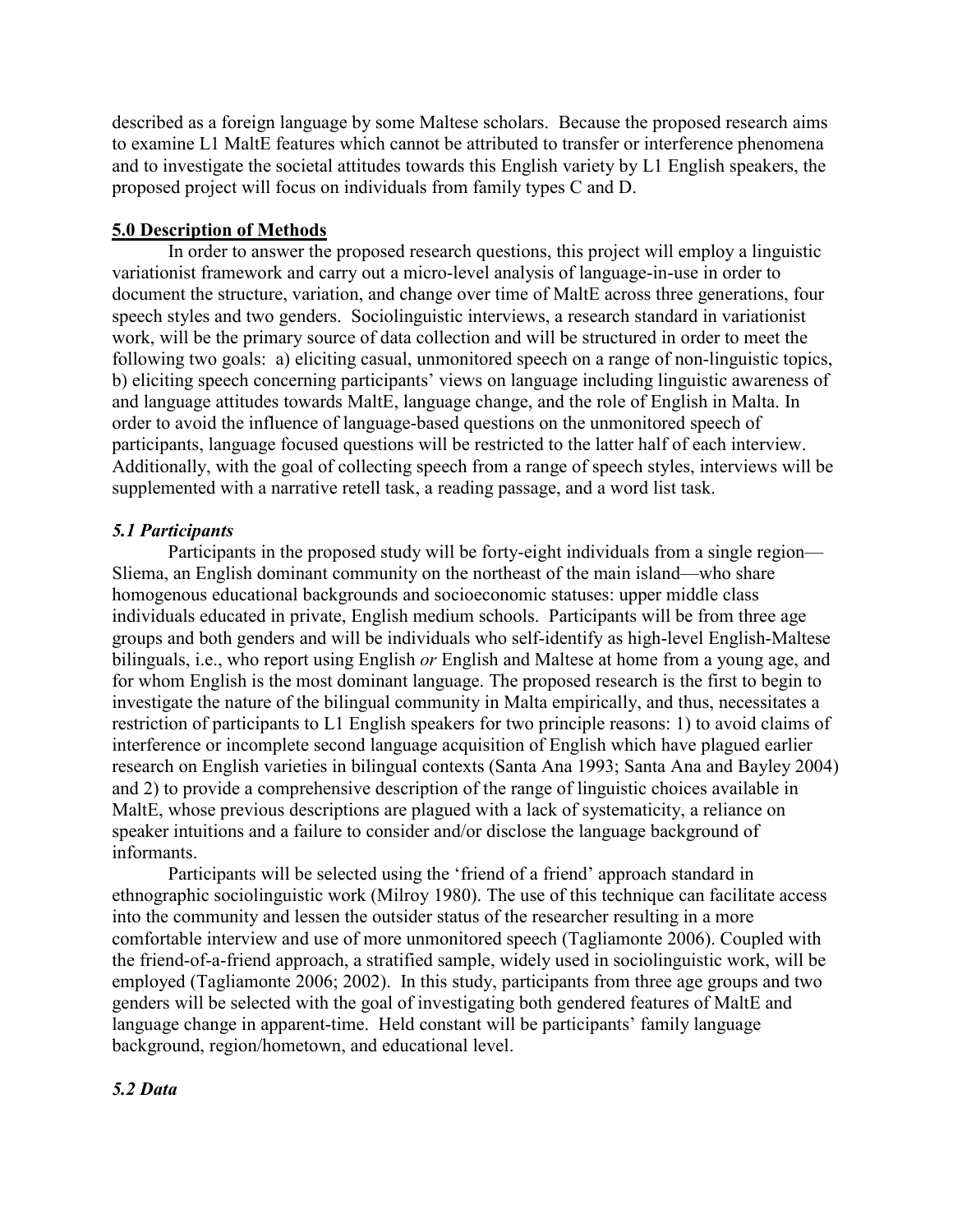described as a foreign language by some Maltese scholars. Because the proposed research aims to examine L1 MaltE features which cannot be attributed to transfer or interference phenomena and to investigate the societal attitudes towards this English variety by L1 English speakers, the proposed project will focus on individuals from family types C and D.

## 5.0 Description of Methods

In order to answer the proposed research questions, this project will employ a linguistic variationist framework and carry out a micro-level analysis of language-in-use in order to document the structure, variation, and change over time of MaltE across three generations, four speech styles and two genders. Sociolinguistic interviews, a research standard in variationist work, will be the primary source of data collection and will be structured in order to meet the following two goals: a) eliciting casual, unmonitored speech on a range of non-linguistic topics, b) eliciting speech concerning participants' views on language including linguistic awareness of and language attitudes towards MaltE, language change, and the role of English in Malta. In order to avoid the influence of language-based questions on the unmonitored speech of participants, language focused questions will be restricted to the latter half of each interview. Additionally, with the goal of collecting speech from a range of speech styles, interviews will be supplemented with a narrative retell task, a reading passage, and a word list task.

### *5.1 Participants*

Participants in the proposed study will be forty-eight individuals from a single region—Sliema, an English dominant community on the northeast of the main island—who share homogenous educational backgrounds and socioeconomic statuses: upper middle class individuals educated in private, English medium schools. Participants will be from three age groups and both genders and will be individuals who self-identify as high-level English-Maltese bilinguals, i.e., who report using English *or* English and Maltese at home from a young age, and for whom English is the most dominant language. The proposed research is the first to begin to investigate the nature of the bilingual community in Malta empirically, and thus, necessitates a restriction of participants to L1 English speakers for two principle reasons: 1) to avoid claims of interference or incomplete second language acquisition of English which have plagued earlier research on English varieties in bilingual contexts (Santa Ana 1993; Santa Ana and Bayley 2004) and 2) to provide a comprehensive description of the range of linguistic choices available in MaltE, whose previous descriptions are plagued with a lack of systematicity, a reliance on speaker intuitions and a failure to consider and/or disclose the language background of informants.

Participants will be selected using the 'friend of a friend' approach standard in ethnographic sociolinguistic work (Milroy 1980). The use of this technique can facilitate access into the community and lessen the outsider status of the researcher resulting in a more comfortable interview and use of more unmonitored speech (Tagliamonte 2006). Coupled with the friend-of-a-friend approach, a stratified sample, widely used in sociolinguistic work, will be employed (Tagliamonte 2006; 2002). In this study, participants from three age groups and two genders will be selected with the goal of investigating both gendered features of MaltE and language change in apparent-time. Held constant will be participants' family language background, region/hometown, and educational level.

### *5.2 Data*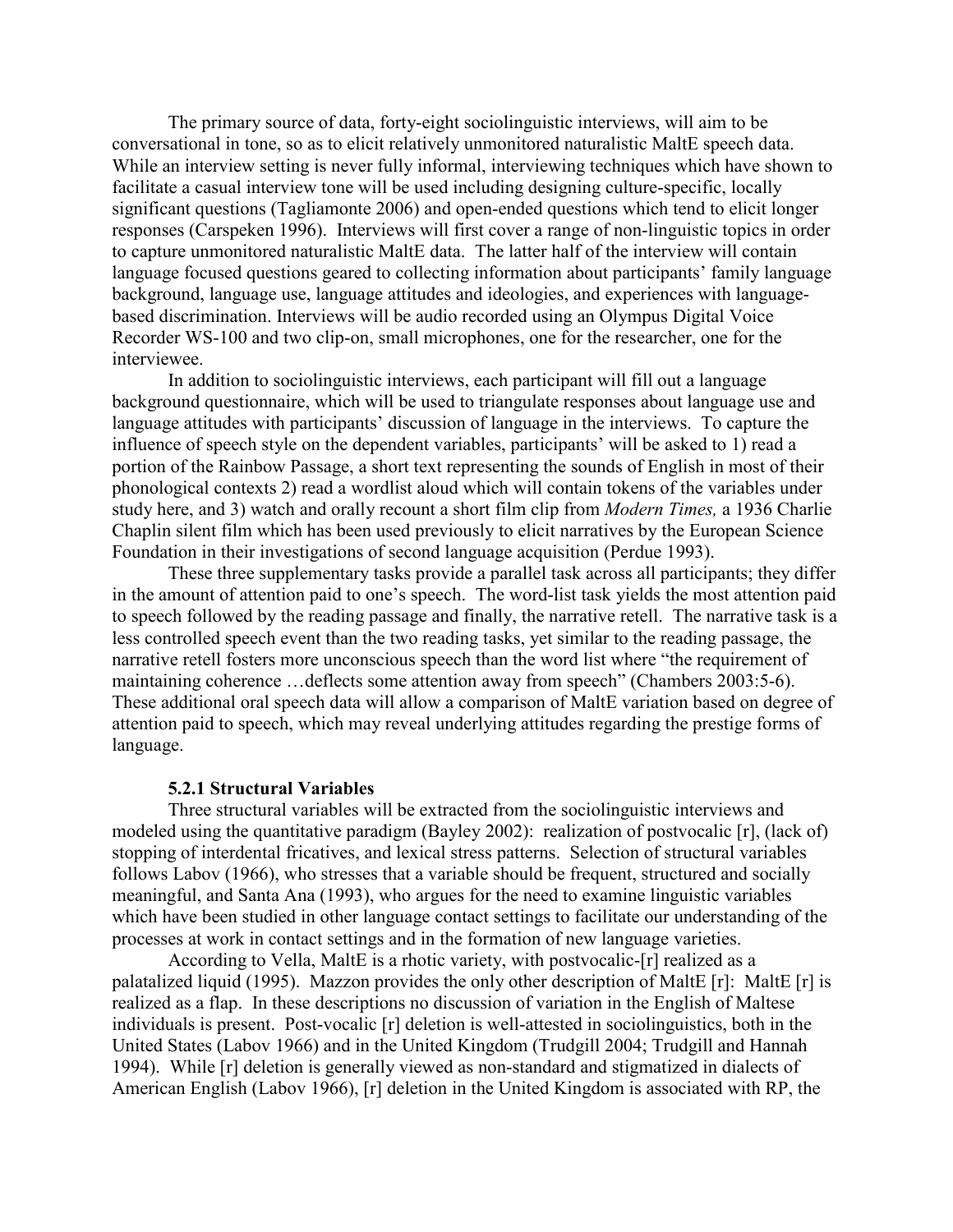The primary source of data, forty-eight sociolinguistic interviews, will aim to be conversational in tone, so as to elicit relatively unmonitored naturalistic MaltE speech data. While an interview setting is never fully informal, interviewing techniques which have shown to facilitate a casual interview tone will be used including designing culture-specific, locally significant questions (Tagliamonte 2006) and open-ended questions which tend to elicit longer responses (Carspeken 1996). Interviews will first cover a range of non-linguistic topics in order to capture unmonitored naturalistic MaltE data. The latter half of the interview will contain language focused questions geared to collecting information about participants' family language background, language use, language attitudes and ideologies, and experiences with language-based discrimination. Interviews will be audio recorded using an Olympus Digital Voice Recorder WS-100 and two clip-on, small microphones, one for the researcher, one for the interviewee.

In addition to sociolinguistic interviews, each participant will fill out a language background questionnaire, which will be used to triangulate responses about language use and language attitudes with participants' discussion of language in the interviews. To capture the influence of speech style on the dependent variables, participants' will be asked to 1) read a portion of the Rainbow Passage, a short text representing the sounds of English in most of their phonological contexts 2) read a wordlist aloud which will contain tokens of the variables under study here, and 3) watch and orally recount a short film clip from *Modern Times,* a 1936 Charlie Chaplin silent film which has been used previously to elicit narratives by the European Science Foundation in their investigations of second language acquisition (Perdue 1993).

These three supplementary tasks provide a parallel task across all participants; they differ in the amount of attention paid to one's speech. The word-list task yields the most attention paid to speech followed by the reading passage and finally, the narrative retell. The narrative task is a less controlled speech event than the two reading tasks, yet similar to the reading passage, the narrative retell fosters more unconscious speech than the word list where "the requirement of maintaining coherence …deflects some attention away from speech" (Chambers 2003:5-6). These additional oral speech data will allow a comparison of MaltE variation based on degree of attention paid to speech, which may reveal underlying attitudes regarding the prestige forms of language.

### 5.2.1 Structural Variables

Three structural variables will be extracted from the sociolinguistic interviews and modeled using the quantitative paradigm (Bayley 2002): realization of postvocalic [r], (lack of) stopping of interdental fricatives, and lexical stress patterns. Selection of structural variables follows Labov (1966), who stresses that a variable should be frequent, structured and socially meaningful, and Santa Ana (1993), who argues for the need to examine linguistic variables which have been studied in other language contact settings to facilitate our understanding of the processes at work in contact settings and in the formation of new language varieties.

According to Vella, MaltE is a rhotic variety, with postvocalic-[r] realized as a palatalized liquid (1995). Mazzon provides the only other description of MaltE [r]: MaltE [r] is realized as a flap. In these descriptions no discussion of variation in the English of Maltese individuals is present. Post-vocalic [r] deletion is well-attested in sociolinguistics, both in the United States (Labov 1966) and in the United Kingdom (Trudgill 2004; Trudgill and Hannah 1994). While [r] deletion is generally viewed as non-standard and stigmatized in dialects of American English (Labov 1966), [r] deletion in the United Kingdom is associated with RP, the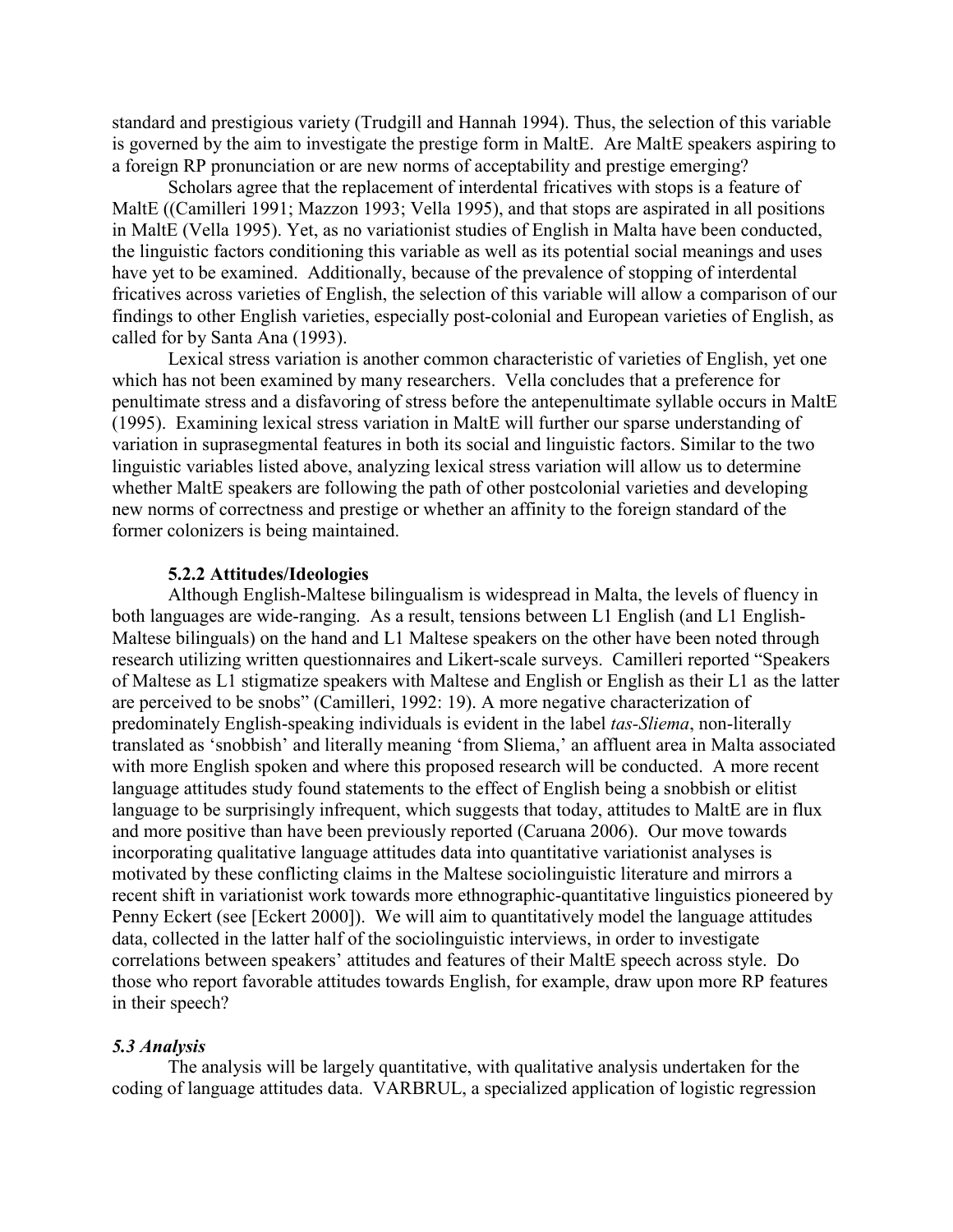standard and prestigious variety (Trudgill and Hannah 1994). Thus, the selection of this variable is governed by the aim to investigate the prestige form in MaltE. Are MaltE speakers aspiring to a foreign RP pronunciation or are new norms of acceptability and prestige emerging?

Scholars agree that the replacement of interdental fricatives with stops is a feature of MaltE ((Camilleri 1991; Mazzon 1993; Vella 1995), and that stops are aspirated in all positions in MaltE (Vella 1995). Yet, as no variationist studies of English in Malta have been conducted, the linguistic factors conditioning this variable as well as its potential social meanings and uses have yet to be examined. Additionally, because of the prevalence of stopping of interdental fricatives across varieties of English, the selection of this variable will allow a comparison of our findings to other English varieties, especially post-colonial and European varieties of English, as called for by Santa Ana (1993).

Lexical stress variation is another common characteristic of varieties of English, yet one which has not been examined by many researchers. Vella concludes that a preference for penultimate stress and a disfavoring of stress before the antepenultimate syllable occurs in MaltE (1995). Examining lexical stress variation in MaltE will further our sparse understanding of variation in suprasegmental features in both its social and linguistic factors. Similar to the two linguistic variables listed above, analyzing lexical stress variation will allow us to determine whether MaltE speakers are following the path of other postcolonial varieties and developing new norms of correctness and prestige or whether an affinity to the foreign standard of the former colonizers is being maintained.

#### 5.2.2 Attitudes/Ideologies

Although English-Maltese bilingualism is widespread in Malta, the levels of fluency in both languages are wide-ranging. As a result, tensions between L1 English (and L1 English-Maltese bilinguals) on the hand and L1 Maltese speakers on the other have been noted through research utilizing written questionnaires and Likert-scale surveys. Camilleri reported "Speakers of Maltese as L1 stigmatize speakers with Maltese and English or English as their L1 as the latter are perceived to be snobs" (Camilleri, 1992: 19). A more negative characterization of predominately English-speaking individuals is evident in the label *tas-Sliema*, non-literally translated as 'snobbish' and literally meaning 'from Sliema,' an affluent area in Malta associated with more English spoken and where this proposed research will be conducted. A more recent language attitudes study found statements to the effect of English being a snobbish or elitist language to be surprisingly infrequent, which suggests that today, attitudes to MaltE are in flux and more positive than have been previously reported (Caruana 2006). Our move towards incorporating qualitative language attitudes data into quantitative variationist analyses is motivated by these conflicting claims in the Maltese sociolinguistic literature and mirrors a recent shift in variationist work towards more ethnographic-quantitative linguistics pioneered by Penny Eckert (see [Eckert 2000]). We will aim to quantitatively model the language attitudes data, collected in the latter half of the sociolinguistic interviews, in order to investigate correlations between speakers' attitudes and features of their MaltE speech across style. Do those who report favorable attitudes towards English, for example, draw upon more RP features in their speech?

### *5.3 Analysis*

The analysis will be largely quantitative, with qualitative analysis undertaken for the coding of language attitudes data. VARBRUL, a specialized application of logistic regression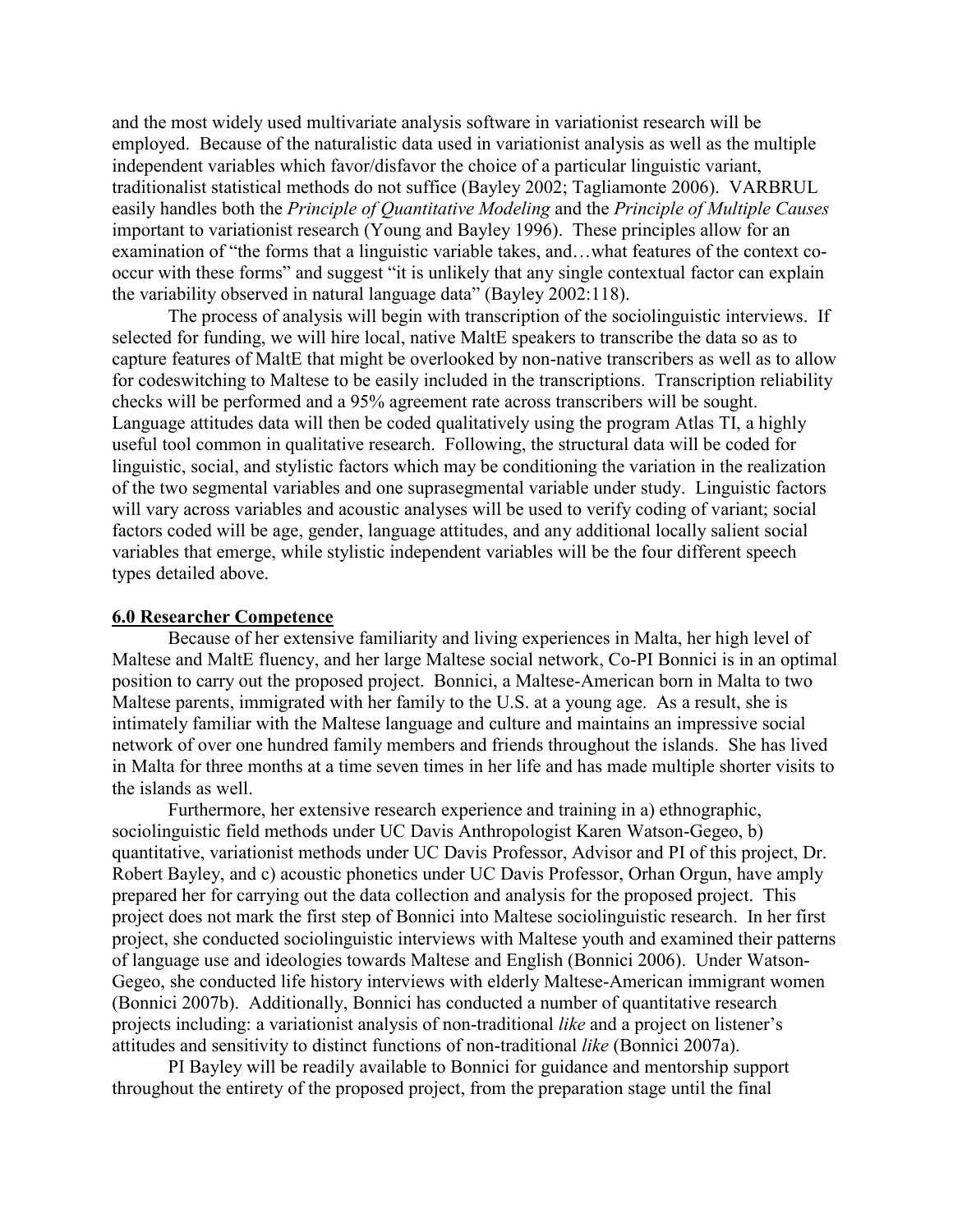and the most widely used multivariate analysis software in variationist research will be employed. Because of the naturalistic data used in variationist analysis as well as the multiple independent variables which favor/disfavor the choice of a particular linguistic variant, traditionalist statistical methods do not suffice (Bayley 2002; Tagliamonte 2006). VARBRUL easily handles both the *Principle of Quantitative Modeling* and the *Principle of Multiple Causes* important to variationist research (Young and Bayley 1996). These principles allow for an examination of "the forms that a linguistic variable takes, and…what features of the context co-occur with these forms" and suggest "it is unlikely that any single contextual factor can explain the variability observed in natural language data" (Bayley 2002:118).

The process of analysis will begin with transcription of the sociolinguistic interviews. If selected for funding, we will hire local, native MaltE speakers to transcribe the data so as to capture features of MaltE that might be overlooked by non-native transcribers as well as to allow for codeswitching to Maltese to be easily included in the transcriptions. Transcription reliability checks will be performed and a 95% agreement rate across transcribers will be sought. Language attitudes data will then be coded qualitatively using the program Atlas TI, a highly useful tool common in qualitative research. Following, the structural data will be coded for linguistic, social, and stylistic factors which may be conditioning the variation in the realization of the two segmental variables and one suprasegmental variable under study. Linguistic factors will vary across variables and acoustic analyses will be used to verify coding of variant; social factors coded will be age, gender, language attitudes, and any additional locally salient social variables that emerge, while stylistic independent variables will be the four different speech types detailed above.

## 6.0 Researcher Competence

Because of her extensive familiarity and living experiences in Malta, her high level of Maltese and MaltE fluency, and her large Maltese social network, Co-PI Bonnici is in an optimal position to carry out the proposed project. Bonnici, a Maltese-American born in Malta to two Maltese parents, immigrated with her family to the U.S. at a young age. As a result, she is intimately familiar with the Maltese language and culture and maintains an impressive social network of over one hundred family members and friends throughout the islands. She has lived in Malta for three months at a time seven times in her life and has made multiple shorter visits to the islands as well.

Furthermore, her extensive research experience and training in a) ethnographic, sociolinguistic field methods under UC Davis Anthropologist Karen Watson-Gegeo, b) quantitative, variationist methods under UC Davis Professor, Advisor and PI of this project, Dr. Robert Bayley, and c) acoustic phonetics under UC Davis Professor, Orhan Orgun, have amply prepared her for carrying out the data collection and analysis for the proposed project. This project does not mark the first step of Bonnici into Maltese sociolinguistic research. In her first project, she conducted sociolinguistic interviews with Maltese youth and examined their patterns of language use and ideologies towards Maltese and English (Bonnici 2006). Under Watson-Gegeo, she conducted life history interviews with elderly Maltese-American immigrant women (Bonnici 2007b). Additionally, Bonnici has conducted a number of quantitative research projects including: a variationist analysis of non-traditional *like* and a project on listener's attitudes and sensitivity to distinct functions of non-traditional *like* (Bonnici 2007a).

PI Bayley will be readily available to Bonnici for guidance and mentorship support throughout the entirety of the proposed project, from the preparation stage until the final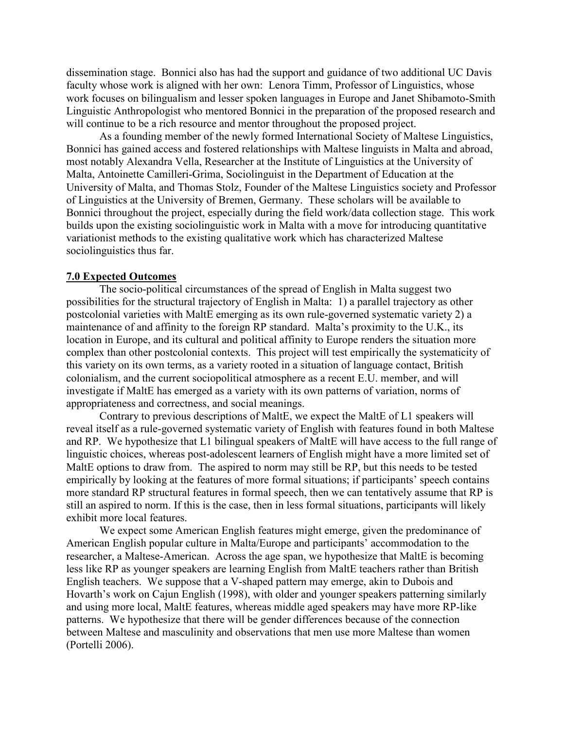dissemination stage. Bonnici also has had the support and guidance of two additional UC Davis faculty whose work is aligned with her own: Lenora Timm, Professor of Linguistics, whose work focuses on bilingualism and lesser spoken languages in Europe and Janet Shibamoto-Smith Linguistic Anthropologist who mentored Bonnici in the preparation of the proposed research and will continue to be a rich resource and mentor throughout the proposed project.

As a founding member of the newly formed International Society of Maltese Linguistics, Bonnici has gained access and fostered relationships with Maltese linguists in Malta and abroad, most notably Alexandra Vella, Researcher at the Institute of Linguistics at the University of Malta, Antoinette Camilleri-Grima, Sociolinguist in the Department of Education at the University of Malta, and Thomas Stolz, Founder of the Maltese Linguistics society and Professor of Linguistics at the University of Bremen, Germany. These scholars will be available to Bonnici throughout the project, especially during the field work/data collection stage. This work builds upon the existing sociolinguistic work in Malta with a move for introducing quantitative variationist methods to the existing qualitative work which has characterized Maltese sociolinguistics thus far.

## 7.0 Expected Outcomes

The socio-political circumstances of the spread of English in Malta suggest two possibilities for the structural trajectory of English in Malta: 1) a parallel trajectory as other postcolonial varieties with MaltE emerging as its own rule-governed systematic variety 2) a maintenance of and affinity to the foreign RP standard. Malta's proximity to the U.K., its location in Europe, and its cultural and political affinity to Europe renders the situation more complex than other postcolonial contexts. This project will test empirically the systematicity of this variety on its own terms, as a variety rooted in a situation of language contact, British colonialism, and the current sociopolitical atmosphere as a recent E.U. member, and will investigate if MaltE has emerged as a variety with its own patterns of variation, norms of appropriateness and correctness, and social meanings.

Contrary to previous descriptions of MaltE, we expect the MaltE of L1 speakers will reveal itself as a rule-governed systematic variety of English with features found in both Maltese and RP. We hypothesize that L1 bilingual speakers of MaltE will have access to the full range of linguistic choices, whereas post-adolescent learners of English might have a more limited set of MaltE options to draw from. The aspired to norm may still be RP, but this needs to be tested empirically by looking at the features of more formal situations; if participants' speech contains more standard RP structural features in formal speech, then we can tentatively assume that RP is still an aspired to norm. If this is the case, then in less formal situations, participants will likely exhibit more local features.

We expect some American English features might emerge, given the predominance of American English popular culture in Malta/Europe and participants' accommodation to the researcher, a Maltese-American. Across the age span, we hypothesize that MaltE is becoming less like RP as younger speakers are learning English from MaltE teachers rather than British English teachers. We suppose that a V-shaped pattern may emerge, akin to Dubois and Hovarth's work on Cajun English (1998), with older and younger speakers patterning similarly and using more local, MaltE features, whereas middle aged speakers may have more RP-like patterns. We hypothesize that there will be gender differences because of the connection between Maltese and masculinity and observations that men use more Maltese than women (Portelli 2006).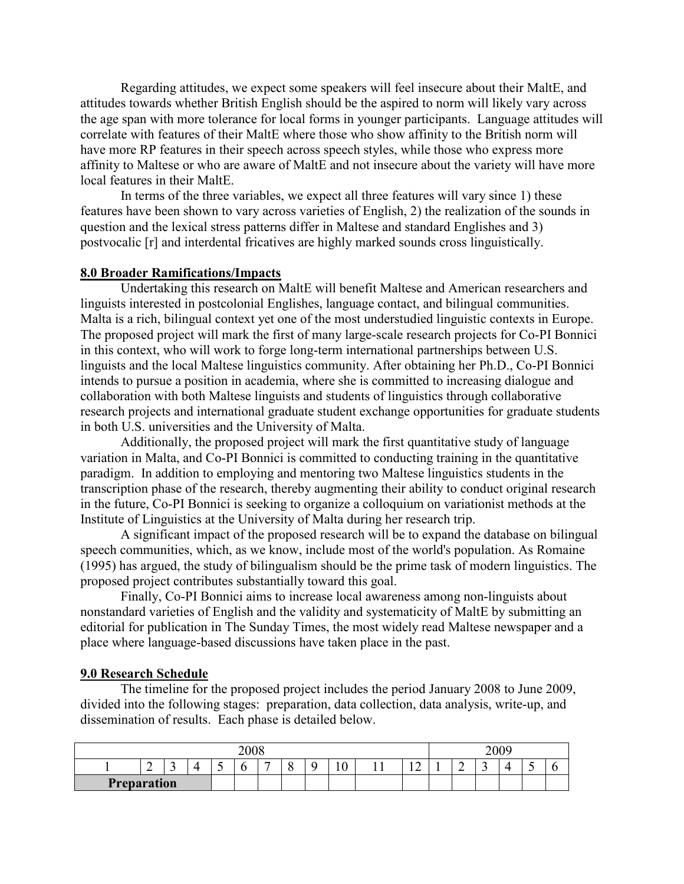Regarding attitudes, we expect some speakers will feel insecure about their MaltE, and attitudes towards whether British English should be the aspired to norm will likely vary across the age span with more tolerance for local forms in younger participants. Language attitudes will correlate with features of their MaltE where those who show affinity to the British norm will have more RP features in their speech across speech styles, while those who express more affinity to Maltese or who are aware of MaltE and not insecure about the variety will have more local features in their MaltE.

In terms of the three variables, we expect all three features will vary since 1) these features have been shown to vary across varieties of English, 2) the realization of the sounds in question and the lexical stress patterns differ in Maltese and standard Englishes and 3) postvocalic [r] and interdental fricatives are highly marked sounds cross linguistically.

## 8.0 Broader Ramifications/Impacts

Undertaking this research on MaltE will benefit Maltese and American researchers and linguists interested in postcolonial Englishes, language contact, and bilingual communities. Malta is a rich, bilingual context yet one of the most understudied linguistic contexts in Europe. The proposed project will mark the first of many large-scale research projects for Co-PI Bonnici in this context, who will work to forge long-term international partnerships between U.S. linguists and the local Maltese linguistics community. After obtaining her Ph.D., Co-PI Bonnici intends to pursue a position in academia, where she is committed to increasing dialogue and collaboration with both Maltese linguists and students of linguistics through collaborative research projects and international graduate student exchange opportunities for graduate students in both U.S. universities and the University of Malta.

Additionally, the proposed project will mark the first quantitative study of language variation in Malta, and Co-PI Bonnici is committed to conducting training in the quantitative paradigm. In addition to employing and mentoring two Maltese linguistics students in the transcription phase of the research, thereby augmenting their ability to conduct original research in the future, Co-PI Bonnici is seeking to organize a colloquium on variationist methods at the Institute of Linguistics at the University of Malta during her research trip.

A significant impact of the proposed research will be to expand the database on bilingual speech communities, which, as we know, include most of the world's population. As Romaine (1995) has argued, the study of bilingualism should be the prime task of modern linguistics. The proposed project contributes substantially toward this goal.

Finally, Co-PI Bonnici aims to increase local awareness among non-linguists about nonstandard varieties of English and the validity and systematicity of MaltE by submitting an editorial for publication in The Sunday Times, the most widely read Maltese newspaper and a place where language-based discussions have taken place in the past.

## 9.0 Research Schedule

The timeline for the proposed project includes the period January 2008 to June 2009, divided into the following stages: preparation, data collection, data analysis, write-up, and dissemination of results. Each phase is detailed below.

| 2008 | | | | | | | | | | | | 2009 | | | | | |
|---|---|---|---|---|---|---|---|---|---|---|---|---|---|---|---|---|---|
| 1 | 2 | 3 | 4 | 5 | 6 | 7 | 8 | 9 | 10 | 11 | 12 | 1 | 2 | 3 | 4 | 5 | 6 |
| **Preparation** | | | | | | | | | | | | | | | | | |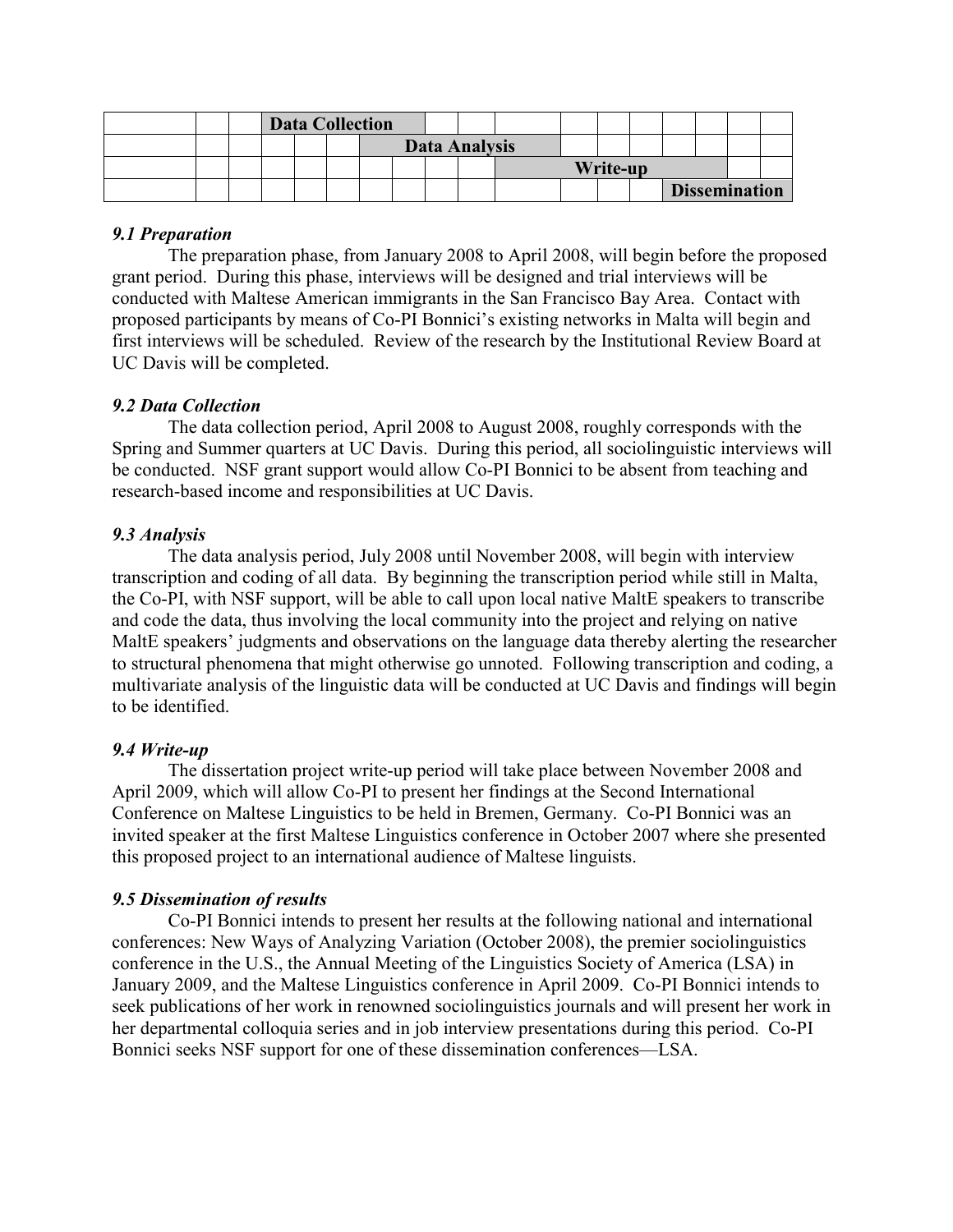| | | | Data Collection | | | | | | | | | | | | | | |
|---|---|---|---|---|---|---|---|---|---|---|---|---|---|---|---|---|---|
| | | | | | | Data Analysis | | | | | | | | | | | |
| | | | | | | | | | | Write-up | | | | | | | |
| | | | | | | | | | | | | | | Dissemination | | | |

### *9.1 Preparation*

The preparation phase, from January 2008 to April 2008, will begin before the proposed grant period. During this phase, interviews will be designed and trial interviews will be conducted with Maltese American immigrants in the San Francisco Bay Area. Contact with proposed participants by means of Co-PI Bonnici's existing networks in Malta will begin and first interviews will be scheduled. Review of the research by the Institutional Review Board at UC Davis will be completed.

### *9.2 Data Collection*

The data collection period, April 2008 to August 2008, roughly corresponds with the Spring and Summer quarters at UC Davis. During this period, all sociolinguistic interviews will be conducted. NSF grant support would allow Co-PI Bonnici to be absent from teaching and research-based income and responsibilities at UC Davis.

### *9.3 Analysis*

The data analysis period, July 2008 until November 2008, will begin with interview transcription and coding of all data. By beginning the transcription period while still in Malta, the Co-PI, with NSF support, will be able to call upon local native MaltE speakers to transcribe and code the data, thus involving the local community into the project and relying on native MaltE speakers' judgments and observations on the language data thereby alerting the researcher to structural phenomena that might otherwise go unnoted. Following transcription and coding, a multivariate analysis of the linguistic data will be conducted at UC Davis and findings will begin to be identified.

### *9.4 Write-up*

The dissertation project write-up period will take place between November 2008 and April 2009, which will allow Co-PI to present her findings at the Second International Conference on Maltese Linguistics to be held in Bremen, Germany. Co-PI Bonnici was an invited speaker at the first Maltese Linguistics conference in October 2007 where she presented this proposed project to an international audience of Maltese linguists.

### *9.5 Dissemination of results*

Co-PI Bonnici intends to present her results at the following national and international conferences: New Ways of Analyzing Variation (October 2008), the premier sociolinguistics conference in the U.S., the Annual Meeting of the Linguistics Society of America (LSA) in January 2009, and the Maltese Linguistics conference in April 2009. Co-PI Bonnici intends to seek publications of her work in renowned sociolinguistics journals and will present her work in her departmental colloquia series and in job interview presentations during this period. Co-PI Bonnici seeks NSF support for one of these dissemination conferences—LSA.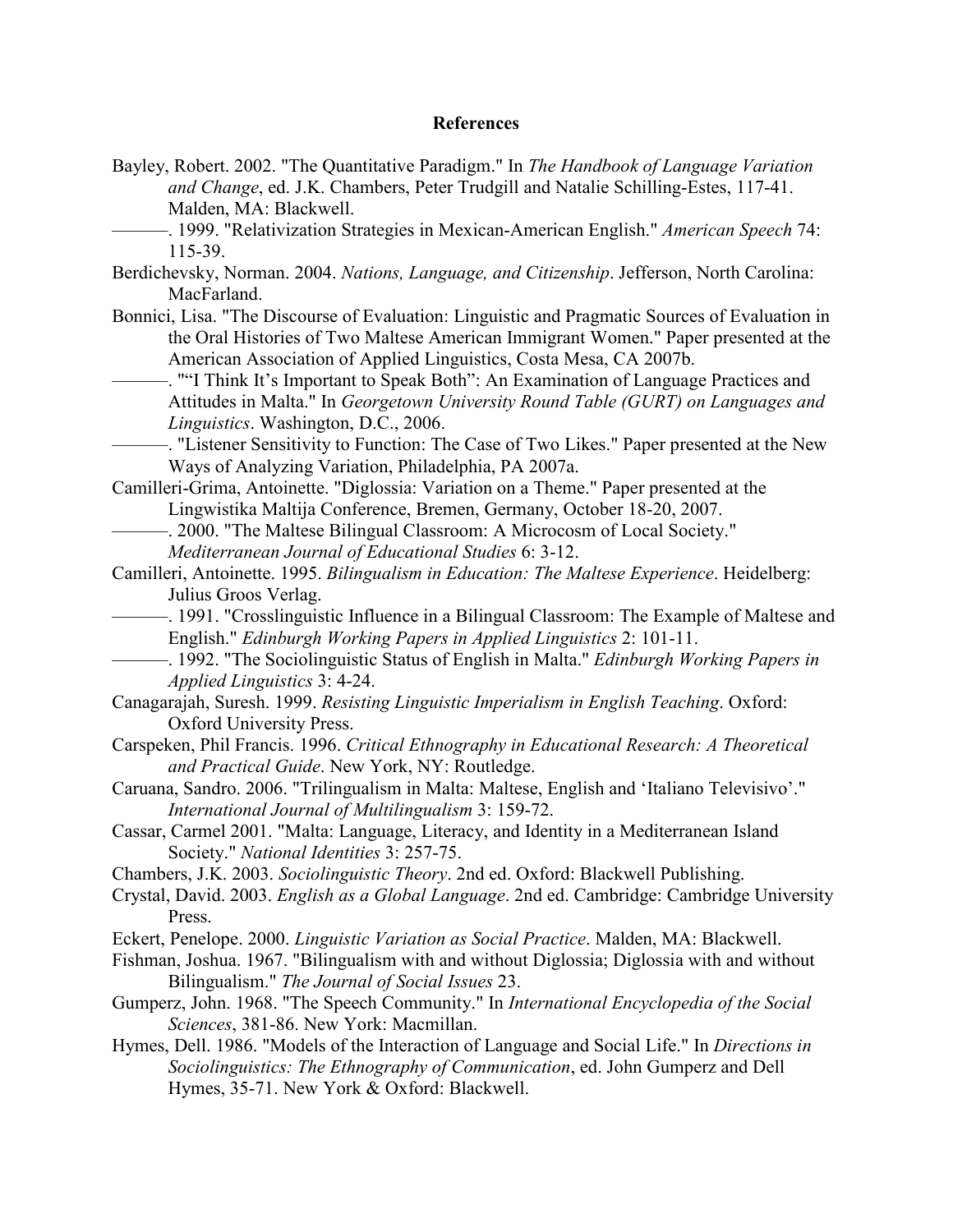## References

Bayley, Robert. 2002. "The Quantitative Paradigm." In *The Handbook of Language Variation and Change*, ed. J.K. Chambers, Peter Trudgill and Natalie Schilling-Estes, 117-41. Malden, MA: Blackwell.

———. 1999. "Relativization Strategies in Mexican-American English." *American Speech* 74: 115-39.

Berdichevsky, Norman. 2004. *Nations, Language, and Citizenship*. Jefferson, North Carolina: MacFarland.

Bonnici, Lisa. "The Discourse of Evaluation: Linguistic and Pragmatic Sources of Evaluation in the Oral Histories of Two Maltese American Immigrant Women." Paper presented at the American Association of Applied Linguistics, Costa Mesa, CA 2007b.

———. ""I Think It's Important to Speak Both": An Examination of Language Practices and Attitudes in Malta." In *Georgetown University Round Table (GURT) on Languages and Linguistics*. Washington, D.C., 2006.

———. "Listener Sensitivity to Function: The Case of Two Likes." Paper presented at the New Ways of Analyzing Variation, Philadelphia, PA 2007a.

Camilleri-Grima, Antoinette. "Diglossia: Variation on a Theme." Paper presented at the Lingwistika Maltija Conference, Bremen, Germany, October 18-20, 2007.

———. 2000. "The Maltese Bilingual Classroom: A Microcosm of Local Society." *Mediterranean Journal of Educational Studies* 6: 3-12.

Camilleri, Antoinette. 1995. *Bilingualism in Education: The Maltese Experience*. Heidelberg: Julius Groos Verlag.

———. 1991. "Crosslinguistic Influence in a Bilingual Classroom: The Example of Maltese and English." *Edinburgh Working Papers in Applied Linguistics* 2: 101-11.

———. 1992. "The Sociolinguistic Status of English in Malta." *Edinburgh Working Papers in Applied Linguistics* 3: 4-24.

Canagarajah, Suresh. 1999. *Resisting Linguistic Imperialism in English Teaching*. Oxford: Oxford University Press.

Carspeken, Phil Francis. 1996. *Critical Ethnography in Educational Research: A Theoretical and Practical Guide*. New York, NY: Routledge.

Caruana, Sandro. 2006. "Trilingualism in Malta: Maltese, English and 'Italiano Televisivo'." *International Journal of Multilingualism* 3: 159-72.

Cassar, Carmel 2001. "Malta: Language, Literacy, and Identity in a Mediterranean Island Society." *National Identities* 3: 257-75.

Chambers, J.K. 2003. *Sociolinguistic Theory*. 2nd ed. Oxford: Blackwell Publishing.

Crystal, David. 2003. *English as a Global Language*. 2nd ed. Cambridge: Cambridge University Press.

Eckert, Penelope. 2000. *Linguistic Variation as Social Practice*. Malden, MA: Blackwell.

Fishman, Joshua. 1967. "Bilingualism with and without Diglossia; Diglossia with and without Bilingualism." *The Journal of Social Issues* 23.

Gumperz, John. 1968. "The Speech Community." In *International Encyclopedia of the Social Sciences*, 381-86. New York: Macmillan.

Hymes, Dell. 1986. "Models of the Interaction of Language and Social Life." In *Directions in Sociolinguistics: The Ethnography of Communication*, ed. John Gumperz and Dell Hymes, 35-71. New York & Oxford: Blackwell.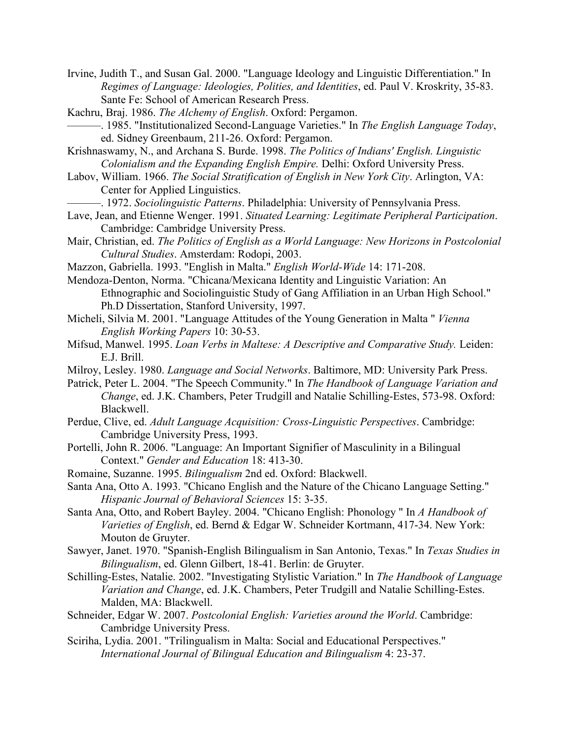Irvine, Judith T., and Susan Gal. 2000. "Language Ideology and Linguistic Differentiation." In *Regimes of Language: Ideologies, Polities, and Identities*, ed. Paul V. Kroskrity, 35-83. Sante Fe: School of American Research Press.

Kachru, Braj. 1986. *The Alchemy of English*. Oxford: Pergamon.

———. 1985. "Institutionalized Second-Language Varieties." In *The English Language Today*, ed. Sidney Greenbaum, 211-26. Oxford: Pergamon.

Krishnaswamy, N., and Archana S. Burde. 1998. *The Politics of Indians' English. Linguistic Colonialism and the Expanding English Empire.* Delhi: Oxford University Press.

Labov, William. 1966. *The Social Stratification of English in New York City*. Arlington, VA: Center for Applied Linguistics.

———. 1972. *Sociolinguistic Patterns*. Philadelphia: University of Pennsylvania Press.

Lave, Jean, and Etienne Wenger. 1991. *Situated Learning: Legitimate Peripheral Participation*. Cambridge: Cambridge University Press.

Mair, Christian, ed. *The Politics of English as a World Language: New Horizons in Postcolonial Cultural Studies*. Amsterdam: Rodopi, 2003.

Mazzon, Gabriella. 1993. "English in Malta." *English World-Wide* 14: 171-208.

Mendoza-Denton, Norma. "Chicana/Mexicana Identity and Linguistic Variation: An Ethnographic and Sociolinguistic Study of Gang Affiliation in an Urban High School." Ph.D Dissertation, Stanford University, 1997.

Micheli, Silvia M. 2001. "Language Attitudes of the Young Generation in Malta " *Vienna English Working Papers* 10: 30-53.

Mifsud, Manwel. 1995. *Loan Verbs in Maltese: A Descriptive and Comparative Study.* Leiden: E.J. Brill.

Milroy, Lesley. 1980. *Language and Social Networks*. Baltimore, MD: University Park Press.

Patrick, Peter L. 2004. "The Speech Community." In *The Handbook of Language Variation and Change*, ed. J.K. Chambers, Peter Trudgill and Natalie Schilling-Estes, 573-98. Oxford: Blackwell.

Perdue, Clive, ed. *Adult Language Acquisition: Cross-Linguistic Perspectives*. Cambridge: Cambridge University Press, 1993.

Portelli, John R. 2006. "Language: An Important Signifier of Masculinity in a Bilingual Context." *Gender and Education* 18: 413-30.

Romaine, Suzanne. 1995. *Bilingualism* 2nd ed. Oxford: Blackwell.

Santa Ana, Otto A. 1993. "Chicano English and the Nature of the Chicano Language Setting." *Hispanic Journal of Behavioral Sciences* 15: 3-35.

Santa Ana, Otto, and Robert Bayley. 2004. "Chicano English: Phonology " In *A Handbook of Varieties of English*, ed. Bernd & Edgar W. Schneider Kortmann, 417-34. New York: Mouton de Gruyter.

Sawyer, Janet. 1970. "Spanish-English Bilingualism in San Antonio, Texas." In *Texas Studies in Bilingualism*, ed. Glenn Gilbert, 18-41. Berlin: de Gruyter.

Schilling-Estes, Natalie. 2002. "Investigating Stylistic Variation." In *The Handbook of Language Variation and Change*, ed. J.K. Chambers, Peter Trudgill and Natalie Schilling-Estes. Malden, MA: Blackwell.

Schneider, Edgar W. 2007. *Postcolonial English: Varieties around the World*. Cambridge: Cambridge University Press.

Sciriha, Lydia. 2001. "Trilingualism in Malta: Social and Educational Perspectives." *International Journal of Bilingual Education and Bilingualism* 4: 23-37.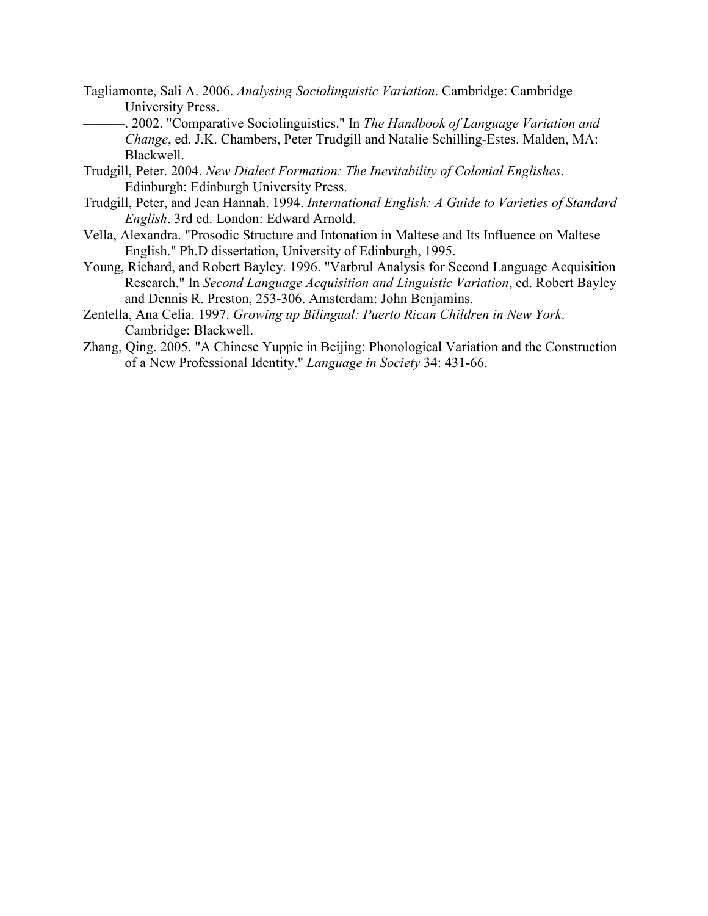Tagliamonte, Sali A. 2006. *Analysing Sociolinguistic Variation*. Cambridge: Cambridge University Press.

———. 2002. "Comparative Sociolinguistics." In *The Handbook of Language Variation and Change*, ed. J.K. Chambers, Peter Trudgill and Natalie Schilling-Estes. Malden, MA: Blackwell.

Trudgill, Peter. 2004. *New Dialect Formation: The Inevitability of Colonial Englishes*. Edinburgh: Edinburgh University Press.

Trudgill, Peter, and Jean Hannah. 1994. *International English: A Guide to Varieties of Standard English*. 3rd ed. London: Edward Arnold.

Vella, Alexandra. "Prosodic Structure and Intonation in Maltese and Its Influence on Maltese English." Ph.D dissertation, University of Edinburgh, 1995.

Young, Richard, and Robert Bayley. 1996. "Varbrul Analysis for Second Language Acquisition Research." In *Second Language Acquisition and Linguistic Variation*, ed. Robert Bayley and Dennis R. Preston, 253-306. Amsterdam: John Benjamins.

Zentella, Ana Celia. 1997. *Growing up Bilingual: Puerto Rican Children in New York*. Cambridge: Blackwell.

Zhang, Qing. 2005. "A Chinese Yuppie in Beijing: Phonological Variation and the Construction of a New Professional Identity." *Language in Society* 34: 431-66.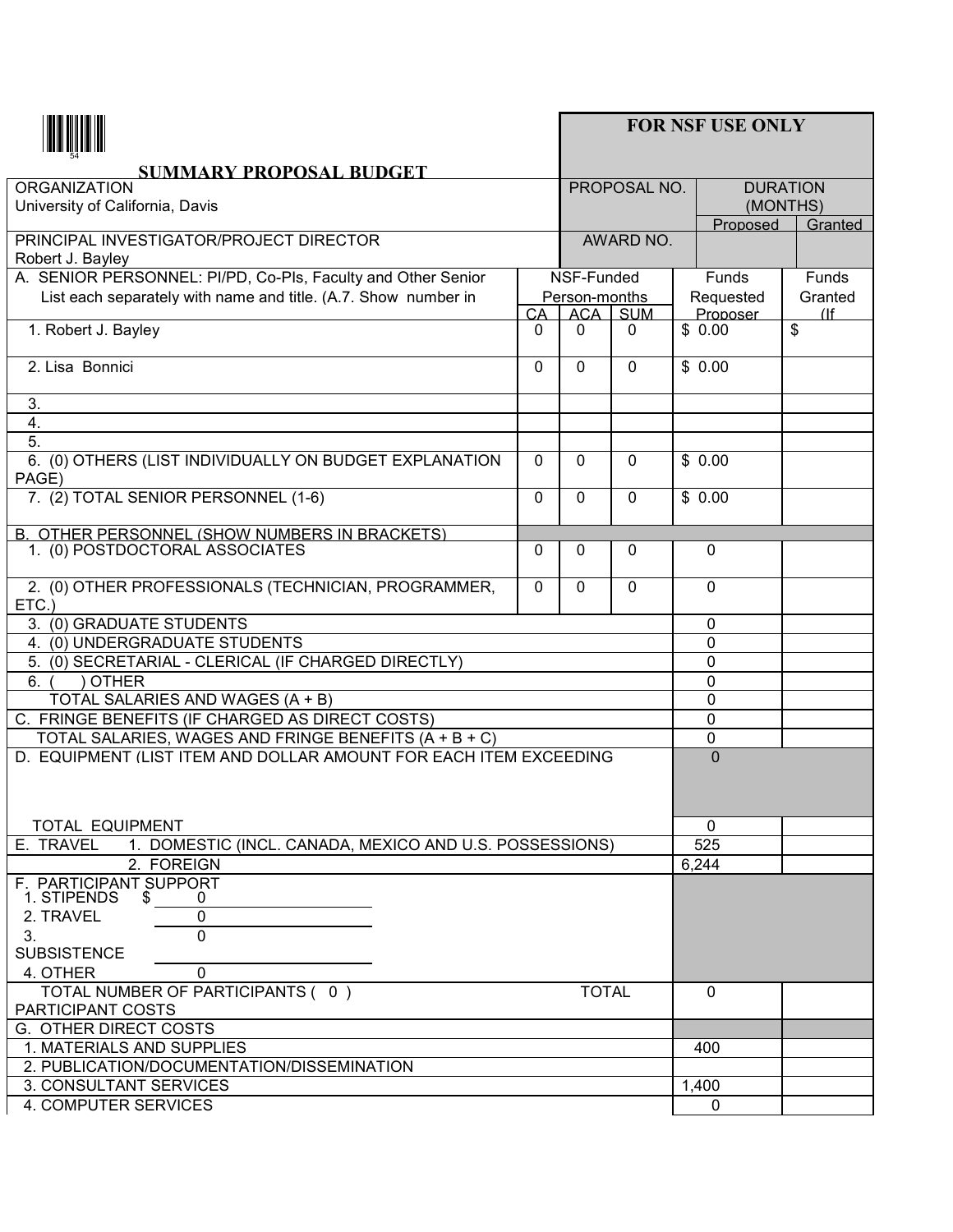## SUMMARY PROPOSAL BUDGET

| | | | | | |
|---|---|---|---|---|---|
| **FOR NSF USE ONLY** | | | | | |
| ORGANIZATION<br>University of California, Davis | PROPOSAL NO. | DURATION (MONTHS) | | | |
| | | Proposed | Granted | | |
| PRINCIPAL INVESTIGATOR/PROJECT DIRECTOR<br>Robert J. Bayley | AWARD NO. | | | | |

| A. SENIOR PERSONNEL: PI/PD, Co-PIs, Faculty and Other Senior List each separately with name and title. (A.7. Show number in | NSF-Funded Person-months CA | ACA | SUM | Funds Requested Proposer | Funds Granted (If |
|---|---|---|---|---|---|
| 1. Robert J. Bayley | 0 | 0 | 0 | $ 0.00 | $ |
| 2. Lisa Bonnici | 0 | 0 | 0 | $ 0.00 | |
| 3. | | | | | |
| 4. | | | | | |
| 5. | | | | | |
| 6. (0) OTHERS (LIST INDIVIDUALLY ON BUDGET EXPLANATION PAGE) | 0 | 0 | 0 | $ 0.00 | |
| 7. (2) TOTAL SENIOR PERSONNEL (1-6) | 0 | 0 | 0 | $ 0.00 | |
| B. OTHER PERSONNEL (SHOW NUMBERS IN BRACKETS) | | | | | |
| 1. (0) POSTDOCTORAL ASSOCIATES | 0 | 0 | 0 | 0 | |
| 2. (0) OTHER PROFESSIONALS (TECHNICIAN, PROGRAMMER, ETC.) | 0 | 0 | 0 | 0 | |
| 3. (0) GRADUATE STUDENTS | | | | 0 | |
| 4. (0) UNDERGRADUATE STUDENTS | | | | 0 | |
| 5. (0) SECRETARIAL - CLERICAL (IF CHARGED DIRECTLY) | | | | 0 | |
| 6. ( ) OTHER | | | | 0 | |
| TOTAL SALARIES AND WAGES (A + B) | | | | 0 | |
| C. FRINGE BENEFITS (IF CHARGED AS DIRECT COSTS) | | | | 0 | |
| TOTAL SALARIES, WAGES AND FRINGE BENEFITS (A + B + C) | | | | 0 | |
| D. EQUIPMENT (LIST ITEM AND DOLLAR AMOUNT FOR EACH ITEM EXCEEDING | | | | 0 | |
| TOTAL EQUIPMENT | | | | 0 | |
| E. TRAVEL 1. DOMESTIC (INCL. CANADA, MEXICO AND U.S. POSSESSIONS) | | | | 525 | |
| 2. FOREIGN | | | | 6,244 | |
| F. PARTICIPANT SUPPORT<br>1. STIPENDS $ 0<br>2. TRAVEL 0<br>3. SUBSISTENCE 0<br>4. OTHER 0 | | | | | |
| TOTAL NUMBER OF PARTICIPANTS ( 0 ) TOTAL PARTICIPANT COSTS | | | | 0 | |
| G. OTHER DIRECT COSTS | | | | | |
| 1. MATERIALS AND SUPPLIES | | | | 400 | |
| 2. PUBLICATION/DOCUMENTATION/DISSEMINATION | | | | | |
| 3. CONSULTANT SERVICES | | | | 1,400 | |
| 4. COMPUTER SERVICES | | | | 0 | |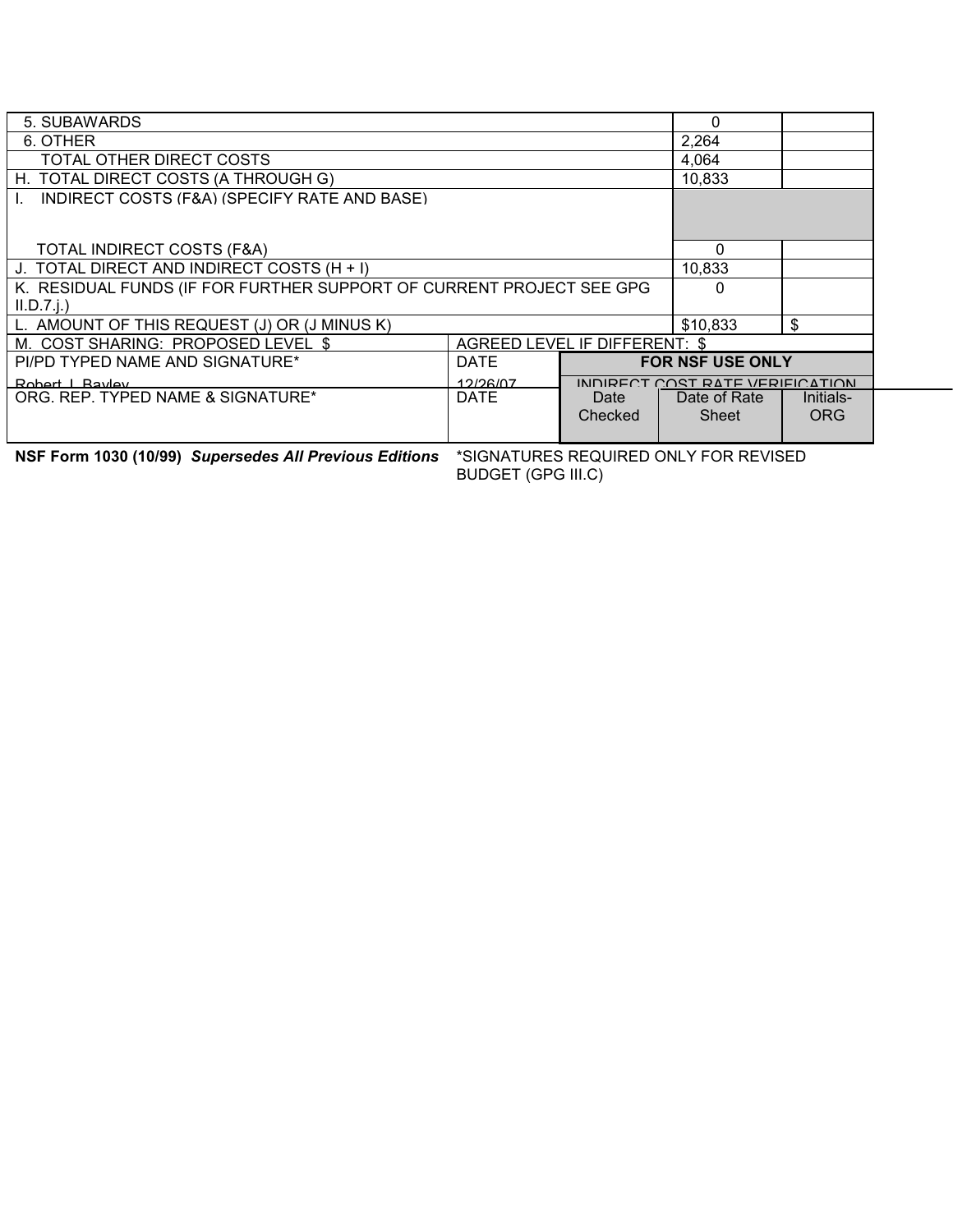| | | | | |
|---|---|---|---|---|
| 5. SUBAWARDS | | | 0 | |
| 6. OTHER | | | 2,264 | |
| TOTAL OTHER DIRECT COSTS | | | 4,064 | |
| H. TOTAL DIRECT COSTS (A THROUGH G) | | | 10,833 | |
| I. INDIRECT COSTS (F&A) (SPECIFY RATE AND BASE) | | | | |
| TOTAL INDIRECT COSTS (F&A) | | | 0 | |
| J. TOTAL DIRECT AND INDIRECT COSTS (H + I) | | | 10,833 | |
| K. RESIDUAL FUNDS (IF FOR FURTHER SUPPORT OF CURRENT PROJECT SEE GPG II.D.7.j.) | | | 0 | |
| L. AMOUNT OF THIS REQUEST (J) OR (J MINUS K) | | | $10,833 | $ |
| M. COST SHARING: PROPOSED LEVEL $ | AGREED LEVEL IF DIFFERENT: $ | | | |
| PI/PD TYPED NAME AND SIGNATURE* | DATE | FOR NSF USE ONLY | | |
| Robert J. Bayley | 12/26/07 | INDIRECT COST RATE VERIFICATION | | |
| ORG. REP. TYPED NAME & SIGNATURE* | DATE | Date Checked | Date of Rate Sheet | Initials-ORG |

**NSF Form 1030 (10/99)** ***Supersedes All Previous Editions*** *SIGNATURES REQUIRED ONLY FOR REVISED BUDGET (GPG III.C)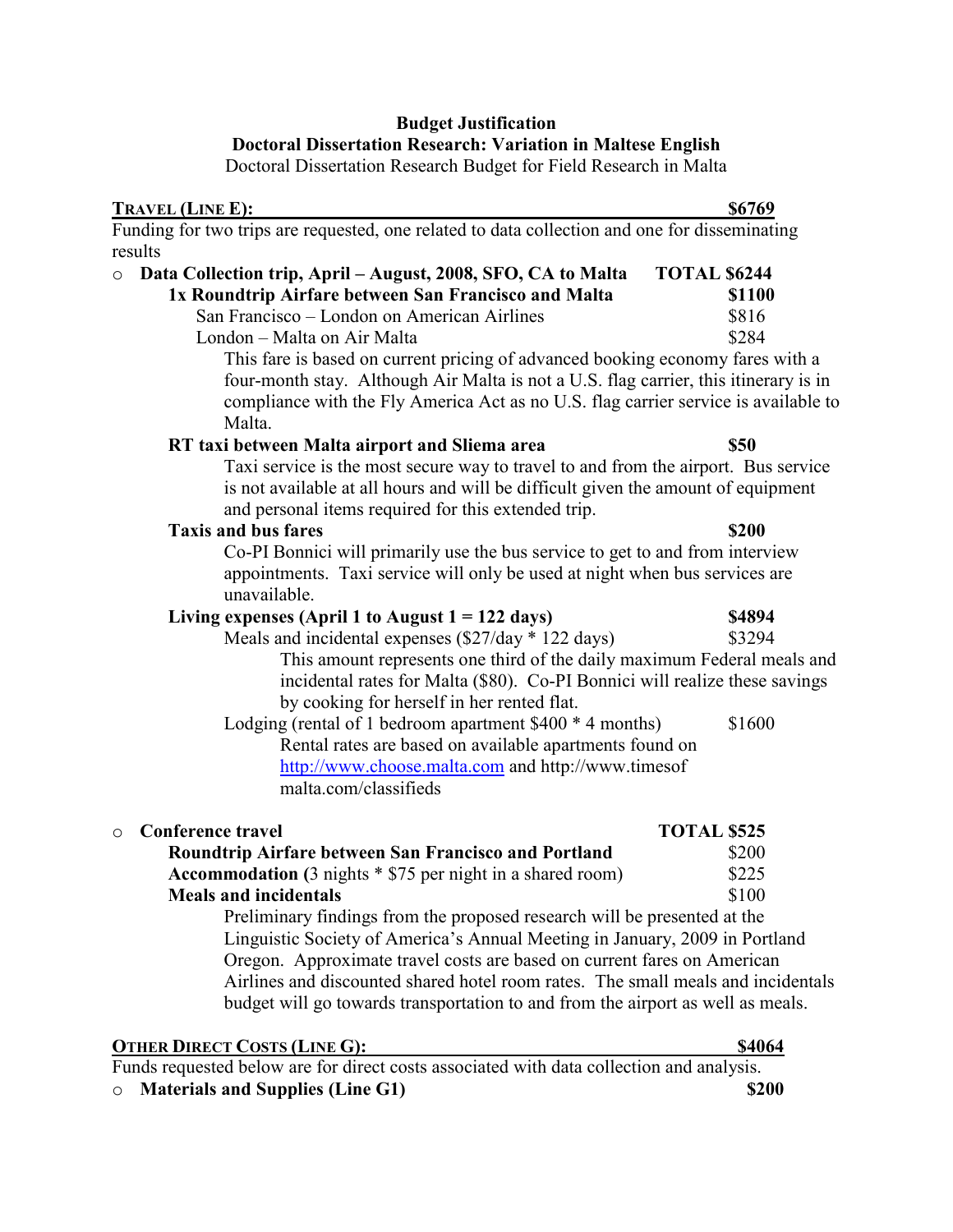**Budget Justification**
**Doctoral Dissertation Research: Variation in Maltese English**
Doctoral Dissertation Research Budget for Field Research in Malta

**TRAVEL (LINE E): $6769**

Funding for two trips are requested, one related to data collection and one for disseminating results

- **Data Collection trip, April – August, 2008, SFO, CA to Malta TOTAL $6244**
  - **1x Roundtrip Airfare between San Francisco and Malta $1100**
    - San Francisco – London on American Airlines $816
    - London – Malta on Air Malta $284

      This fare is based on current pricing of advanced booking economy fares with a four-month stay. Although Air Malta is not a U.S. flag carrier, this itinerary is in compliance with the Fly America Act as no U.S. flag carrier service is available to Malta.
  - **RT taxi between Malta airport and Sliema area $50**

    Taxi service is the most secure way to travel to and from the airport. Bus service is not available at all hours and will be difficult given the amount of equipment and personal items required for this extended trip.
  - **Taxis and bus fares $200**

    Co-PI Bonnici will primarily use the bus service to get to and from interview appointments. Taxi service will only be used at night when bus services are unavailable.
  - **Living expenses (April 1 to August 1 = 122 days) $4894**
    - Meals and incidental expenses ($27/day * 122 days) $3294

      This amount represents one third of the daily maximum Federal meals and incidental rates for Malta ($80). Co-PI Bonnici will realize these savings by cooking for herself in her rented flat.
    - Lodging (rental of 1 bedroom apartment $400 * 4 months) $1600

      Rental rates are based on available apartments found on http://www.choose.malta.com and http://www.timesof malta.com/classifieds

- **Conference travel TOTAL $525**
  - **Roundtrip Airfare between San Francisco and Portland** $200
  - **Accommodation (**3 nights * $75 per night in a shared room) $225
  - **Meals and incidentals** $100

    Preliminary findings from the proposed research will be presented at the Linguistic Society of America's Annual Meeting in January, 2009 in Portland Oregon. Approximate travel costs are based on current fares on American Airlines and discounted shared hotel room rates. The small meals and incidentals budget will go towards transportation to and from the airport as well as meals.

**OTHER DIRECT COSTS (LINE G): $4064**

Funds requested below are for direct costs associated with data collection and analysis.

- **Materials and Supplies (Line G1) $200**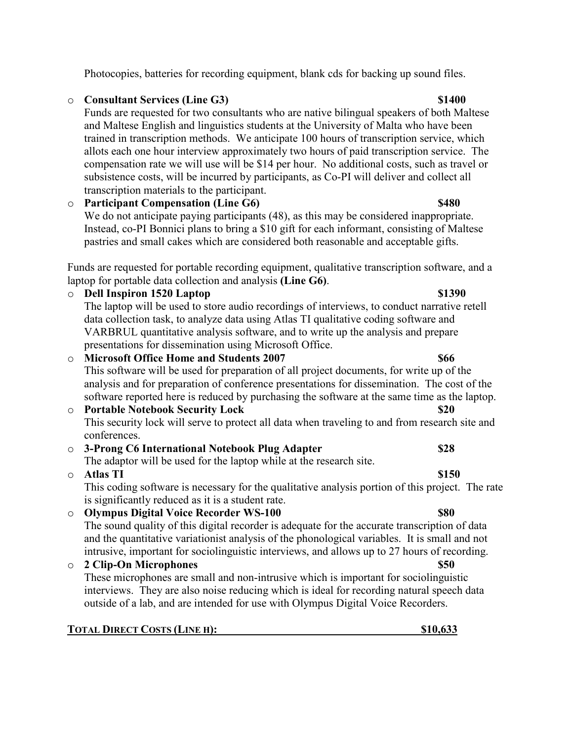Photocopies, batteries for recording equipment, blank cds for backing up sound files.

- **Consultant Services (Line G3)** **$1400**
  Funds are requested for two consultants who are native bilingual speakers of both Maltese and Maltese English and linguistics students at the University of Malta who have been trained in transcription methods. We anticipate 100 hours of transcription service, which allots each one hour interview approximately two hours of paid transcription service. The compensation rate we will use will be $14 per hour. No additional costs, such as travel or subsistence costs, will be incurred by participants, as Co-PI will deliver and collect all transcription materials to the participant.
- **Participant Compensation (Line G6)** **$480**
  We do not anticipate paying participants (48), as this may be considered inappropriate. Instead, co-PI Bonnici plans to bring a $10 gift for each informant, consisting of Maltese pastries and small cakes which are considered both reasonable and acceptable gifts.

Funds are requested for portable recording equipment, qualitative transcription software, and a laptop for portable data collection and analysis **(Line G6)**.

- **Dell Inspiron 1520 Laptop** **$1390**
  The laptop will be used to store audio recordings of interviews, to conduct narrative retell data collection task, to analyze data using Atlas TI qualitative coding software and VARBRUL quantitative analysis software, and to write up the analysis and prepare presentations for dissemination using Microsoft Office.
- **Microsoft Office Home and Students 2007** **$66**
  This software will be used for preparation of all project documents, for write up of the analysis and for preparation of conference presentations for dissemination. The cost of the software reported here is reduced by purchasing the software at the same time as the laptop.
- **Portable Notebook Security Lock** **$20**
  This security lock will serve to protect all data when traveling to and from research site and conferences.
- **3-Prong C6 International Notebook Plug Adapter** **$28**
  The adaptor will be used for the laptop while at the research site.
- **Atlas TI** **$150**
  This coding software is necessary for the qualitative analysis portion of this project. The rate is significantly reduced as it is a student rate.
- **Olympus Digital Voice Recorder WS-100** **$80**
  The sound quality of this digital recorder is adequate for the accurate transcription of data and the quantitative variationist analysis of the phonological variables. It is small and not intrusive, important for sociolinguistic interviews, and allows up to 27 hours of recording.
- **2 Clip-On Microphones** **$50**
  These microphones are small and non-intrusive which is important for sociolinguistic interviews. They are also noise reducing which is ideal for recording natural speech data outside of a lab, and are intended for use with Olympus Digital Voice Recorders.

**TOTAL DIRECT COSTS (LINE H): $10,633**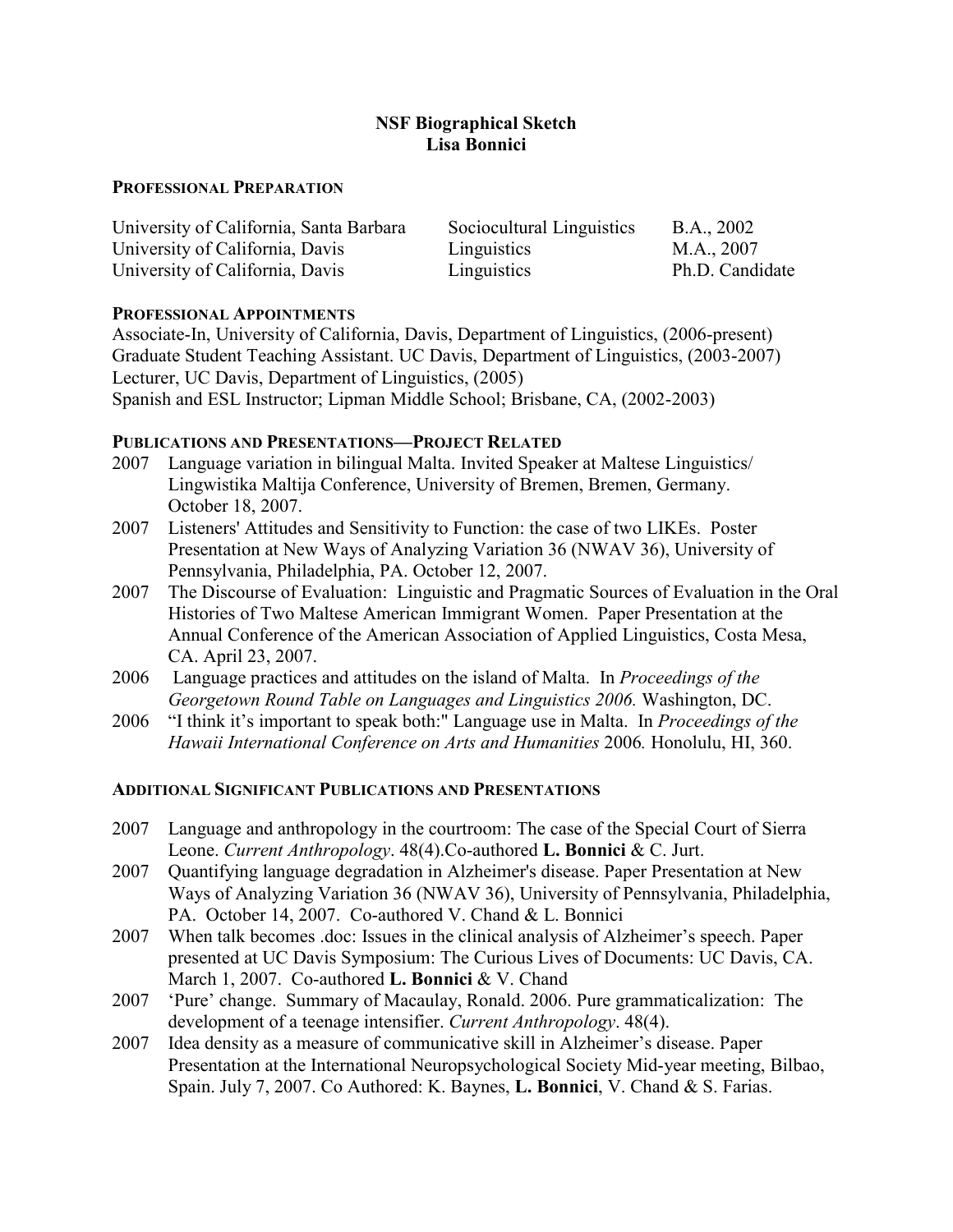# NSF Biographical Sketch
# Lisa Bonnici

## PROFESSIONAL PREPARATION

| | | |
|---|---|---|
| University of California, Santa Barbara | Sociocultural Linguistics | B.A., 2002 |
| University of California, Davis | Linguistics | M.A., 2007 |
| University of California, Davis | Linguistics | Ph.D. Candidate |

## PROFESSIONAL APPOINTMENTS

Associate-In, University of California, Davis, Department of Linguistics, (2006-present)
Graduate Student Teaching Assistant. UC Davis, Department of Linguistics, (2003-2007)
Lecturer, UC Davis, Department of Linguistics, (2005)
Spanish and ESL Instructor; Lipman Middle School; Brisbane, CA, (2002-2003)

## PUBLICATIONS AND PRESENTATIONS—PROJECT RELATED

2007 Language variation in bilingual Malta. Invited Speaker at Maltese Linguistics/ Lingwistika Maltija Conference, University of Bremen, Bremen, Germany. October 18, 2007.

2007 Listeners' Attitudes and Sensitivity to Function: the case of two LIKEs. Poster Presentation at New Ways of Analyzing Variation 36 (NWAV 36), University of Pennsylvania, Philadelphia, PA. October 12, 2007.

2007 The Discourse of Evaluation: Linguistic and Pragmatic Sources of Evaluation in the Oral Histories of Two Maltese American Immigrant Women. Paper Presentation at the Annual Conference of the American Association of Applied Linguistics, Costa Mesa, CA. April 23, 2007.

2006 Language practices and attitudes on the island of Malta. In *Proceedings of the Georgetown Round Table on Languages and Linguistics 2006.* Washington, DC.

2006 "I think it's important to speak both:" Language use in Malta. In *Proceedings of the Hawaii International Conference on Arts and Humanities* 2006*.* Honolulu, HI, 360.

## ADDITIONAL SIGNIFICANT PUBLICATIONS AND PRESENTATIONS

2007 Language and anthropology in the courtroom: The case of the Special Court of Sierra Leone. *Current Anthropology*. 48(4).Co-authored **L. Bonnici** & C. Jurt.

2007 Quantifying language degradation in Alzheimer's disease. Paper Presentation at New Ways of Analyzing Variation 36 (NWAV 36), University of Pennsylvania, Philadelphia, PA. October 14, 2007. Co-authored V. Chand & L. Bonnici

2007 When talk becomes .doc: Issues in the clinical analysis of Alzheimer's speech. Paper presented at UC Davis Symposium: The Curious Lives of Documents: UC Davis, CA. March 1, 2007. Co-authored **L. Bonnici** & V. Chand

2007 'Pure' change. Summary of Macaulay, Ronald. 2006. Pure grammaticalization: The development of a teenage intensifier. *Current Anthropology*. 48(4).

2007 Idea density as a measure of communicative skill in Alzheimer's disease. Paper Presentation at the International Neuropsychological Society Mid-year meeting, Bilbao, Spain. July 7, 2007. Co Authored: K. Baynes, **L. Bonnici**, V. Chand & S. Farias.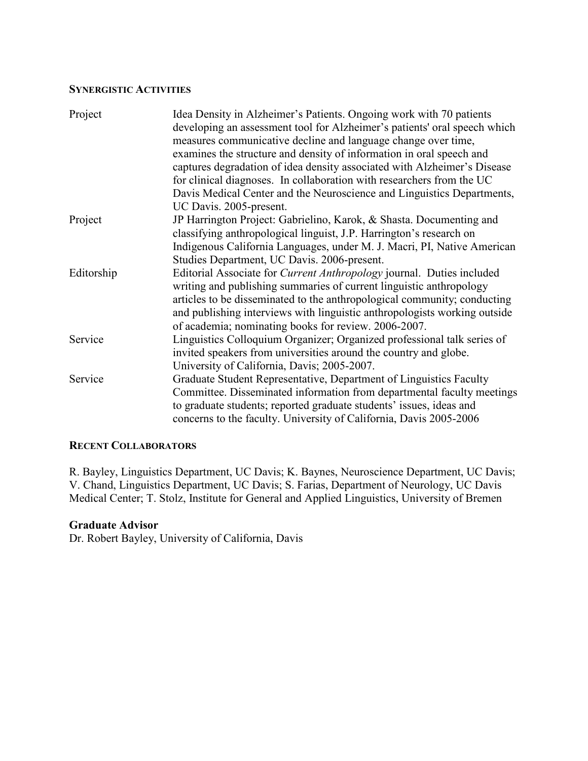## SYNERGISTIC ACTIVITIES

| | |
|---|---|
| Project | Idea Density in Alzheimer's Patients. Ongoing work with 70 patients developing an assessment tool for Alzheimer's patients' oral speech which measures communicative decline and language change over time, examines the structure and density of information in oral speech and captures degradation of idea density associated with Alzheimer's Disease for clinical diagnoses. In collaboration with researchers from the UC Davis Medical Center and the Neuroscience and Linguistics Departments, UC Davis. 2005-present. |
| Project | JP Harrington Project: Gabrielino, Karok, & Shasta. Documenting and classifying anthropological linguist, J.P. Harrington's research on Indigenous California Languages, under M. J. Macri, PI, Native American Studies Department, UC Davis. 2006-present. |
| Editorship | Editorial Associate for *Current Anthropology* journal. Duties included writing and publishing summaries of current linguistic anthropology articles to be disseminated to the anthropological community; conducting and publishing interviews with linguistic anthropologists working outside of academia; nominating books for review. 2006-2007. |
| Service | Linguistics Colloquium Organizer; Organized professional talk series of invited speakers from universities around the country and globe. University of California, Davis; 2005-2007. |
| Service | Graduate Student Representative, Department of Linguistics Faculty Committee. Disseminated information from departmental faculty meetings to graduate students; reported graduate students' issues, ideas and concerns to the faculty. University of California, Davis 2005-2006 |

## RECENT COLLABORATORS

R. Bayley, Linguistics Department, UC Davis; K. Baynes, Neuroscience Department, UC Davis; V. Chand, Linguistics Department, UC Davis; S. Farias, Department of Neurology, UC Davis Medical Center; T. Stolz, Institute for General and Applied Linguistics, University of Bremen

**Graduate Advisor**

Dr. Robert Bayley, University of California, Davis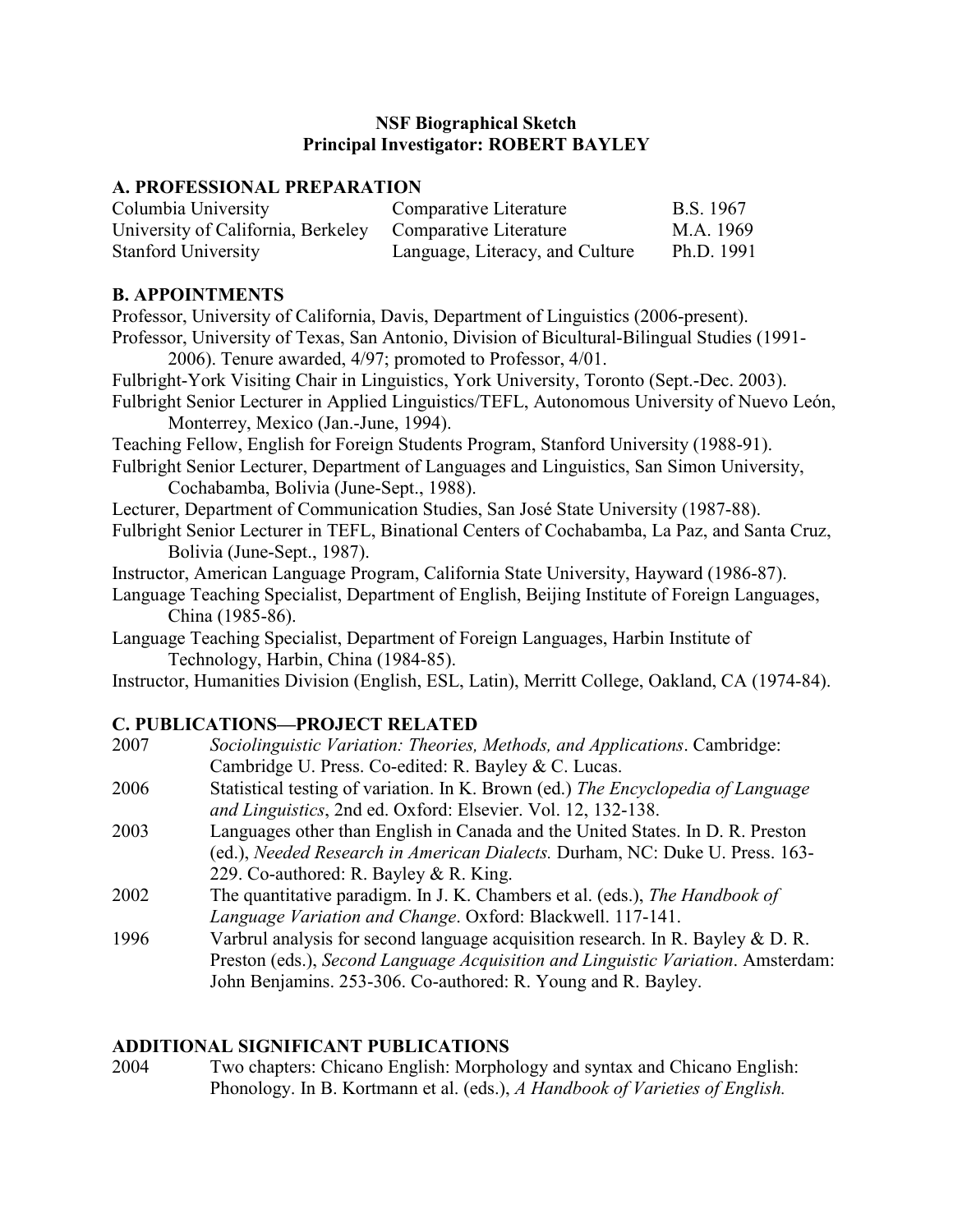**NSF Biographical Sketch**
**Principal Investigator: ROBERT BAYLEY**

## A. PROFESSIONAL PREPARATION

| | | |
|---|---|---|
| Columbia University | Comparative Literature | B.S. 1967 |
| University of California, Berkeley | Comparative Literature | M.A. 1969 |
| Stanford University | Language, Literacy, and Culture | Ph.D. 1991 |

## B. APPOINTMENTS

Professor, University of California, Davis, Department of Linguistics (2006-present).

Professor, University of Texas, San Antonio, Division of Bicultural-Bilingual Studies (1991-2006). Tenure awarded, 4/97; promoted to Professor, 4/01.

Fulbright-York Visiting Chair in Linguistics, York University, Toronto (Sept.-Dec. 2003).

Fulbright Senior Lecturer in Applied Linguistics/TEFL, Autonomous University of Nuevo León, Monterrey, Mexico (Jan.-June, 1994).

Teaching Fellow, English for Foreign Students Program, Stanford University (1988-91).

Fulbright Senior Lecturer, Department of Languages and Linguistics, San Simon University, Cochabamba, Bolivia (June-Sept., 1988).

Lecturer, Department of Communication Studies, San José State University (1987-88).

Fulbright Senior Lecturer in TEFL, Binational Centers of Cochabamba, La Paz, and Santa Cruz, Bolivia (June-Sept., 1987).

Instructor, American Language Program, California State University, Hayward (1986-87).

Language Teaching Specialist, Department of English, Beijing Institute of Foreign Languages, China (1985-86).

Language Teaching Specialist, Department of Foreign Languages, Harbin Institute of Technology, Harbin, China (1984-85).

Instructor, Humanities Division (English, ESL, Latin), Merritt College, Oakland, CA (1974-84).

## C. PUBLICATIONS—PROJECT RELATED

2007 *Sociolinguistic Variation: Theories, Methods, and Applications*. Cambridge: Cambridge U. Press. Co-edited: R. Bayley & C. Lucas.

2006 Statistical testing of variation. In K. Brown (ed.) *The Encyclopedia of Language and Linguistics*, 2nd ed. Oxford: Elsevier. Vol. 12, 132-138.

2003 Languages other than English in Canada and the United States. In D. R. Preston (ed.), *Needed Research in American Dialects.* Durham, NC: Duke U. Press. 163-229. Co-authored: R. Bayley & R. King.

2002 The quantitative paradigm. In J. K. Chambers et al. (eds.), *The Handbook of Language Variation and Change*. Oxford: Blackwell. 117-141.

1996 Varbrul analysis for second language acquisition research. In R. Bayley & D. R. Preston (eds.), *Second Language Acquisition and Linguistic Variation*. Amsterdam: John Benjamins. 253-306. Co-authored: R. Young and R. Bayley.

## ADDITIONAL SIGNIFICANT PUBLICATIONS

2004 Two chapters: Chicano English: Morphology and syntax and Chicano English: Phonology. In B. Kortmann et al. (eds.), *A Handbook of Varieties of English.*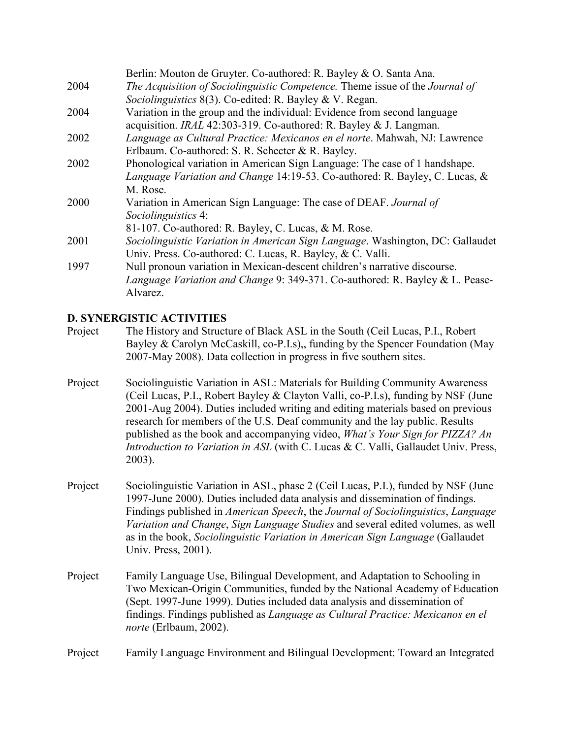| | |
|---|---|
| | Berlin: Mouton de Gruyter. Co-authored: R. Bayley & O. Santa Ana. |
| 2004 | *The Acquisition of Sociolinguistic Competence.* Theme issue of the *Journal of Sociolinguistics* 8(3). Co-edited: R. Bayley & V. Regan. |
| 2004 | Variation in the group and the individual: Evidence from second language acquisition. *IRAL* 42:303-319. Co-authored: R. Bayley & J. Langman. |
| 2002 | *Language as Cultural Practice: Mexicanos en el norte*. Mahwah, NJ: Lawrence Erlbaum. Co-authored: S. R. Schecter & R. Bayley. |
| 2002 | Phonological variation in American Sign Language: The case of 1 handshape. *Language Variation and Change* 14:19-53. Co-authored: R. Bayley, C. Lucas, & M. Rose. |
| 2000 | Variation in American Sign Language: The case of DEAF. *Journal of Sociolinguistics* 4: 81-107. Co-authored: R. Bayley, C. Lucas, & M. Rose. |
| 2001 | *Sociolinguistic Variation in American Sign Language*. Washington, DC: Gallaudet Univ. Press. Co-authored: C. Lucas, R. Bayley, & C. Valli. |
| 1997 | Null pronoun variation in Mexican-descent children's narrative discourse. *Language Variation and Change* 9: 349-371. Co-authored: R. Bayley & L. Pease-Alvarez. |

## D. SYNERGISTIC ACTIVITIES

| | |
|---|---|
| Project | The History and Structure of Black ASL in the South (Ceil Lucas, P.I., Robert Bayley & Carolyn McCaskill, co-P.I.s),, funding by the Spencer Foundation (May 2007-May 2008). Data collection in progress in five southern sites. |
| Project | Sociolinguistic Variation in ASL: Materials for Building Community Awareness (Ceil Lucas, P.I., Robert Bayley & Clayton Valli, co-P.I.s), funding by NSF (June 2001-Aug 2004). Duties included writing and editing materials based on previous research for members of the U.S. Deaf community and the lay public. Results published as the book and accompanying video, *What's Your Sign for PIZZA? An Introduction to Variation in ASL* (with C. Lucas & C. Valli, Gallaudet Univ. Press, 2003). |
| Project | Sociolinguistic Variation in ASL, phase 2 (Ceil Lucas, P.I.), funded by NSF (June 1997-June 2000). Duties included data analysis and dissemination of findings. Findings published in *American Speech*, the *Journal of Sociolinguistics*, *Language Variation and Change*, *Sign Language Studies* and several edited volumes, as well as in the book, *Sociolinguistic Variation in American Sign Language* (Gallaudet Univ. Press, 2001). |
| Project | Family Language Use, Bilingual Development, and Adaptation to Schooling in Two Mexican-Origin Communities, funded by the National Academy of Education (Sept. 1997-June 1999). Duties included data analysis and dissemination of findings. Findings published as *Language as Cultural Practice: Mexicanos en el norte* (Erlbaum, 2002). |
| Project | Family Language Environment and Bilingual Development: Toward an Integrated |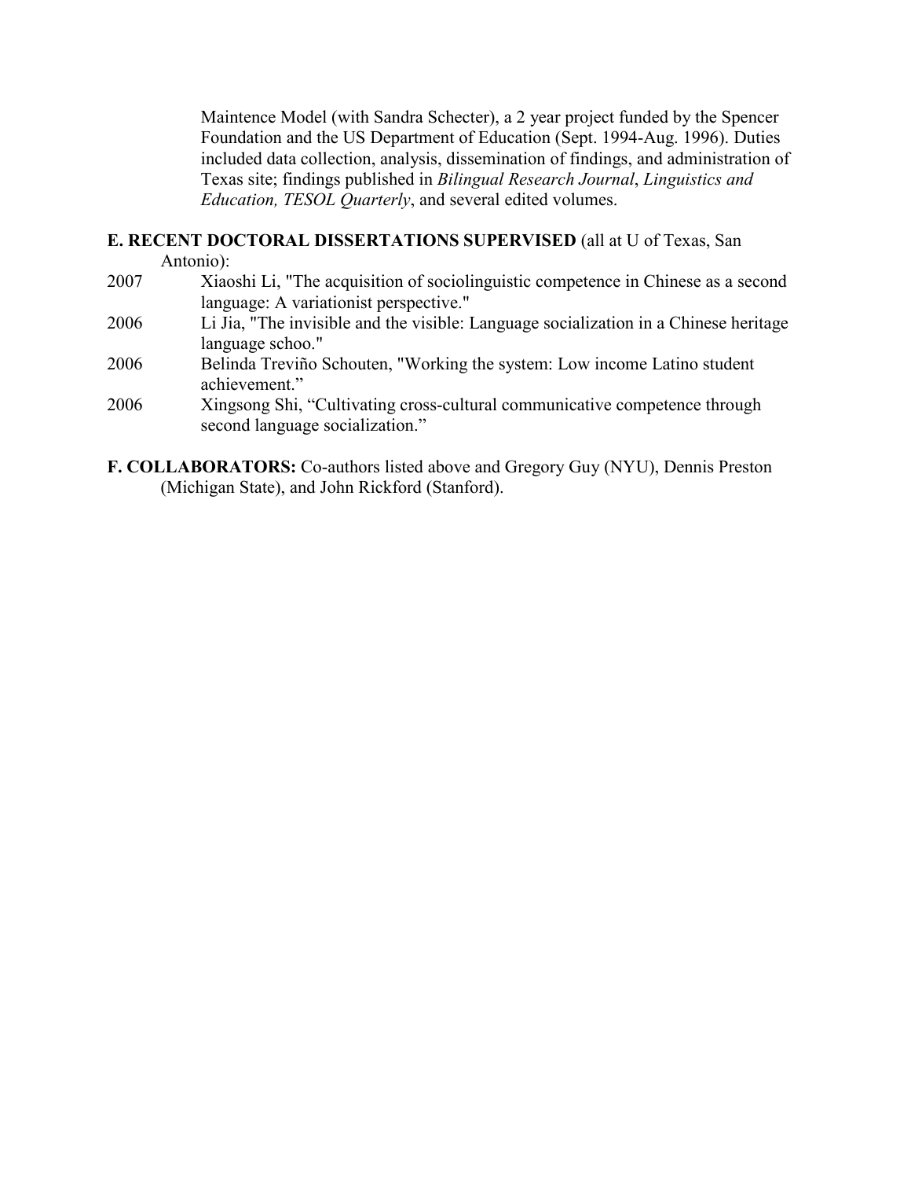Maintence Model (with Sandra Schecter), a 2 year project funded by the Spencer Foundation and the US Department of Education (Sept. 1994-Aug. 1996). Duties included data collection, analysis, dissemination of findings, and administration of Texas site; findings published in *Bilingual Research Journal*, *Linguistics and Education, TESOL Quarterly*, and several edited volumes.

**E. RECENT DOCTORAL DISSERTATIONS SUPERVISED** (all at U of Texas, San Antonio):

2007 Xiaoshi Li, "The acquisition of sociolinguistic competence in Chinese as a second language: A variationist perspective."

2006 Li Jia, "The invisible and the visible: Language socialization in a Chinese heritage language schoo."

2006 Belinda Treviño Schouten, "Working the system: Low income Latino student achievement."

2006 Xingsong Shi, "Cultivating cross-cultural communicative competence through second language socialization."

**F. COLLABORATORS:** Co-authors listed above and Gregory Guy (NYU), Dennis Preston (Michigan State), and John Rickford (Stanford).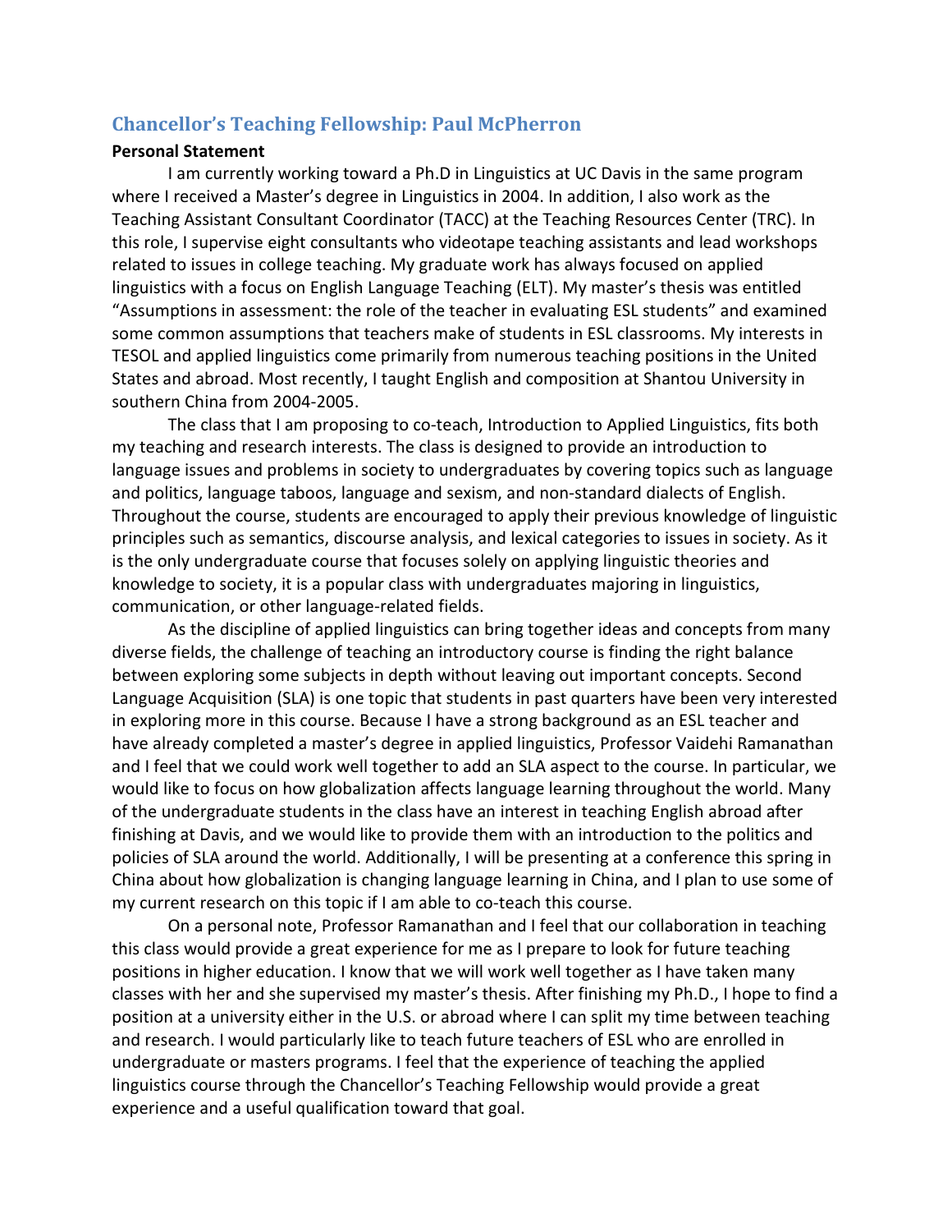## Chancellor's Teaching Fellowship: Paul McPherron

**Personal Statement**

I am currently working toward a Ph.D in Linguistics at UC Davis in the same program where I received a Master's degree in Linguistics in 2004. In addition, I also work as the Teaching Assistant Consultant Coordinator (TACC) at the Teaching Resources Center (TRC). In this role, I supervise eight consultants who videotape teaching assistants and lead workshops related to issues in college teaching. My graduate work has always focused on applied linguistics with a focus on English Language Teaching (ELT). My master's thesis was entitled "Assumptions in assessment: the role of the teacher in evaluating ESL students" and examined some common assumptions that teachers make of students in ESL classrooms. My interests in TESOL and applied linguistics come primarily from numerous teaching positions in the United States and abroad. Most recently, I taught English and composition at Shantou University in southern China from 2004-2005.

The class that I am proposing to co-teach, Introduction to Applied Linguistics, fits both my teaching and research interests. The class is designed to provide an introduction to language issues and problems in society to undergraduates by covering topics such as language and politics, language taboos, language and sexism, and non-standard dialects of English. Throughout the course, students are encouraged to apply their previous knowledge of linguistic principles such as semantics, discourse analysis, and lexical categories to issues in society. As it is the only undergraduate course that focuses solely on applying linguistic theories and knowledge to society, it is a popular class with undergraduates majoring in linguistics, communication, or other language-related fields.

As the discipline of applied linguistics can bring together ideas and concepts from many diverse fields, the challenge of teaching an introductory course is finding the right balance between exploring some subjects in depth without leaving out important concepts. Second Language Acquisition (SLA) is one topic that students in past quarters have been very interested in exploring more in this course. Because I have a strong background as an ESL teacher and have already completed a master's degree in applied linguistics, Professor Vaidehi Ramanathan and I feel that we could work well together to add an SLA aspect to the course. In particular, we would like to focus on how globalization affects language learning throughout the world. Many of the undergraduate students in the class have an interest in teaching English abroad after finishing at Davis, and we would like to provide them with an introduction to the politics and policies of SLA around the world. Additionally, I will be presenting at a conference this spring in China about how globalization is changing language learning in China, and I plan to use some of my current research on this topic if I am able to co-teach this course.

On a personal note, Professor Ramanathan and I feel that our collaboration in teaching this class would provide a great experience for me as I prepare to look for future teaching positions in higher education. I know that we will work well together as I have taken many classes with her and she supervised my master's thesis. After finishing my Ph.D., I hope to find a position at a university either in the U.S. or abroad where I can split my time between teaching and research. I would particularly like to teach future teachers of ESL who are enrolled in undergraduate or masters programs. I feel that the experience of teaching the applied linguistics course through the Chancellor's Teaching Fellowship would provide a great experience and a useful qualification toward that goal.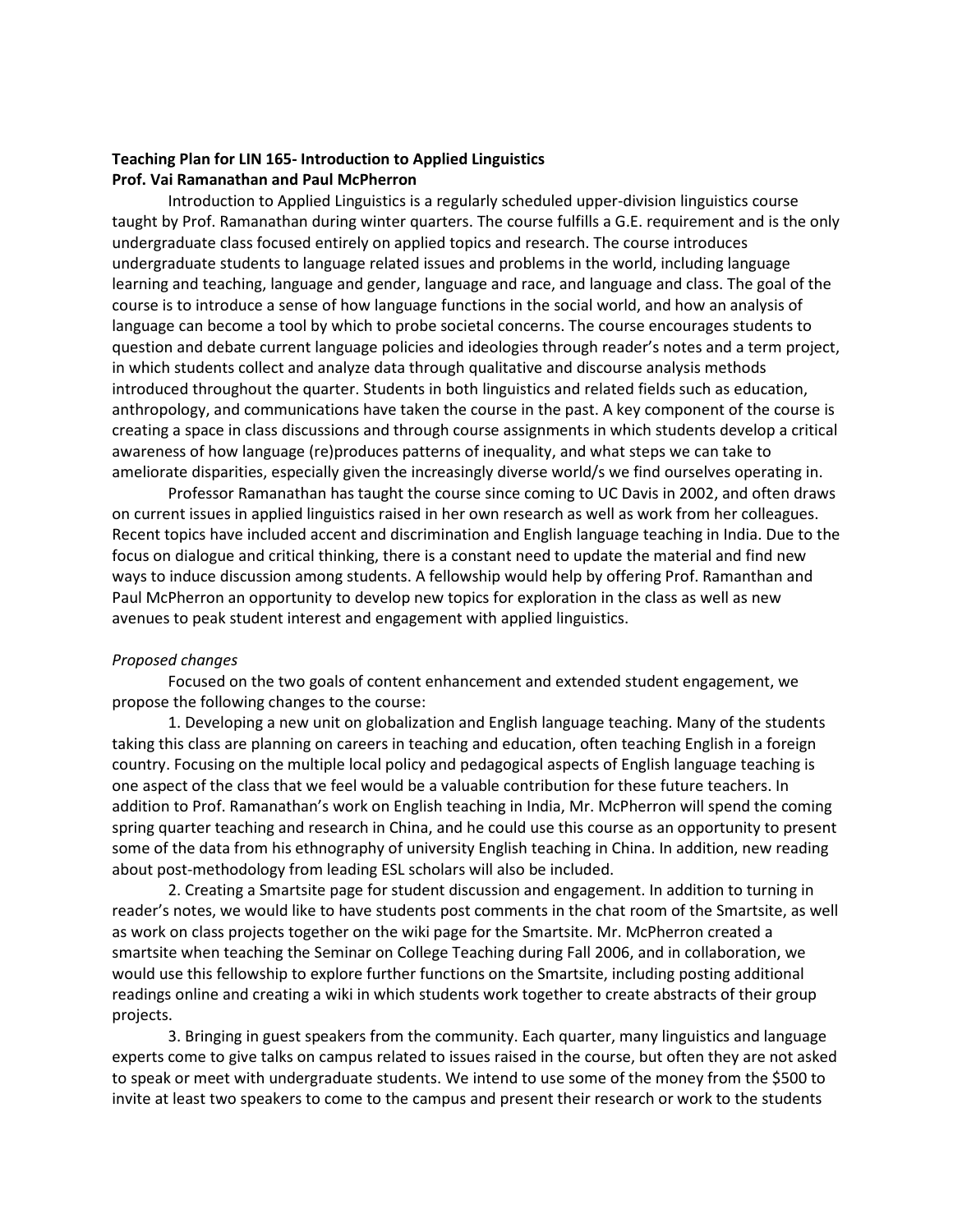**Teaching Plan for LIN 165- Introduction to Applied Linguistics**
**Prof. Vai Ramanathan and Paul McPherron**

Introduction to Applied Linguistics is a regularly scheduled upper-division linguistics course taught by Prof. Ramanathan during winter quarters. The course fulfills a G.E. requirement and is the only undergraduate class focused entirely on applied topics and research. The course introduces undergraduate students to language related issues and problems in the world, including language learning and teaching, language and gender, language and race, and language and class. The goal of the course is to introduce a sense of how language functions in the social world, and how an analysis of language can become a tool by which to probe societal concerns. The course encourages students to question and debate current language policies and ideologies through reader's notes and a term project, in which students collect and analyze data through qualitative and discourse analysis methods introduced throughout the quarter. Students in both linguistics and related fields such as education, anthropology, and communications have taken the course in the past. A key component of the course is creating a space in class discussions and through course assignments in which students develop a critical awareness of how language (re)produces patterns of inequality, and what steps we can take to ameliorate disparities, especially given the increasingly diverse world/s we find ourselves operating in.

Professor Ramanathan has taught the course since coming to UC Davis in 2002, and often draws on current issues in applied linguistics raised in her own research as well as work from her colleagues. Recent topics have included accent and discrimination and English language teaching in India. Due to the focus on dialogue and critical thinking, there is a constant need to update the material and find new ways to induce discussion among students. A fellowship would help by offering Prof. Ramanthan and Paul McPherron an opportunity to develop new topics for exploration in the class as well as new avenues to peak student interest and engagement with applied linguistics.

*Proposed changes*

Focused on the two goals of content enhancement and extended student engagement, we propose the following changes to the course:

1. Developing a new unit on globalization and English language teaching. Many of the students taking this class are planning on careers in teaching and education, often teaching English in a foreign country. Focusing on the multiple local policy and pedagogical aspects of English language teaching is one aspect of the class that we feel would be a valuable contribution for these future teachers. In addition to Prof. Ramanathan's work on English teaching in India, Mr. McPherron will spend the coming spring quarter teaching and research in China, and he could use this course as an opportunity to present some of the data from his ethnography of university English teaching in China. In addition, new reading about post-methodology from leading ESL scholars will also be included.

2. Creating a Smartsite page for student discussion and engagement. In addition to turning in reader's notes, we would like to have students post comments in the chat room of the Smartsite, as well as work on class projects together on the wiki page for the Smartsite. Mr. McPherron created a smartsite when teaching the Seminar on College Teaching during Fall 2006, and in collaboration, we would use this fellowship to explore further functions on the Smartsite, including posting additional readings online and creating a wiki in which students work together to create abstracts of their group projects.

3. Bringing in guest speakers from the community. Each quarter, many linguistics and language experts come to give talks on campus related to issues raised in the course, but often they are not asked to speak or meet with undergraduate students. We intend to use some of the money from the $500 to invite at least two speakers to come to the campus and present their research or work to the students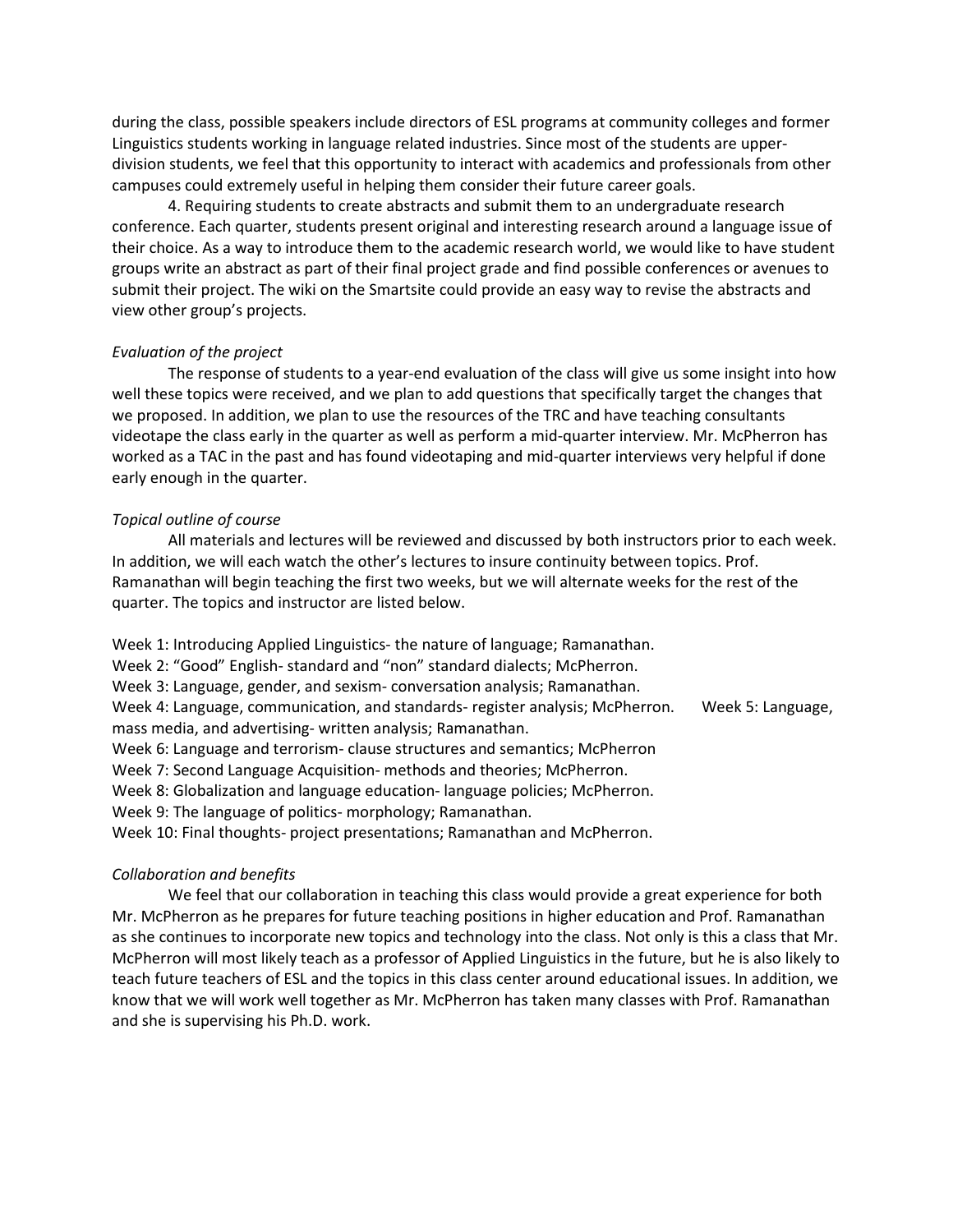during the class, possible speakers include directors of ESL programs at community colleges and former Linguistics students working in language related industries. Since most of the students are upper-division students, we feel that this opportunity to interact with academics and professionals from other campuses could extremely useful in helping them consider their future career goals.

4. Requiring students to create abstracts and submit them to an undergraduate research conference. Each quarter, students present original and interesting research around a language issue of their choice. As a way to introduce them to the academic research world, we would like to have student groups write an abstract as part of their final project grade and find possible conferences or avenues to submit their project. The wiki on the Smartsite could provide an easy way to revise the abstracts and view other group's projects.

*Evaluation of the project*

The response of students to a year-end evaluation of the class will give us some insight into how well these topics were received, and we plan to add questions that specifically target the changes that we proposed. In addition, we plan to use the resources of the TRC and have teaching consultants videotape the class early in the quarter as well as perform a mid-quarter interview. Mr. McPherron has worked as a TAC in the past and has found videotaping and mid-quarter interviews very helpful if done early enough in the quarter.

*Topical outline of course*

All materials and lectures will be reviewed and discussed by both instructors prior to each week. In addition, we will each watch the other's lectures to insure continuity between topics. Prof. Ramanathan will begin teaching the first two weeks, but we will alternate weeks for the rest of the quarter. The topics and instructor are listed below.

Week 1: Introducing Applied Linguistics- the nature of language; Ramanathan.
Week 2: "Good" English- standard and "non" standard dialects; McPherron.
Week 3: Language, gender, and sexism- conversation analysis; Ramanathan.
Week 4: Language, communication, and standards- register analysis; McPherron.
Week 5: Language, mass media, and advertising- written analysis; Ramanathan.
Week 6: Language and terrorism- clause structures and semantics; McPherron
Week 7: Second Language Acquisition- methods and theories; McPherron.
Week 8: Globalization and language education- language policies; McPherron.
Week 9: The language of politics- morphology; Ramanathan.
Week 10: Final thoughts- project presentations; Ramanathan and McPherron.

*Collaboration and benefits*

We feel that our collaboration in teaching this class would provide a great experience for both Mr. McPherron as he prepares for future teaching positions in higher education and Prof. Ramanathan as she continues to incorporate new topics and technology into the class. Not only is this a class that Mr. McPherron will most likely teach as a professor of Applied Linguistics in the future, but he is also likely to teach future teachers of ESL and the topics in this class center around educational issues. In addition, we know that we will work well together as Mr. McPherron has taken many classes with Prof. Ramanathan and she is supervising his Ph.D. work.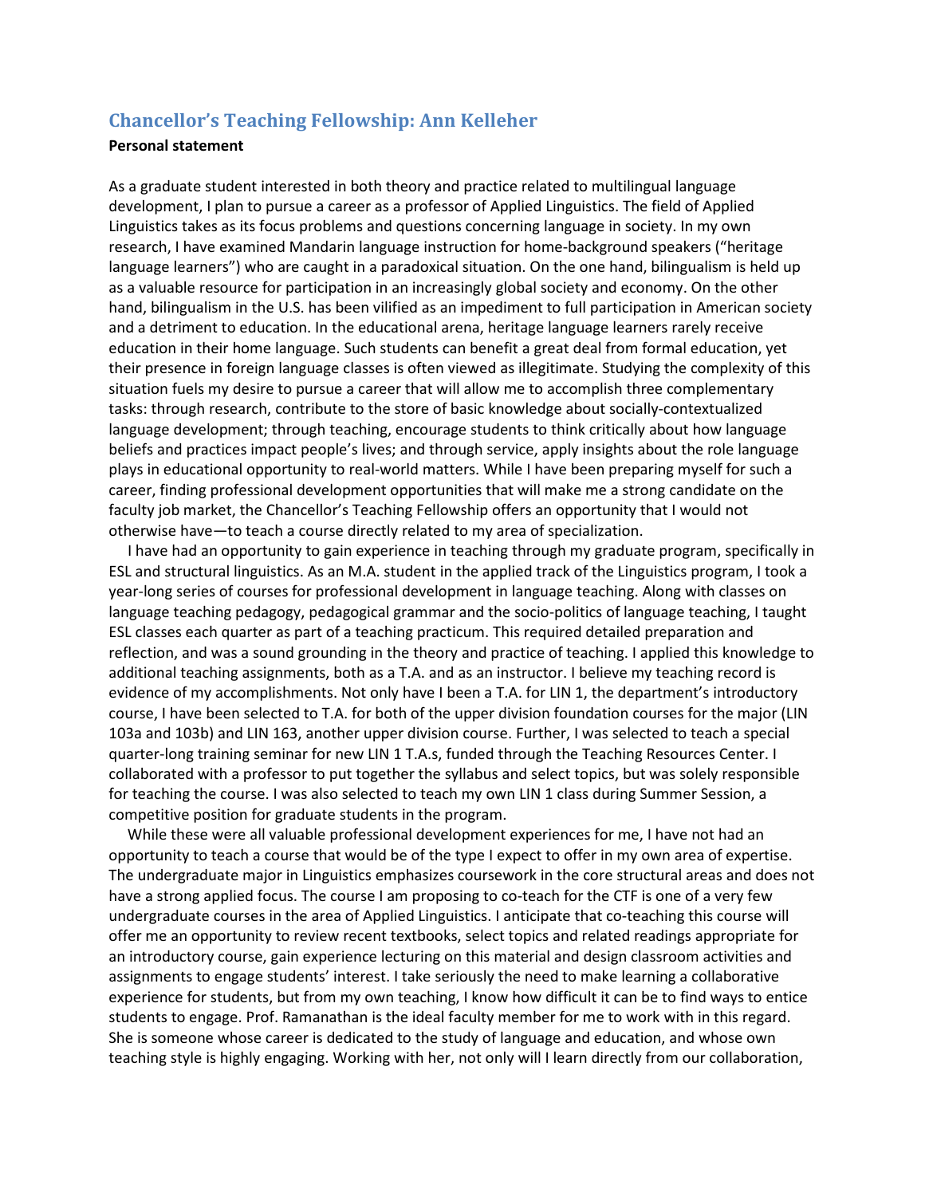## Chancellor's Teaching Fellowship: Ann Kelleher

**Personal statement**

As a graduate student interested in both theory and practice related to multilingual language development, I plan to pursue a career as a professor of Applied Linguistics. The field of Applied Linguistics takes as its focus problems and questions concerning language in society. In my own research, I have examined Mandarin language instruction for home-background speakers ("heritage language learners") who are caught in a paradoxical situation. On the one hand, bilingualism is held up as a valuable resource for participation in an increasingly global society and economy. On the other hand, bilingualism in the U.S. has been vilified as an impediment to full participation in American society and a detriment to education. In the educational arena, heritage language learners rarely receive education in their home language. Such students can benefit a great deal from formal education, yet their presence in foreign language classes is often viewed as illegitimate. Studying the complexity of this situation fuels my desire to pursue a career that will allow me to accomplish three complementary tasks: through research, contribute to the store of basic knowledge about socially-contextualized language development; through teaching, encourage students to think critically about how language beliefs and practices impact people's lives; and through service, apply insights about the role language plays in educational opportunity to real-world matters. While I have been preparing myself for such a career, finding professional development opportunities that will make me a strong candidate on the faculty job market, the Chancellor's Teaching Fellowship offers an opportunity that I would not otherwise have—to teach a course directly related to my area of specialization.

I have had an opportunity to gain experience in teaching through my graduate program, specifically in ESL and structural linguistics. As an M.A. student in the applied track of the Linguistics program, I took a year-long series of courses for professional development in language teaching. Along with classes on language teaching pedagogy, pedagogical grammar and the socio-politics of language teaching, I taught ESL classes each quarter as part of a teaching practicum. This required detailed preparation and reflection, and was a sound grounding in the theory and practice of teaching. I applied this knowledge to additional teaching assignments, both as a T.A. and as an instructor. I believe my teaching record is evidence of my accomplishments. Not only have I been a T.A. for LIN 1, the department's introductory course, I have been selected to T.A. for both of the upper division foundation courses for the major (LIN 103a and 103b) and LIN 163, another upper division course. Further, I was selected to teach a special quarter-long training seminar for new LIN 1 T.A.s, funded through the Teaching Resources Center. I collaborated with a professor to put together the syllabus and select topics, but was solely responsible for teaching the course. I was also selected to teach my own LIN 1 class during Summer Session, a competitive position for graduate students in the program.

While these were all valuable professional development experiences for me, I have not had an opportunity to teach a course that would be of the type I expect to offer in my own area of expertise. The undergraduate major in Linguistics emphasizes coursework in the core structural areas and does not have a strong applied focus. The course I am proposing to co-teach for the CTF is one of a very few undergraduate courses in the area of Applied Linguistics. I anticipate that co-teaching this course will offer me an opportunity to review recent textbooks, select topics and related readings appropriate for an introductory course, gain experience lecturing on this material and design classroom activities and assignments to engage students' interest. I take seriously the need to make learning a collaborative experience for students, but from my own teaching, I know how difficult it can be to find ways to entice students to engage. Prof. Ramanathan is the ideal faculty member for me to work with in this regard. She is someone whose career is dedicated to the study of language and education, and whose own teaching style is highly engaging. Working with her, not only will I learn directly from our collaboration,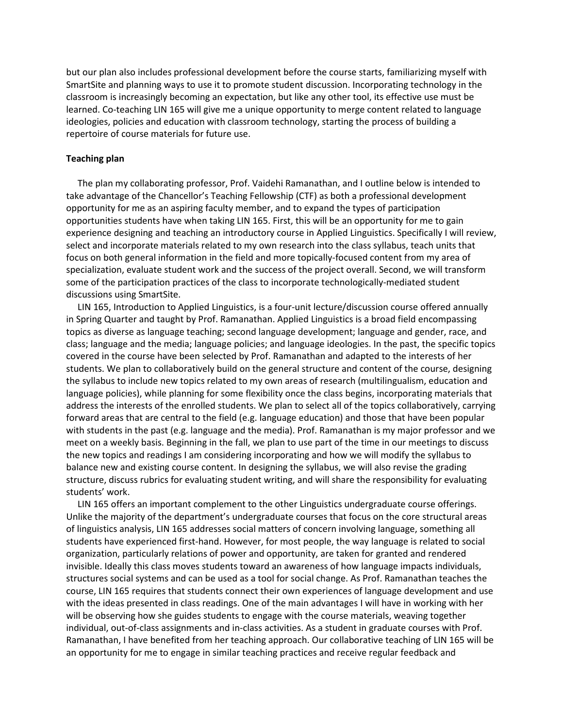but our plan also includes professional development before the course starts, familiarizing myself with SmartSite and planning ways to use it to promote student discussion. Incorporating technology in the classroom is increasingly becoming an expectation, but like any other tool, its effective use must be learned. Co-teaching LIN 165 will give me a unique opportunity to merge content related to language ideologies, policies and education with classroom technology, starting the process of building a repertoire of course materials for future use.

**Teaching plan**

The plan my collaborating professor, Prof. Vaidehi Ramanathan, and I outline below is intended to take advantage of the Chancellor's Teaching Fellowship (CTF) as both a professional development opportunity for me as an aspiring faculty member, and to expand the types of participation opportunities students have when taking LIN 165. First, this will be an opportunity for me to gain experience designing and teaching an introductory course in Applied Linguistics. Specifically I will review, select and incorporate materials related to my own research into the class syllabus, teach units that focus on both general information in the field and more topically-focused content from my area of specialization, evaluate student work and the success of the project overall. Second, we will transform some of the participation practices of the class to incorporate technologically-mediated student discussions using SmartSite.

LIN 165, Introduction to Applied Linguistics, is a four-unit lecture/discussion course offered annually in Spring Quarter and taught by Prof. Ramanathan. Applied Linguistics is a broad field encompassing topics as diverse as language teaching; second language development; language and gender, race, and class; language and the media; language policies; and language ideologies. In the past, the specific topics covered in the course have been selected by Prof. Ramanathan and adapted to the interests of her students. We plan to collaboratively build on the general structure and content of the course, designing the syllabus to include new topics related to my own areas of research (multilingualism, education and language policies), while planning for some flexibility once the class begins, incorporating materials that address the interests of the enrolled students. We plan to select all of the topics collaboratively, carrying forward areas that are central to the field (e.g. language education) and those that have been popular with students in the past (e.g. language and the media). Prof. Ramanathan is my major professor and we meet on a weekly basis. Beginning in the fall, we plan to use part of the time in our meetings to discuss the new topics and readings I am considering incorporating and how we will modify the syllabus to balance new and existing course content. In designing the syllabus, we will also revise the grading structure, discuss rubrics for evaluating student writing, and will share the responsibility for evaluating students' work.

LIN 165 offers an important complement to the other Linguistics undergraduate course offerings. Unlike the majority of the department's undergraduate courses that focus on the core structural areas of linguistics analysis, LIN 165 addresses social matters of concern involving language, something all students have experienced first-hand. However, for most people, the way language is related to social organization, particularly relations of power and opportunity, are taken for granted and rendered invisible. Ideally this class moves students toward an awareness of how language impacts individuals, structures social systems and can be used as a tool for social change. As Prof. Ramanathan teaches the course, LIN 165 requires that students connect their own experiences of language development and use with the ideas presented in class readings. One of the main advantages I will have in working with her will be observing how she guides students to engage with the course materials, weaving together individual, out-of-class assignments and in-class activities. As a student in graduate courses with Prof. Ramanathan, I have benefited from her teaching approach. Our collaborative teaching of LIN 165 will be an opportunity for me to engage in similar teaching practices and receive regular feedback and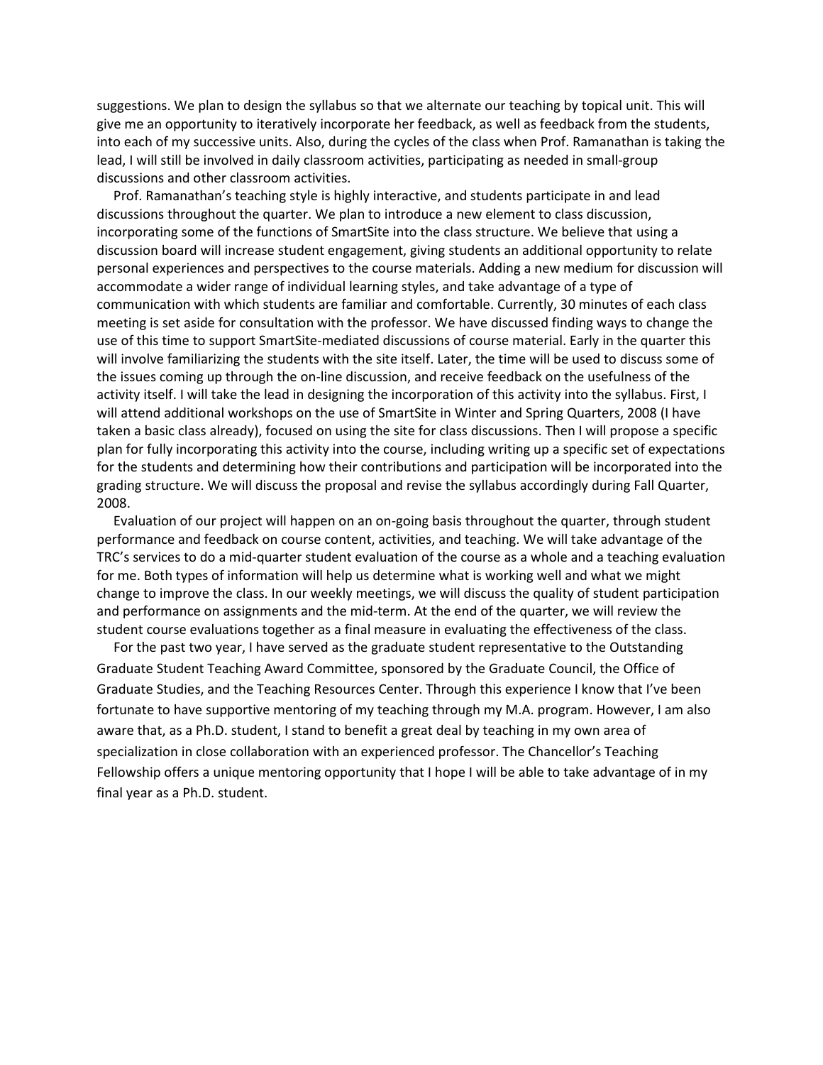suggestions. We plan to design the syllabus so that we alternate our teaching by topical unit. This will give me an opportunity to iteratively incorporate her feedback, as well as feedback from the students, into each of my successive units. Also, during the cycles of the class when Prof. Ramanathan is taking the lead, I will still be involved in daily classroom activities, participating as needed in small-group discussions and other classroom activities.

Prof. Ramanathan's teaching style is highly interactive, and students participate in and lead discussions throughout the quarter. We plan to introduce a new element to class discussion, incorporating some of the functions of SmartSite into the class structure. We believe that using a discussion board will increase student engagement, giving students an additional opportunity to relate personal experiences and perspectives to the course materials. Adding a new medium for discussion will accommodate a wider range of individual learning styles, and take advantage of a type of communication with which students are familiar and comfortable. Currently, 30 minutes of each class meeting is set aside for consultation with the professor. We have discussed finding ways to change the use of this time to support SmartSite-mediated discussions of course material. Early in the quarter this will involve familiarizing the students with the site itself. Later, the time will be used to discuss some of the issues coming up through the on-line discussion, and receive feedback on the usefulness of the activity itself. I will take the lead in designing the incorporation of this activity into the syllabus. First, I will attend additional workshops on the use of SmartSite in Winter and Spring Quarters, 2008 (I have taken a basic class already), focused on using the site for class discussions. Then I will propose a specific plan for fully incorporating this activity into the course, including writing up a specific set of expectations for the students and determining how their contributions and participation will be incorporated into the grading structure. We will discuss the proposal and revise the syllabus accordingly during Fall Quarter, 2008.

Evaluation of our project will happen on an on-going basis throughout the quarter, through student performance and feedback on course content, activities, and teaching. We will take advantage of the TRC's services to do a mid-quarter student evaluation of the course as a whole and a teaching evaluation for me. Both types of information will help us determine what is working well and what we might change to improve the class. In our weekly meetings, we will discuss the quality of student participation and performance on assignments and the mid-term. At the end of the quarter, we will review the student course evaluations together as a final measure in evaluating the effectiveness of the class.

For the past two year, I have served as the graduate student representative to the Outstanding Graduate Student Teaching Award Committee, sponsored by the Graduate Council, the Office of Graduate Studies, and the Teaching Resources Center. Through this experience I know that I've been fortunate to have supportive mentoring of my teaching through my M.A. program. However, I am also aware that, as a Ph.D. student, I stand to benefit a great deal by teaching in my own area of specialization in close collaboration with an experienced professor. The Chancellor's Teaching Fellowship offers a unique mentoring opportunity that I hope I will be able to take advantage of in my final year as a Ph.D. student.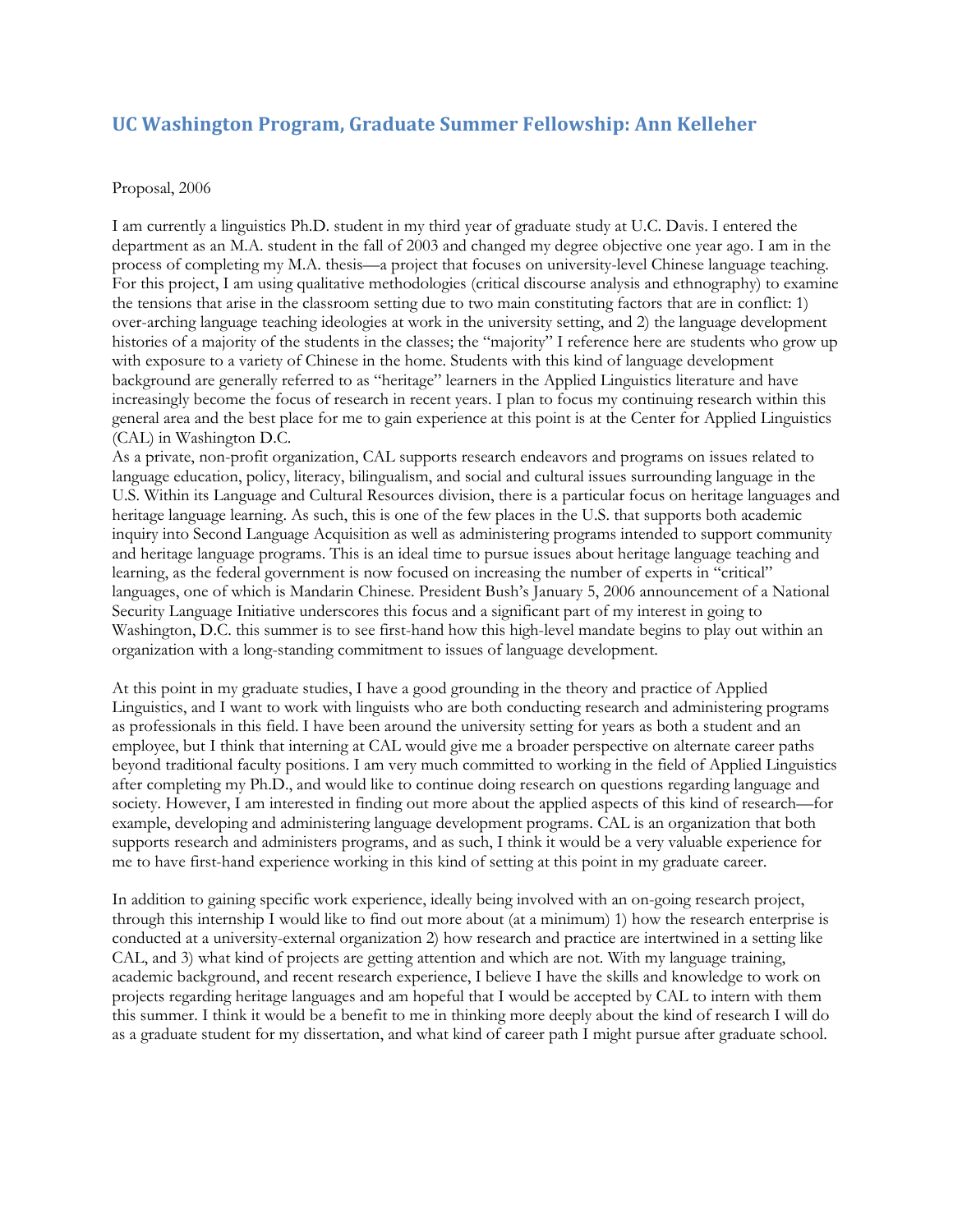## UC Washington Program, Graduate Summer Fellowship: Ann Kelleher

Proposal, 2006

I am currently a linguistics Ph.D. student in my third year of graduate study at U.C. Davis. I entered the department as an M.A. student in the fall of 2003 and changed my degree objective one year ago. I am in the process of completing my M.A. thesis—a project that focuses on university-level Chinese language teaching. For this project, I am using qualitative methodologies (critical discourse analysis and ethnography) to examine the tensions that arise in the classroom setting due to two main constituting factors that are in conflict: 1) over-arching language teaching ideologies at work in the university setting, and 2) the language development histories of a majority of the students in the classes; the "majority" I reference here are students who grow up with exposure to a variety of Chinese in the home. Students with this kind of language development background are generally referred to as "heritage" learners in the Applied Linguistics literature and have increasingly become the focus of research in recent years. I plan to focus my continuing research within this general area and the best place for me to gain experience at this point is at the Center for Applied Linguistics (CAL) in Washington D.C.

As a private, non-profit organization, CAL supports research endeavors and programs on issues related to language education, policy, literacy, bilingualism, and social and cultural issues surrounding language in the U.S. Within its Language and Cultural Resources division, there is a particular focus on heritage languages and heritage language learning. As such, this is one of the few places in the U.S. that supports both academic inquiry into Second Language Acquisition as well as administering programs intended to support community and heritage language programs. This is an ideal time to pursue issues about heritage language teaching and learning, as the federal government is now focused on increasing the number of experts in "critical" languages, one of which is Mandarin Chinese. President Bush's January 5, 2006 announcement of a National Security Language Initiative underscores this focus and a significant part of my interest in going to Washington, D.C. this summer is to see first-hand how this high-level mandate begins to play out within an organization with a long-standing commitment to issues of language development.

At this point in my graduate studies, I have a good grounding in the theory and practice of Applied Linguistics, and I want to work with linguists who are both conducting research and administering programs as professionals in this field. I have been around the university setting for years as both a student and an employee, but I think that interning at CAL would give me a broader perspective on alternate career paths beyond traditional faculty positions. I am very much committed to working in the field of Applied Linguistics after completing my Ph.D., and would like to continue doing research on questions regarding language and society. However, I am interested in finding out more about the applied aspects of this kind of research—for example, developing and administering language development programs. CAL is an organization that both supports research and administers programs, and as such, I think it would be a very valuable experience for me to have first-hand experience working in this kind of setting at this point in my graduate career.

In addition to gaining specific work experience, ideally being involved with an on-going research project, through this internship I would like to find out more about (at a minimum) 1) how the research enterprise is conducted at a university-external organization 2) how research and practice are intertwined in a setting like CAL, and 3) what kind of projects are getting attention and which are not. With my language training, academic background, and recent research experience, I believe I have the skills and knowledge to work on projects regarding heritage languages and am hopeful that I would be accepted by CAL to intern with them this summer. I think it would be a benefit to me in thinking more deeply about the kind of research I will do as a graduate student for my dissertation, and what kind of career path I might pursue after graduate school.